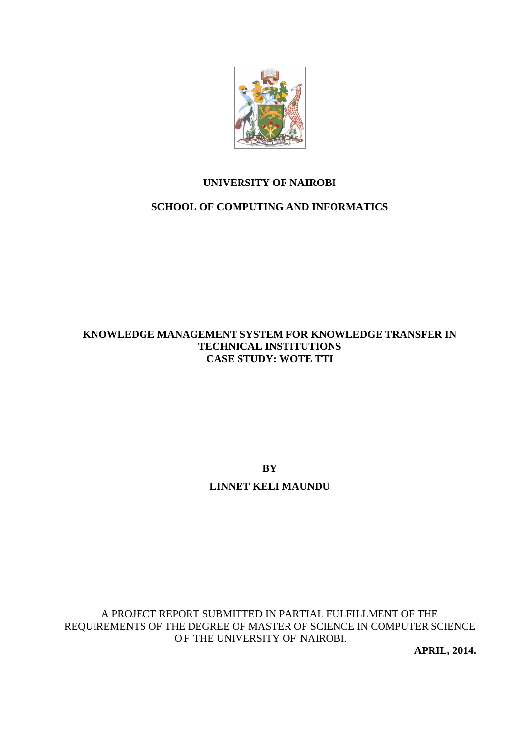**UNIVERSITY OF NAIROBI**

**SCHOOL OF COMPUTING AND INFORMATICS**

# KNOWLEDGE MANAGEMENT SYSTEM FOR KNOWLEDGE TRANSFER IN TECHNICAL INSTITUTIONS
## CASE STUDY: WOTE TTI

**BY**

**LINNET KELI MAUNDU**

A PROJECT REPORT SUBMITTED IN PARTIAL FULFILLMENT OF THE REQUIREMENTS OF THE DEGREE OF MASTER OF SCIENCE IN COMPUTER SCIENCE OF THE UNIVERSITY OF NAIROBI.

**APRIL, 2014.**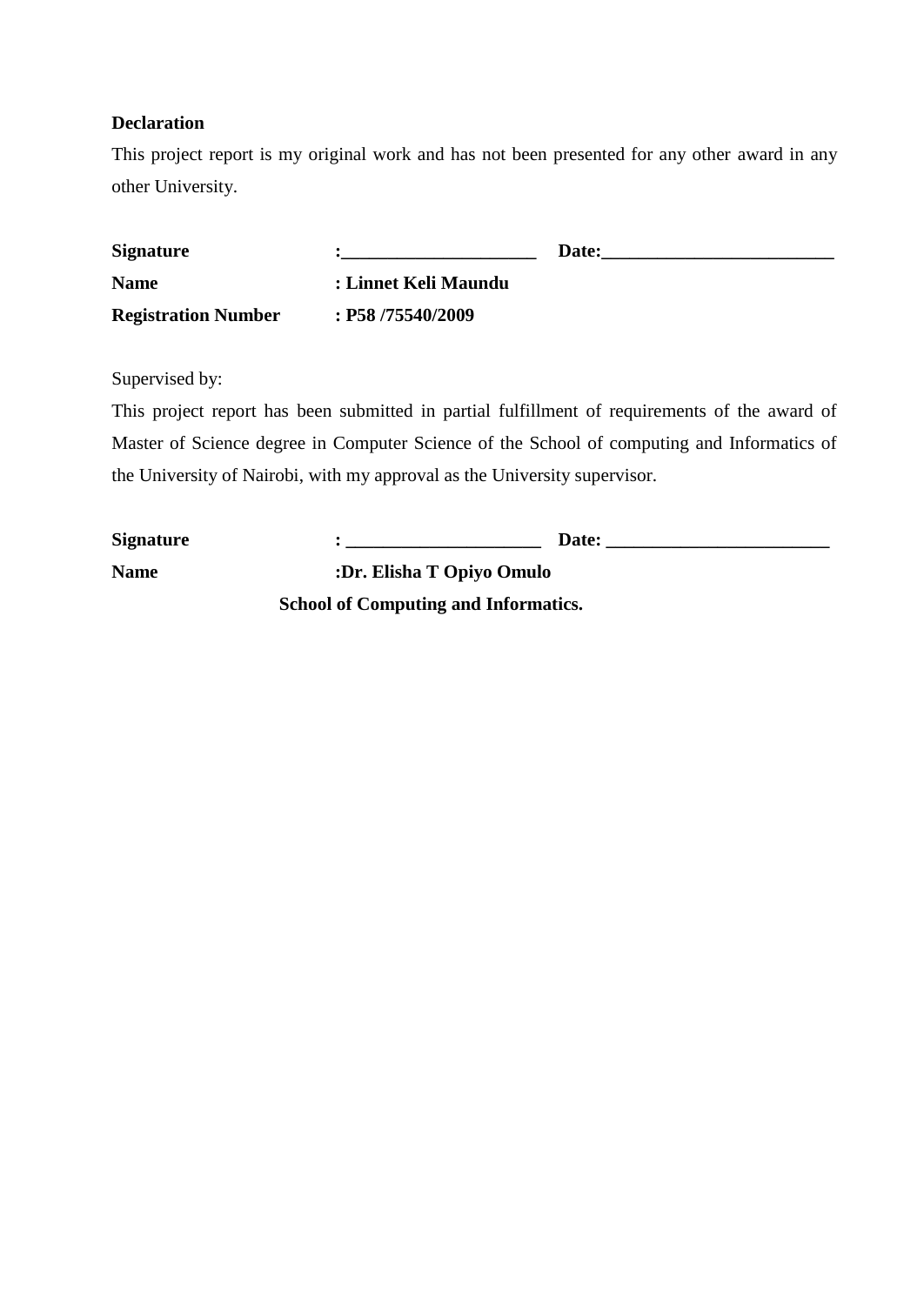**Declaration**

This project report is my original work and has not been presented for any other award in any other University.

**Signature** :_____________________ **Date:**_________________________

**Name** : **Linnet Keli Maundu**

**Registration Number** : **P58 /75540/2009**

Supervised by:

This project report has been submitted in partial fulfillment of requirements of the award of Master of Science degree in Computer Science of the School of computing and Informatics of the University of Nairobi, with my approval as the University supervisor.

**Signature** : _____________________ **Date:** ________________________

**Name** :**Dr. Elisha T Opiyo Omulo**

**School of Computing and Informatics.**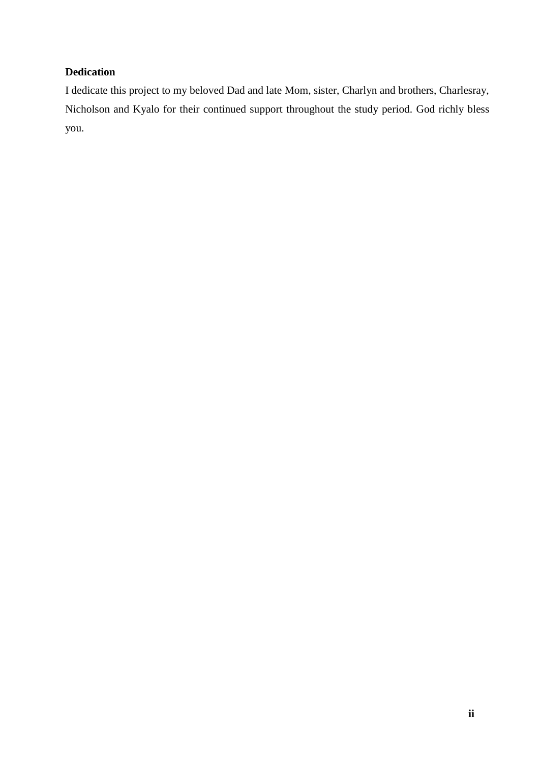## Dedication

I dedicate this project to my beloved Dad and late Mom, sister, Charlyn and brothers, Charlesray, Nicholson and Kyalo for their continued support throughout the study period. God richly bless you.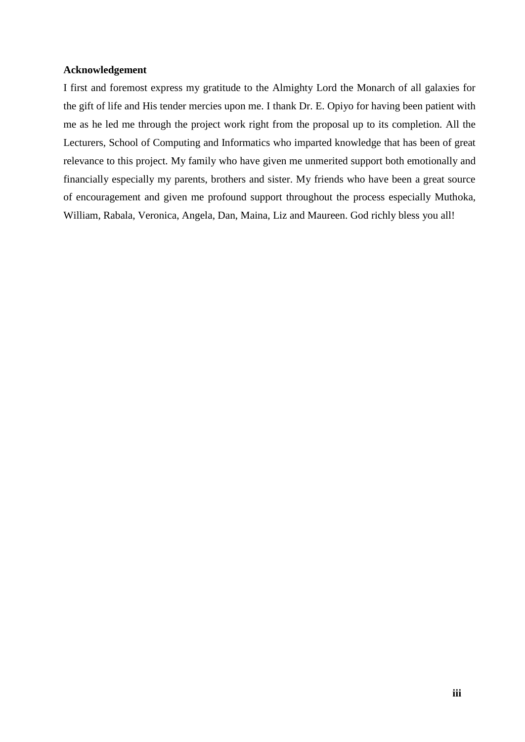**Acknowledgement**

I first and foremost express my gratitude to the Almighty Lord the Monarch of all galaxies for the gift of life and His tender mercies upon me. I thank Dr. E. Opiyo for having been patient with me as he led me through the project work right from the proposal up to its completion. All the Lecturers, School of Computing and Informatics who imparted knowledge that has been of great relevance to this project. My family who have given me unmerited support both emotionally and financially especially my parents, brothers and sister. My friends who have been a great source of encouragement and given me profound support throughout the process especially Muthoka, William, Rabala, Veronica, Angela, Dan, Maina, Liz and Maureen. God richly bless you all!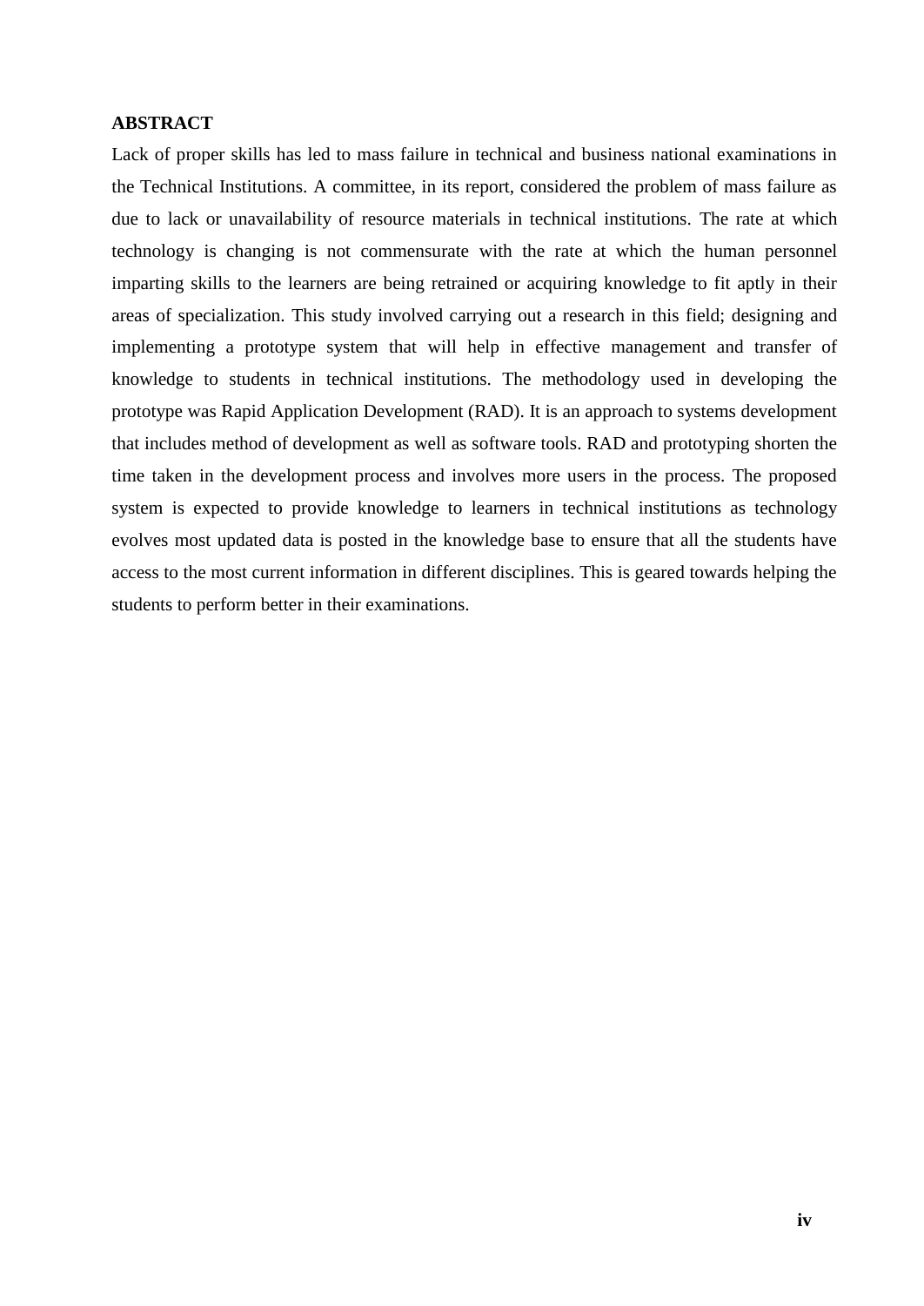# ABSTRACT

Lack of proper skills has led to mass failure in technical and business national examinations in the Technical Institutions. A committee, in its report, considered the problem of mass failure as due to lack or unavailability of resource materials in technical institutions. The rate at which technology is changing is not commensurate with the rate at which the human personnel imparting skills to the learners are being retrained or acquiring knowledge to fit aptly in their areas of specialization. This study involved carrying out a research in this field; designing and implementing a prototype system that will help in effective management and transfer of knowledge to students in technical institutions. The methodology used in developing the prototype was Rapid Application Development (RAD). It is an approach to systems development that includes method of development as well as software tools. RAD and prototyping shorten the time taken in the development process and involves more users in the process. The proposed system is expected to provide knowledge to learners in technical institutions as technology evolves most updated data is posted in the knowledge base to ensure that all the students have access to the most current information in different disciplines. This is geared towards helping the students to perform better in their examinations.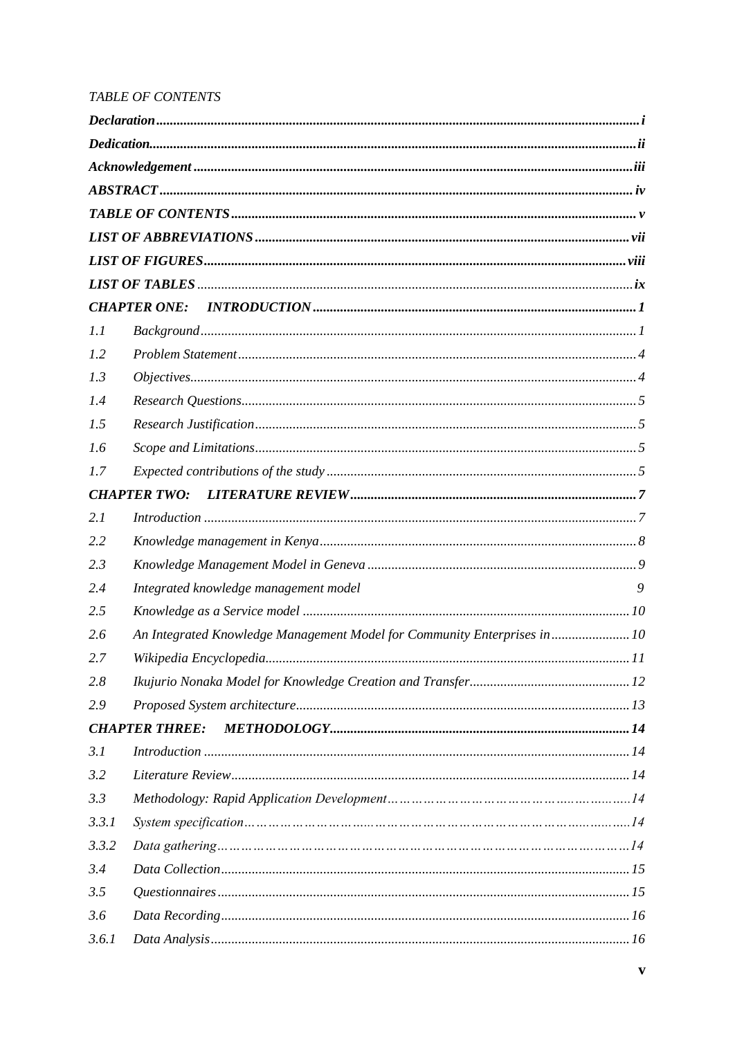*TABLE OF CONTENTS*

| | | |
|---|---|---|
| ***Declaration*** | | ***i*** |
| ***Dedication.*** | | ***ii*** |
| ***Acknowledgement*** | | ***iii*** |
| ***ABSTRACT*** | | ***iv*** |
| ***TABLE OF CONTENTS*** | | ***v*** |
| ***LIST OF ABBREVIATIONS*** | | ***vii*** |
| ***LIST OF FIGURES*** | | ***viii*** |
| ***LIST OF TABLES*** | | ***ix*** |
| ***CHAPTER ONE:*** | ***INTRODUCTION*** | ***1*** |
| *1.1* | *Background* | *1* |
| *1.2* | *Problem Statement* | *4* |
| *1.3* | *Objectives* | *4* |
| *1.4* | *Research Questions* | *5* |
| *1.5* | *Research Justification* | *5* |
| *1.6* | *Scope and Limitations* | *5* |
| *1.7* | *Expected contributions of the study* | *5* |
| ***CHAPTER TWO:*** | ***LITERATURE REVIEW*** | ***7*** |
| *2.1* | *Introduction* | *7* |
| *2.2* | *Knowledge management in Kenya* | *8* |
| *2.3* | *Knowledge Management Model in Geneva* | *9* |
| *2.4* | *Integrated knowledge management model* | *9* |
| *2.5* | *Knowledge as a Service model* | *10* |
| *2.6* | *An Integrated Knowledge Management Model for Community Enterprises in* | *10* |
| *2.7* | *Wikipedia Encyclopedia* | *11* |
| *2.8* | *Ikujurio Nonaka Model for Knowledge Creation and Transfer* | *12* |
| *2.9* | *Proposed System architecture* | *13* |
| ***CHAPTER THREE:*** | ***METHODOLOGY*** | ***14*** |
| *3.1* | *Introduction* | *14* |
| *3.2* | *Literature Review* | *14* |
| *3.3* | *Methodology: Rapid Application Development* | *14* |
| *3.3.1* | *System specification* | *14* |
| *3.3.2* | *Data gathering* | *14* |
| *3.4* | *Data Collection* | *15* |
| *3.5* | *Questionnaires* | *15* |
| *3.6* | *Data Recording* | *16* |
| *3.6.1* | *Data Analysis* | *16* |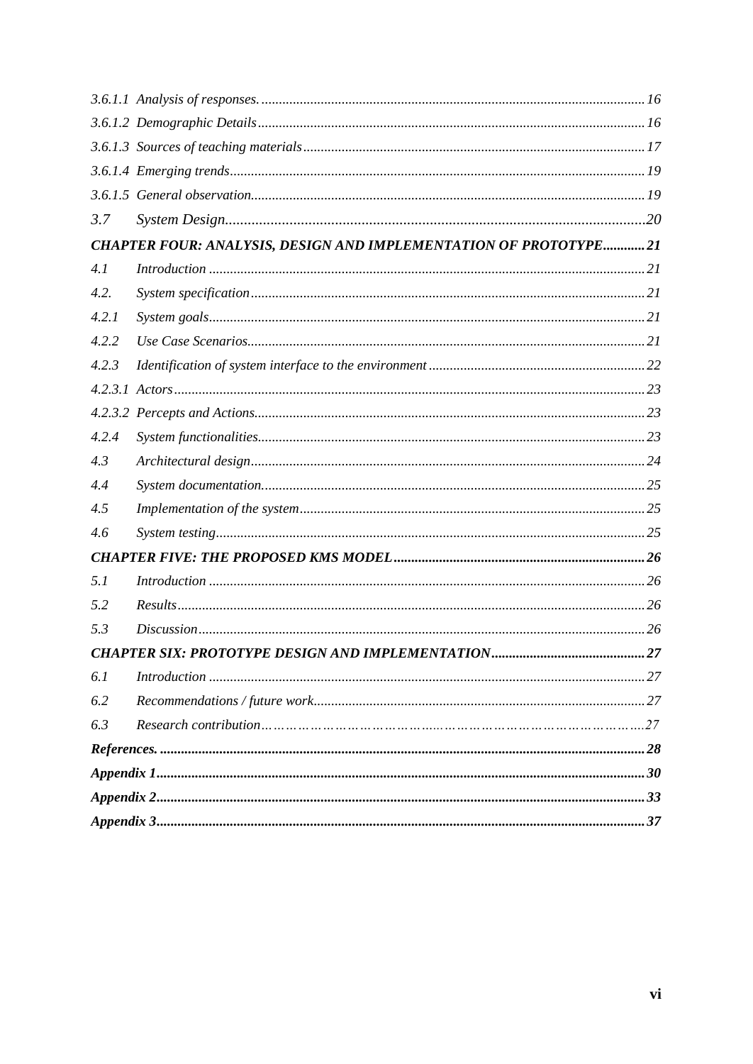*3.6.1.1 Analysis of responses.* .... 16

*3.6.1.2 Demographic Details* .... 16

*3.6.1.3 Sources of teaching materials* .... 17

*3.6.1.4 Emerging trends* .... 19

*3.6.1.5 General observation.* .... 19

*3.7 System Design* .... 20

***CHAPTER FOUR: ANALYSIS, DESIGN AND IMPLEMENTATION OF PROTOTYPE*** .... **21**

*4.1 Introduction* .... 21

*4.2. System specification* .... 21

*4.2.1 System goals* .... 21

*4.2.2 Use Case Scenarios* .... 21

*4.2.3 Identification of system interface to the environment* .... 22

*4.2.3.1 Actors* .... 23

*4.2.3.2 Percepts and Actions* .... 23

*4.2.4 System functionalities* .... 23

*4.3 Architectural design* .... 24

*4.4 System documentation.* .... 25

*4.5 Implementation of the system* .... 25

*4.6 System testing* .... 25

***CHAPTER FIVE: THE PROPOSED KMS MODEL*** .... **26**

*5.1 Introduction* .... 26

*5.2 Results* .... 26

*5.3 Discussion* .... 26

***CHAPTER SIX: PROTOTYPE DESIGN AND IMPLEMENTATION*** .... **27**

*6.1 Introduction* .... 27

*6.2 Recommendations / future work* .... 27

*6.3 Research contribution* .... 27

***References.*** .... **28**

***Appendix 1*** .... **30**

***Appendix 2*** .... **33**

***Appendix 3*** .... **37**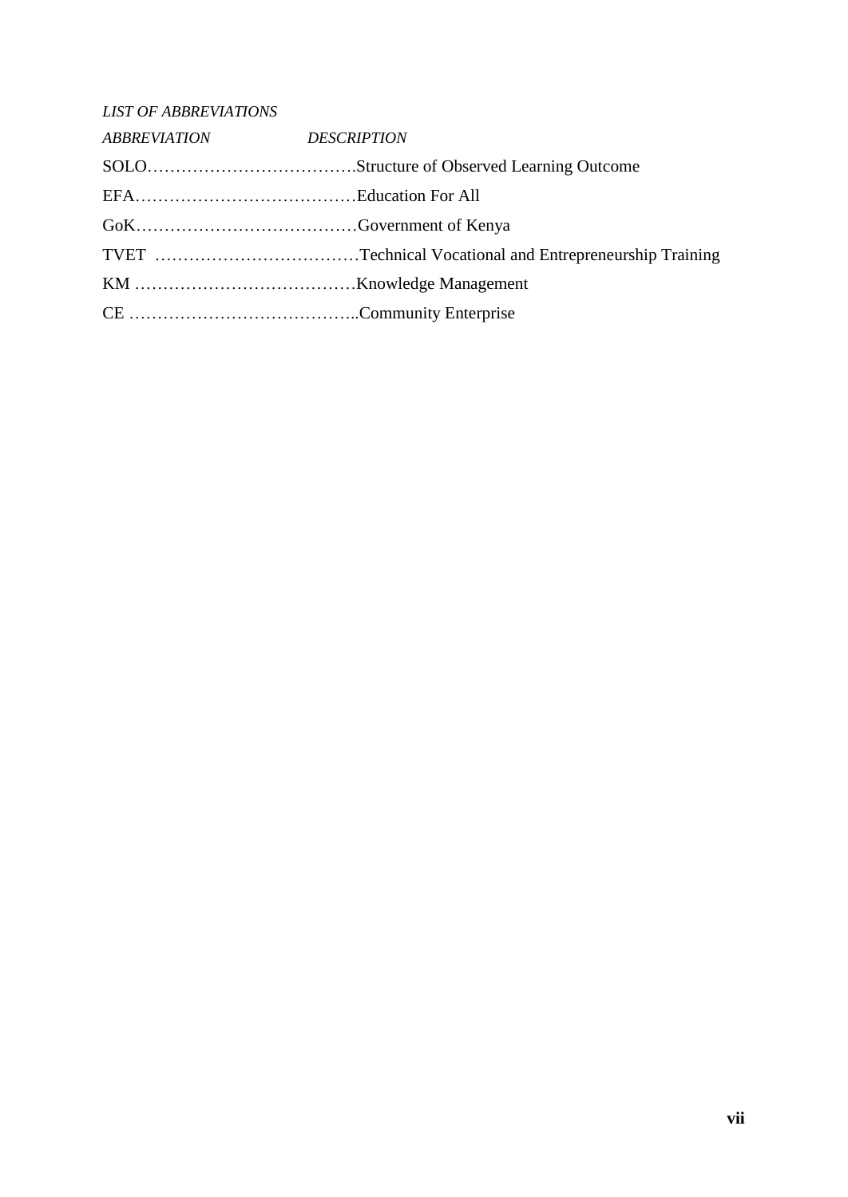*LIST OF ABBREVIATIONS*

*ABBREVIATION* *DESCRIPTION*

SOLO……………………………….Structure of Observed Learning Outcome

EFA…………………………………Education For All

GoK…………………………………Government of Kenya

TVET ………………………………Technical Vocational and Entrepreneurship Training

KM …………………………………Knowledge Management

CE …………………………………..Community Enterprise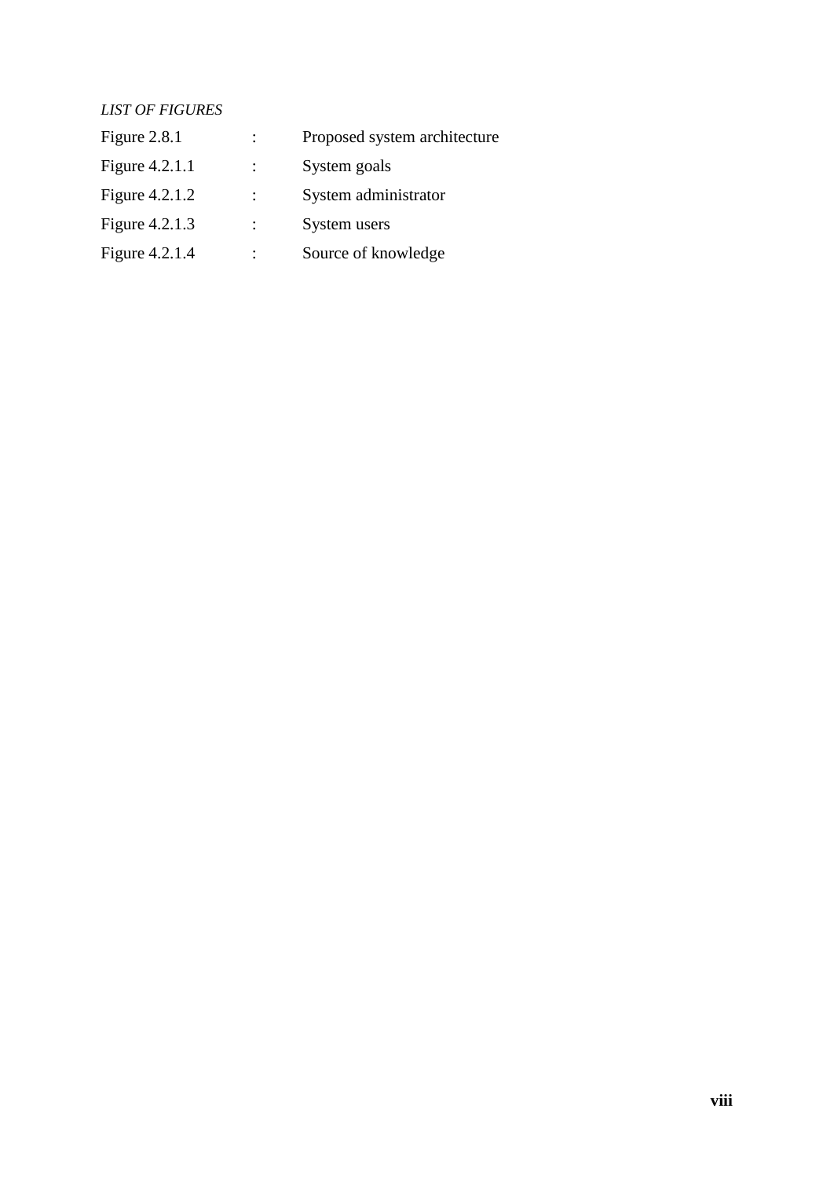*LIST OF FIGURES*

| | | |
|---|---|---|
| Figure 2.8.1 | : | Proposed system architecture |
| Figure 4.2.1.1 | : | System goals |
| Figure 4.2.1.2 | : | System administrator |
| Figure 4.2.1.3 | : | System users |
| Figure 4.2.1.4 | : | Source of knowledge |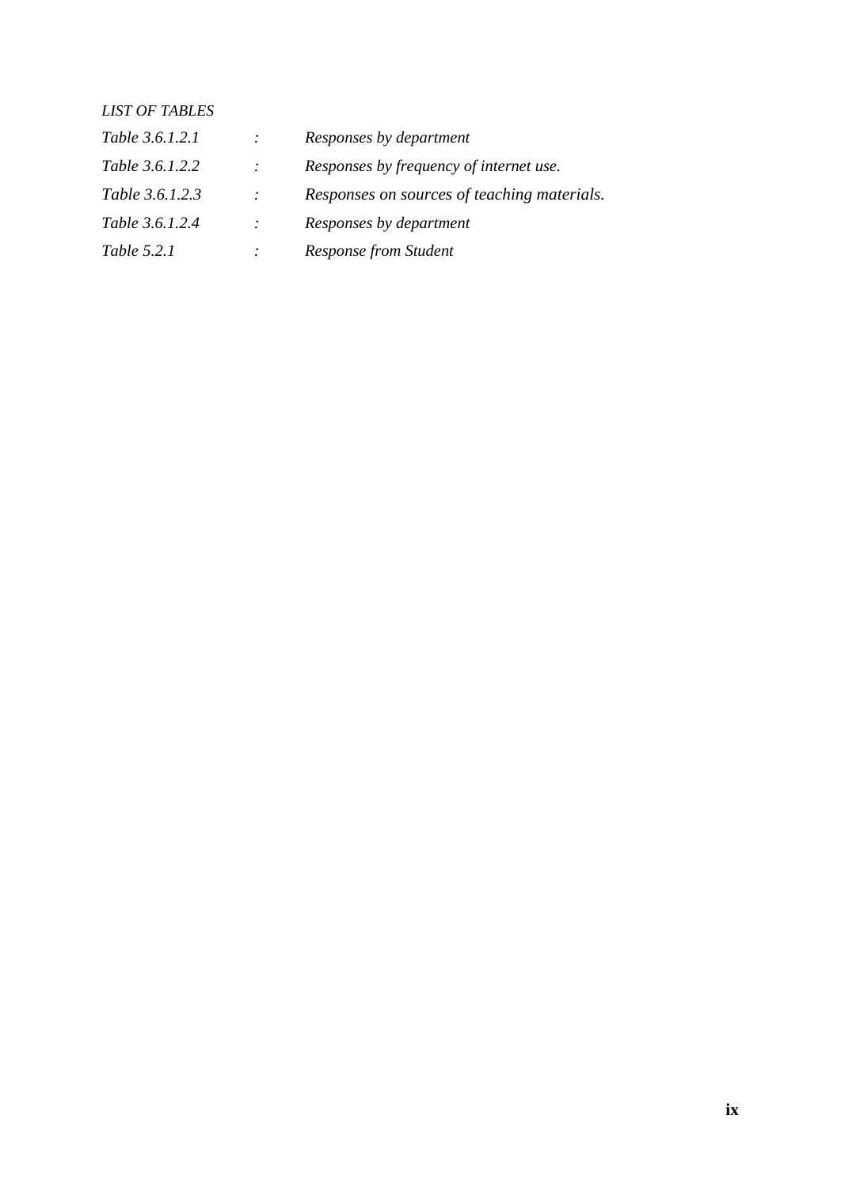*LIST OF TABLES*

*Table 3.6.1.2.1 : Responses by department*

*Table 3.6.1.2.2 : Responses by frequency of internet use.*

*Table 3.6.1.2.3 : Responses on sources of teaching materials.*

*Table 3.6.1.2.4 : Responses by department*

*Table 5.2.1 : Response from Student*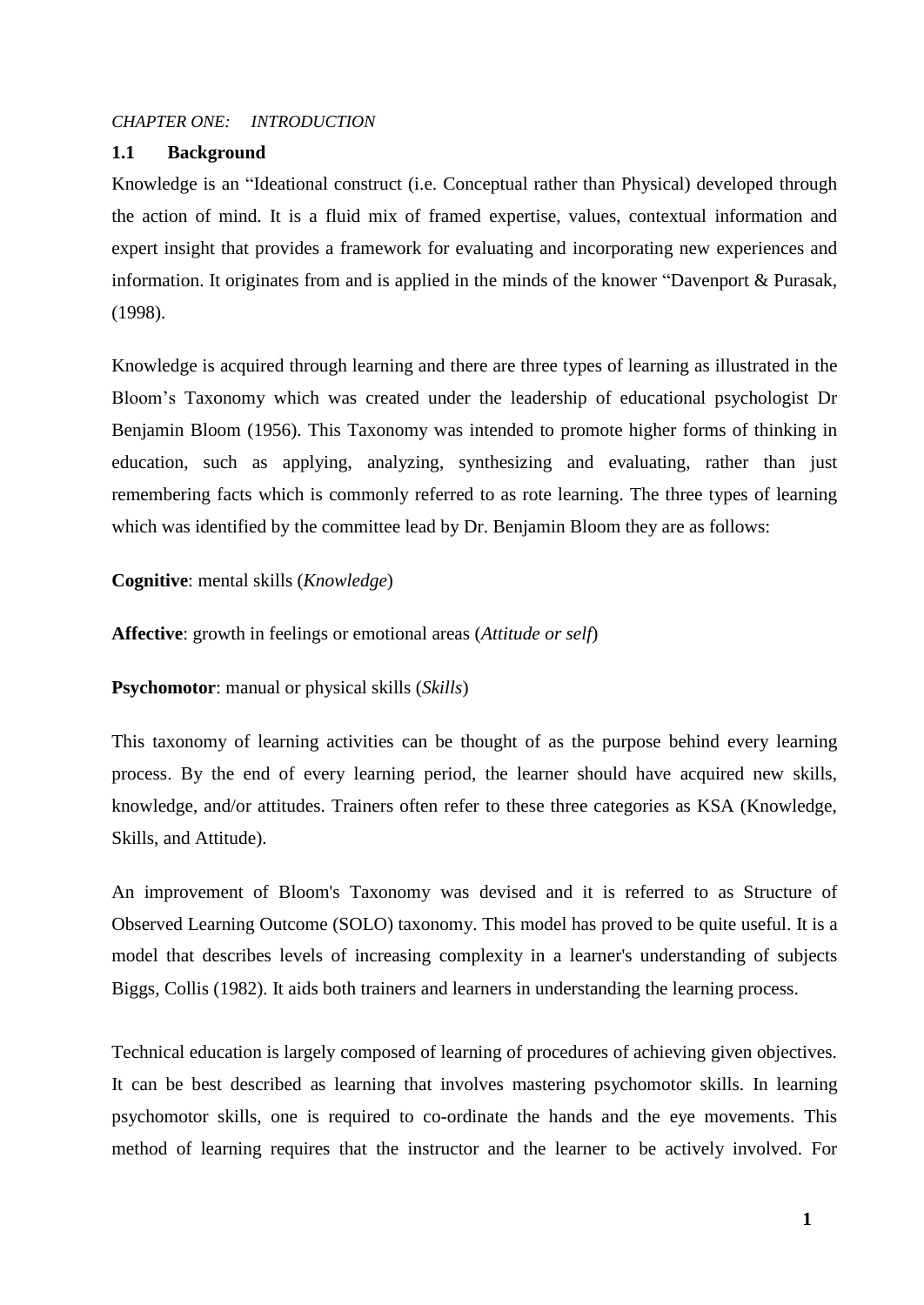*CHAPTER ONE: INTRODUCTION*

## 1.1 Background

Knowledge is an "Ideational construct (i.e. Conceptual rather than Physical) developed through the action of mind. It is a fluid mix of framed expertise, values, contextual information and expert insight that provides a framework for evaluating and incorporating new experiences and information. It originates from and is applied in the minds of the knower "Davenport & Purasak, (1998).

Knowledge is acquired through learning and there are three types of learning as illustrated in the Bloom's Taxonomy which was created under the leadership of educational psychologist Dr Benjamin Bloom (1956). This Taxonomy was intended to promote higher forms of thinking in education, such as applying, analyzing, synthesizing and evaluating, rather than just remembering facts which is commonly referred to as rote learning. The three types of learning which was identified by the committee lead by Dr. Benjamin Bloom they are as follows:

**Cognitive**: mental skills (*Knowledge*)

**Affective**: growth in feelings or emotional areas (*Attitude or self*)

**Psychomotor**: manual or physical skills (*Skills*)

This taxonomy of learning activities can be thought of as the purpose behind every learning process. By the end of every learning period, the learner should have acquired new skills, knowledge, and/or attitudes. Trainers often refer to these three categories as KSA (Knowledge, Skills, and Attitude).

An improvement of Bloom's Taxonomy was devised and it is referred to as Structure of Observed Learning Outcome (SOLO) taxonomy. This model has proved to be quite useful. It is a model that describes levels of increasing complexity in a learner's understanding of subjects Biggs, Collis (1982). It aids both trainers and learners in understanding the learning process.

Technical education is largely composed of learning of procedures of achieving given objectives. It can be best described as learning that involves mastering psychomotor skills. In learning psychomotor skills, one is required to co-ordinate the hands and the eye movements. This method of learning requires that the instructor and the learner to be actively involved. For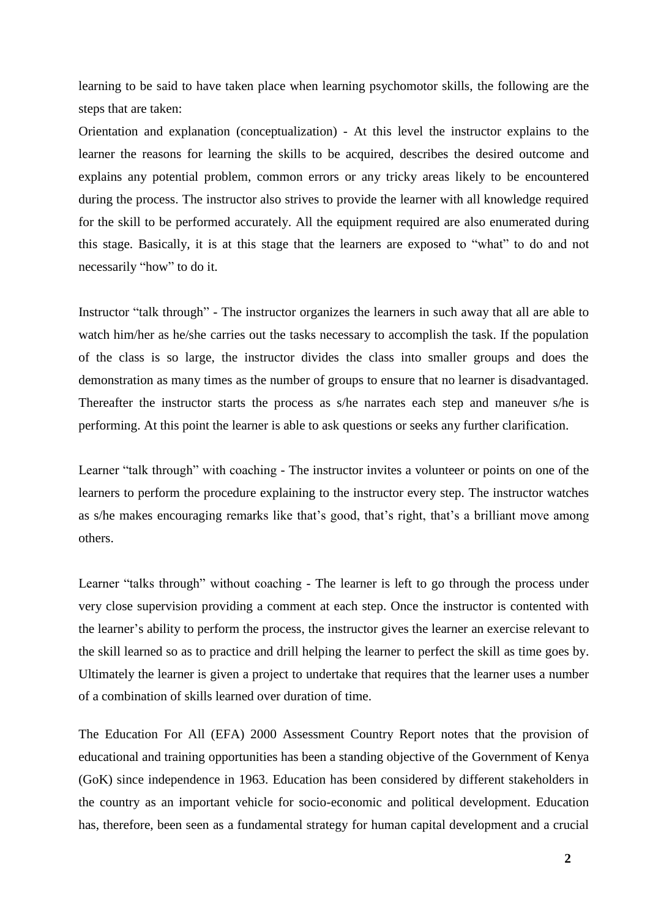learning to be said to have taken place when learning psychomotor skills, the following are the steps that are taken:

Orientation and explanation (conceptualization) - At this level the instructor explains to the learner the reasons for learning the skills to be acquired, describes the desired outcome and explains any potential problem, common errors or any tricky areas likely to be encountered during the process. The instructor also strives to provide the learner with all knowledge required for the skill to be performed accurately. All the equipment required are also enumerated during this stage. Basically, it is at this stage that the learners are exposed to "what" to do and not necessarily "how" to do it.

Instructor "talk through" - The instructor organizes the learners in such away that all are able to watch him/her as he/she carries out the tasks necessary to accomplish the task. If the population of the class is so large, the instructor divides the class into smaller groups and does the demonstration as many times as the number of groups to ensure that no learner is disadvantaged. Thereafter the instructor starts the process as s/he narrates each step and maneuver s/he is performing. At this point the learner is able to ask questions or seeks any further clarification.

Learner "talk through" with coaching - The instructor invites a volunteer or points on one of the learners to perform the procedure explaining to the instructor every step. The instructor watches as s/he makes encouraging remarks like that's good, that's right, that's a brilliant move among others.

Learner "talks through" without coaching - The learner is left to go through the process under very close supervision providing a comment at each step. Once the instructor is contented with the learner's ability to perform the process, the instructor gives the learner an exercise relevant to the skill learned so as to practice and drill helping the learner to perfect the skill as time goes by. Ultimately the learner is given a project to undertake that requires that the learner uses a number of a combination of skills learned over duration of time.

The Education For All (EFA) 2000 Assessment Country Report notes that the provision of educational and training opportunities has been a standing objective of the Government of Kenya (GoK) since independence in 1963. Education has been considered by different stakeholders in the country as an important vehicle for socio-economic and political development. Education has, therefore, been seen as a fundamental strategy for human capital development and a crucial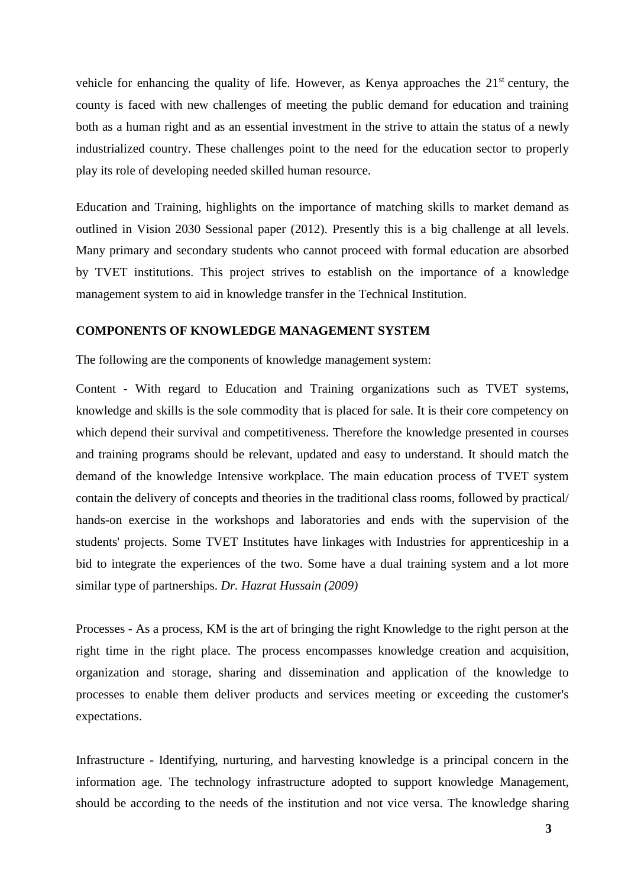vehicle for enhancing the quality of life. However, as Kenya approaches the 21st century, the county is faced with new challenges of meeting the public demand for education and training both as a human right and as an essential investment in the strive to attain the status of a newly industrialized country. These challenges point to the need for the education sector to properly play its role of developing needed skilled human resource.

Education and Training, highlights on the importance of matching skills to market demand as outlined in Vision 2030 Sessional paper (2012). Presently this is a big challenge at all levels. Many primary and secondary students who cannot proceed with formal education are absorbed by TVET institutions. This project strives to establish on the importance of a knowledge management system to aid in knowledge transfer in the Technical Institution.

**COMPONENTS OF KNOWLEDGE MANAGEMENT SYSTEM**

The following are the components of knowledge management system:

Content - With regard to Education and Training organizations such as TVET systems, knowledge and skills is the sole commodity that is placed for sale. It is their core competency on which depend their survival and competitiveness. Therefore the knowledge presented in courses and training programs should be relevant, updated and easy to understand. It should match the demand of the knowledge Intensive workplace. The main education process of TVET system contain the delivery of concepts and theories in the traditional class rooms, followed by practical/ hands-on exercise in the workshops and laboratories and ends with the supervision of the students' projects. Some TVET Institutes have linkages with Industries for apprenticeship in a bid to integrate the experiences of the two. Some have a dual training system and a lot more similar type of partnerships. *Dr. Hazrat Hussain (2009)*

Processes - As a process, KM is the art of bringing the right Knowledge to the right person at the right time in the right place. The process encompasses knowledge creation and acquisition, organization and storage, sharing and dissemination and application of the knowledge to processes to enable them deliver products and services meeting or exceeding the customer's expectations.

Infrastructure - Identifying, nurturing, and harvesting knowledge is a principal concern in the information age. The technology infrastructure adopted to support knowledge Management, should be according to the needs of the institution and not vice versa. The knowledge sharing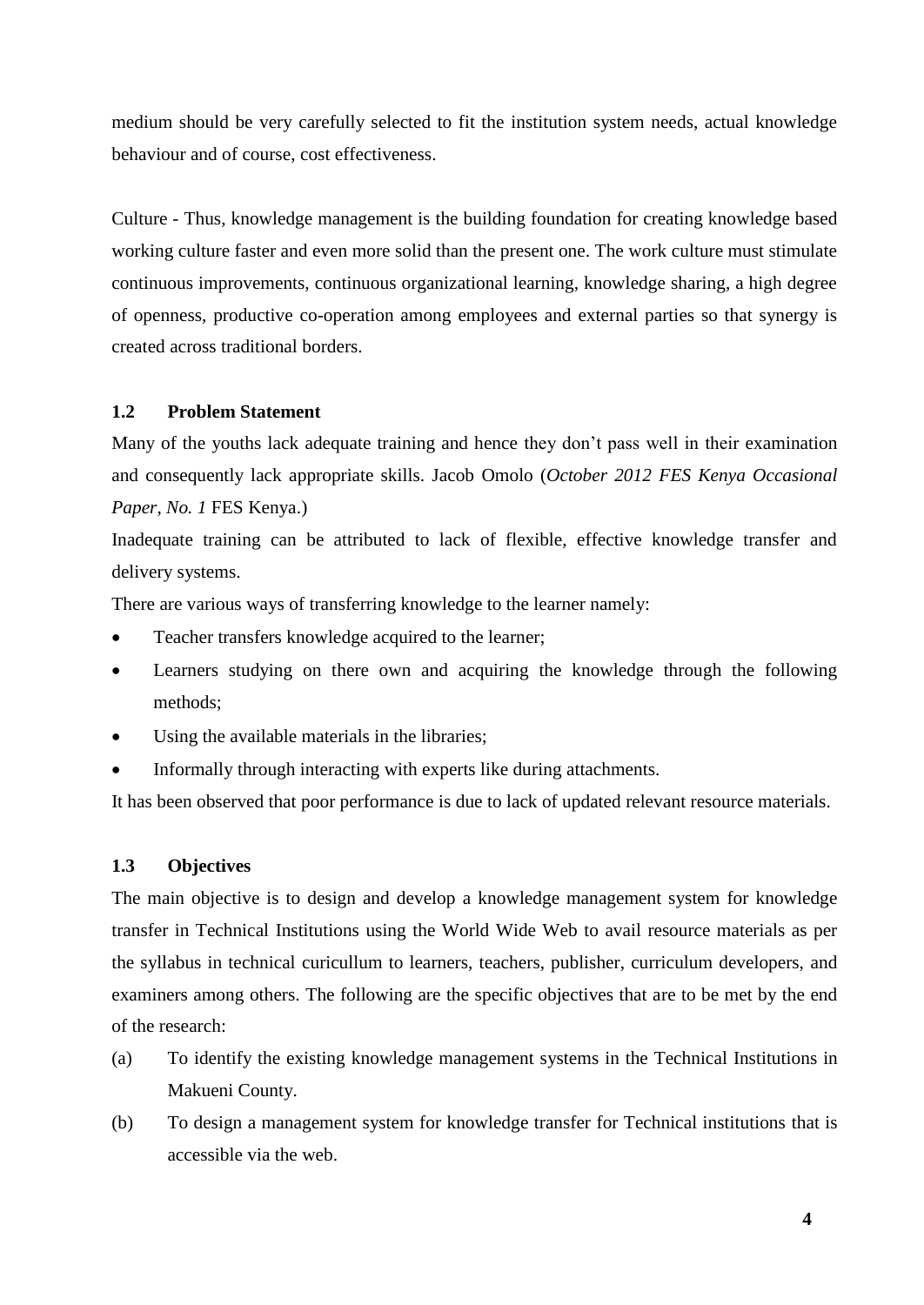medium should be very carefully selected to fit the institution system needs, actual knowledge behaviour and of course, cost effectiveness.

Culture - Thus, knowledge management is the building foundation for creating knowledge based working culture faster and even more solid than the present one. The work culture must stimulate continuous improvements, continuous organizational learning, knowledge sharing, a high degree of openness, productive co-operation among employees and external parties so that synergy is created across traditional borders.

### 1.2 Problem Statement

Many of the youths lack adequate training and hence they don't pass well in their examination and consequently lack appropriate skills. Jacob Omolo (*October 2012 FES Kenya Occasional Paper, No. 1* FES Kenya.)

Inadequate training can be attributed to lack of flexible, effective knowledge transfer and delivery systems.

There are various ways of transferring knowledge to the learner namely:

- Teacher transfers knowledge acquired to the learner;
- Learners studying on there own and acquiring the knowledge through the following methods;
- Using the available materials in the libraries;
- Informally through interacting with experts like during attachments.

It has been observed that poor performance is due to lack of updated relevant resource materials.

### 1.3 Objectives

The main objective is to design and develop a knowledge management system for knowledge transfer in Technical Institutions using the World Wide Web to avail resource materials as per the syllabus in technical curicullum to learners, teachers, publisher, curriculum developers, and examiners among others. The following are the specific objectives that are to be met by the end of the research:

(a) To identify the existing knowledge management systems in the Technical Institutions in Makueni County.

(b) To design a management system for knowledge transfer for Technical institutions that is accessible via the web.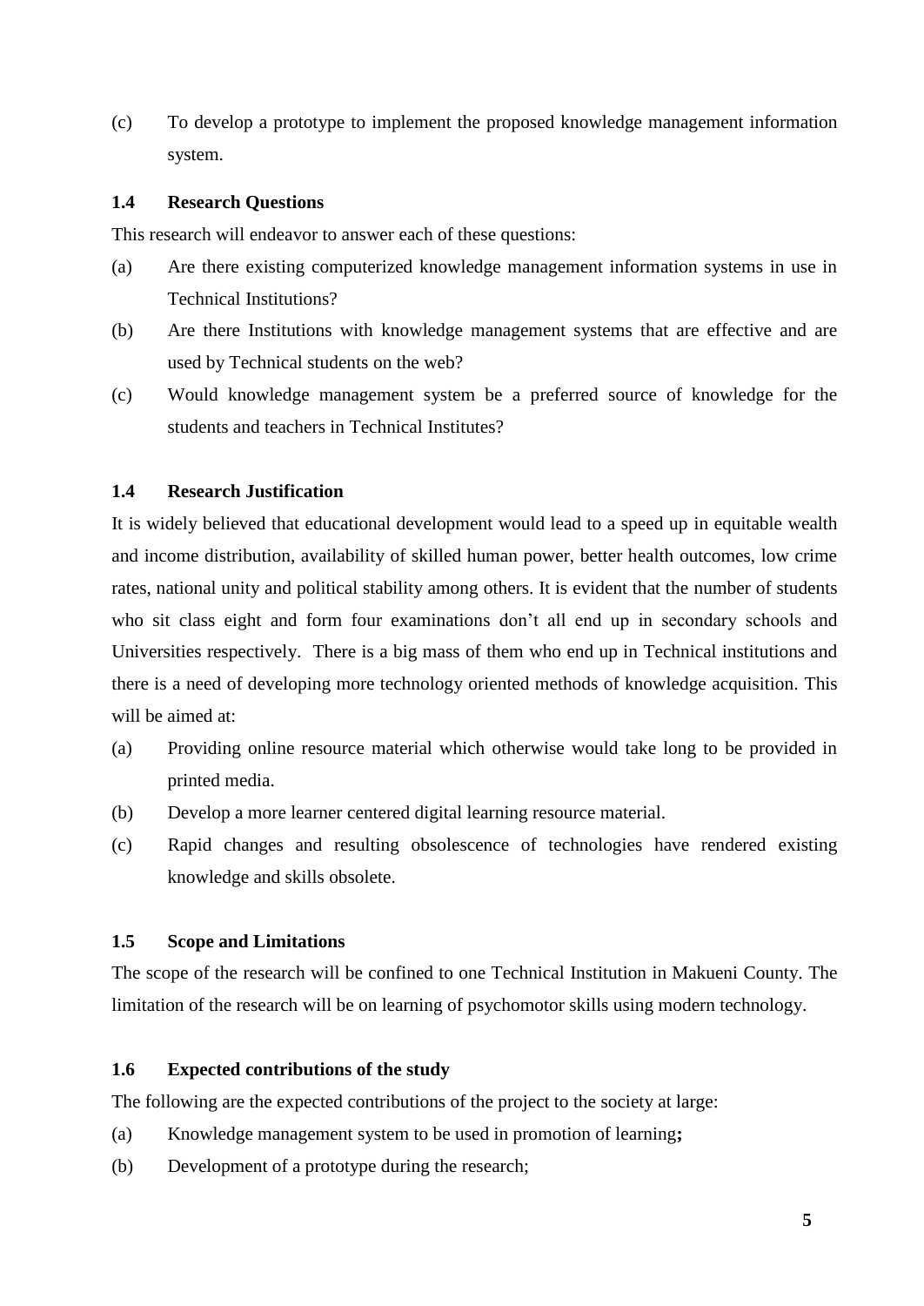(c) To develop a prototype to implement the proposed knowledge management information system.

### 1.4 Research Questions

This research will endeavor to answer each of these questions:

(a) Are there existing computerized knowledge management information systems in use in Technical Institutions?

(b) Are there Institutions with knowledge management systems that are effective and are used by Technical students on the web?

(c) Would knowledge management system be a preferred source of knowledge for the students and teachers in Technical Institutes?

### 1.4 Research Justification

It is widely believed that educational development would lead to a speed up in equitable wealth and income distribution, availability of skilled human power, better health outcomes, low crime rates, national unity and political stability among others. It is evident that the number of students who sit class eight and form four examinations don't all end up in secondary schools and Universities respectively. There is a big mass of them who end up in Technical institutions and there is a need of developing more technology oriented methods of knowledge acquisition. This will be aimed at:

(a) Providing online resource material which otherwise would take long to be provided in printed media.

(b) Develop a more learner centered digital learning resource material.

(c) Rapid changes and resulting obsolescence of technologies have rendered existing knowledge and skills obsolete.

### 1.5 Scope and Limitations

The scope of the research will be confined to one Technical Institution in Makueni County. The limitation of the research will be on learning of psychomotor skills using modern technology.

### 1.6 Expected contributions of the study

The following are the expected contributions of the project to the society at large:

(a) Knowledge management system to be used in promotion of learning**;**

(b) Development of a prototype during the research;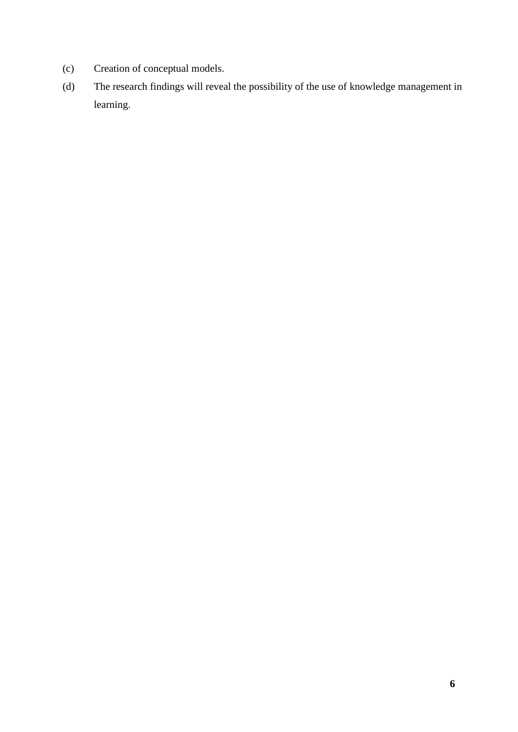(c) Creation of conceptual models.

(d) The research findings will reveal the possibility of the use of knowledge management in learning.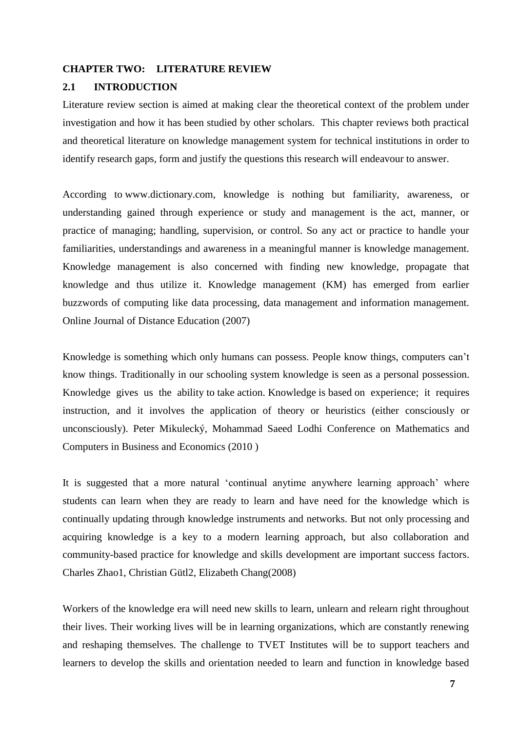# CHAPTER TWO: LITERATURE REVIEW

## 2.1 INTRODUCTION

Literature review section is aimed at making clear the theoretical context of the problem under investigation and how it has been studied by other scholars. This chapter reviews both practical and theoretical literature on knowledge management system for technical institutions in order to identify research gaps, form and justify the questions this research will endeavour to answer.

According to www.dictionary.com, knowledge is nothing but familiarity, awareness, or understanding gained through experience or study and management is the act, manner, or practice of managing; handling, supervision, or control. So any act or practice to handle your familiarities, understandings and awareness in a meaningful manner is knowledge management. Knowledge management is also concerned with finding new knowledge, propagate that knowledge and thus utilize it. Knowledge management (KM) has emerged from earlier buzzwords of computing like data processing, data management and information management. Online Journal of Distance Education (2007)

Knowledge is something which only humans can possess. People know things, computers can't know things. Traditionally in our schooling system knowledge is seen as a personal possession. Knowledge gives us the ability to take action. Knowledge is based on experience; it requires instruction, and it involves the application of theory or heuristics (either consciously or unconsciously). Peter Mikulecký, Mohammad Saeed Lodhi Conference on Mathematics and Computers in Business and Economics (2010 )

It is suggested that a more natural 'continual anytime anywhere learning approach' where students can learn when they are ready to learn and have need for the knowledge which is continually updating through knowledge instruments and networks. But not only processing and acquiring knowledge is a key to a modern learning approach, but also collaboration and community-based practice for knowledge and skills development are important success factors. Charles Zhao1, Christian Gütl2, Elizabeth Chang(2008)

Workers of the knowledge era will need new skills to learn, unlearn and relearn right throughout their lives. Their working lives will be in learning organizations, which are constantly renewing and reshaping themselves. The challenge to TVET Institutes will be to support teachers and learners to develop the skills and orientation needed to learn and function in knowledge based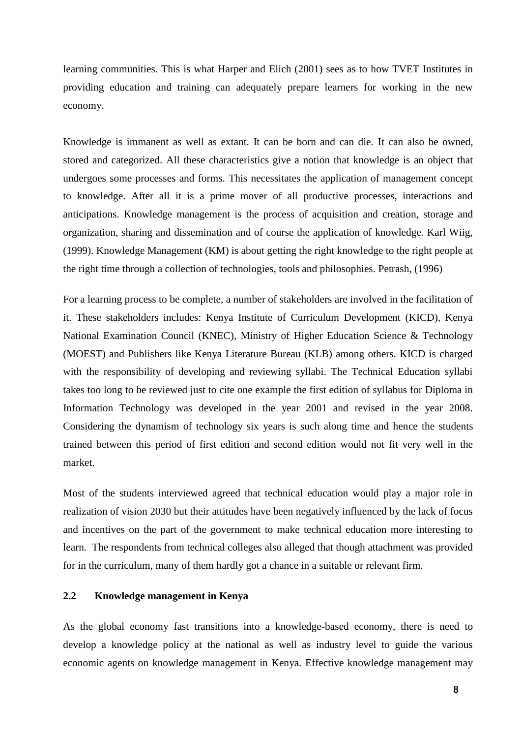learning communities. This is what Harper and Elich (2001) sees as to how TVET Institutes in providing education and training can adequately prepare learners for working in the new economy.

Knowledge is immanent as well as extant. It can be born and can die. It can also be owned, stored and categorized. All these characteristics give a notion that knowledge is an object that undergoes some processes and forms. This necessitates the application of management concept to knowledge. After all it is a prime mover of all productive processes, interactions and anticipations. Knowledge management is the process of acquisition and creation, storage and organization, sharing and dissemination and of course the application of knowledge. Karl Wiig, (1999). Knowledge Management (KM) is about getting the right knowledge to the right people at the right time through a collection of technologies, tools and philosophies. Petrash, (1996)

For a learning process to be complete, a number of stakeholders are involved in the facilitation of it. These stakeholders includes: Kenya Institute of Curriculum Development (KICD), Kenya National Examination Council (KNEC), Ministry of Higher Education Science & Technology (MOEST) and Publishers like Kenya Literature Bureau (KLB) among others. KICD is charged with the responsibility of developing and reviewing syllabi. The Technical Education syllabi takes too long to be reviewed just to cite one example the first edition of syllabus for Diploma in Information Technology was developed in the year 2001 and revised in the year 2008. Considering the dynamism of technology six years is such along time and hence the students trained between this period of first edition and second edition would not fit very well in the market.

Most of the students interviewed agreed that technical education would play a major role in realization of vision 2030 but their attitudes have been negatively influenced by the lack of focus and incentives on the part of the government to make technical education more interesting to learn. The respondents from technical colleges also alleged that though attachment was provided for in the curriculum, many of them hardly got a chance in a suitable or relevant firm.

## 2.2 Knowledge management in Kenya

As the global economy fast transitions into a knowledge-based economy, there is need to develop a knowledge policy at the national as well as industry level to guide the various economic agents on knowledge management in Kenya. Effective knowledge management may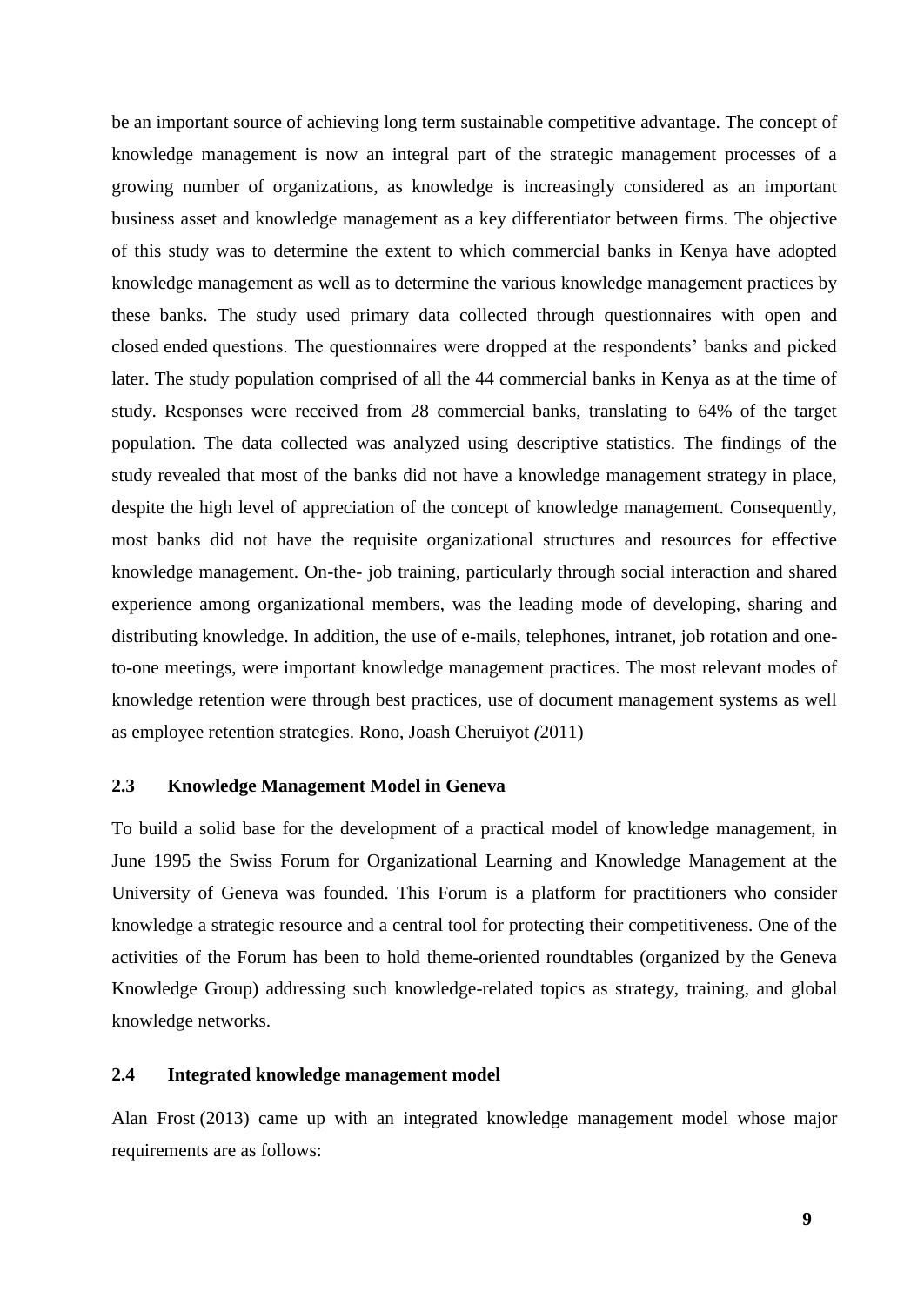be an important source of achieving long term sustainable competitive advantage. The concept of knowledge management is now an integral part of the strategic management processes of a growing number of organizations, as knowledge is increasingly considered as an important business asset and knowledge management as a key differentiator between firms. The objective of this study was to determine the extent to which commercial banks in Kenya have adopted knowledge management as well as to determine the various knowledge management practices by these banks. The study used primary data collected through questionnaires with open and closed ended questions. The questionnaires were dropped at the respondents' banks and picked later. The study population comprised of all the 44 commercial banks in Kenya as at the time of study. Responses were received from 28 commercial banks, translating to 64% of the target population. The data collected was analyzed using descriptive statistics. The findings of the study revealed that most of the banks did not have a knowledge management strategy in place, despite the high level of appreciation of the concept of knowledge management. Consequently, most banks did not have the requisite organizational structures and resources for effective knowledge management. On-the- job training, particularly through social interaction and shared experience among organizational members, was the leading mode of developing, sharing and distributing knowledge. In addition, the use of e-mails, telephones, intranet, job rotation and one-to-one meetings, were important knowledge management practices. The most relevant modes of knowledge retention were through best practices, use of document management systems as well as employee retention strategies. Rono, Joash Cheruiyot *(*2011)

### 2.3 Knowledge Management Model in Geneva

To build a solid base for the development of a practical model of knowledge management, in June 1995 the Swiss Forum for Organizational Learning and Knowledge Management at the University of Geneva was founded. This Forum is a platform for practitioners who consider knowledge a strategic resource and a central tool for protecting their competitiveness. One of the activities of the Forum has been to hold theme-oriented roundtables (organized by the Geneva Knowledge Group) addressing such knowledge-related topics as strategy, training, and global knowledge networks.

### 2.4 Integrated knowledge management model

Alan Frost (2013) came up with an integrated knowledge management model whose major requirements are as follows: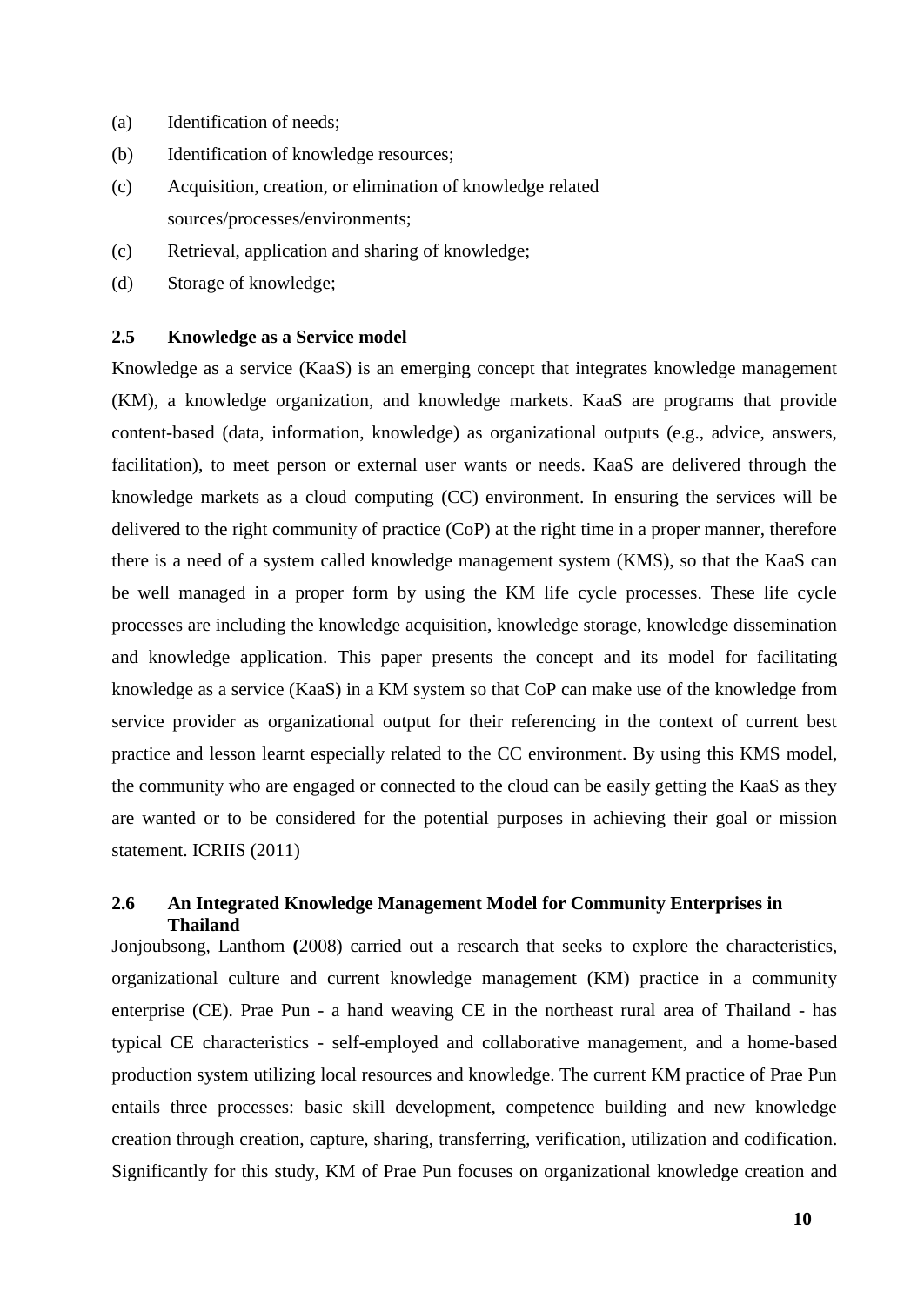(a) Identification of needs;

(b) Identification of knowledge resources;

(c) Acquisition, creation, or elimination of knowledge related sources/processes/environments;

(c) Retrieval, application and sharing of knowledge;

(d) Storage of knowledge;

### 2.5 Knowledge as a Service model

Knowledge as a service (KaaS) is an emerging concept that integrates knowledge management (KM), a knowledge organization, and knowledge markets. KaaS are programs that provide content-based (data, information, knowledge) as organizational outputs (e.g., advice, answers, facilitation), to meet person or external user wants or needs. KaaS are delivered through the knowledge markets as a cloud computing (CC) environment. In ensuring the services will be delivered to the right community of practice (CoP) at the right time in a proper manner, therefore there is a need of a system called knowledge management system (KMS), so that the KaaS can be well managed in a proper form by using the KM life cycle processes. These life cycle processes are including the knowledge acquisition, knowledge storage, knowledge dissemination and knowledge application. This paper presents the concept and its model for facilitating knowledge as a service (KaaS) in a KM system so that CoP can make use of the knowledge from service provider as organizational output for their referencing in the context of current best practice and lesson learnt especially related to the CC environment. By using this KMS model, the community who are engaged or connected to the cloud can be easily getting the KaaS as they are wanted or to be considered for the potential purposes in achieving their goal or mission statement. ICRIIS (2011)

### 2.6 An Integrated Knowledge Management Model for Community Enterprises in Thailand

Jonjoubsong, Lanthom **(**2008) carried out a research that seeks to explore the characteristics, organizational culture and current knowledge management (KM) practice in a community enterprise (CE). Prae Pun - a hand weaving CE in the northeast rural area of Thailand - has typical CE characteristics - self-employed and collaborative management, and a home-based production system utilizing local resources and knowledge. The current KM practice of Prae Pun entails three processes: basic skill development, competence building and new knowledge creation through creation, capture, sharing, transferring, verification, utilization and codification. Significantly for this study, KM of Prae Pun focuses on organizational knowledge creation and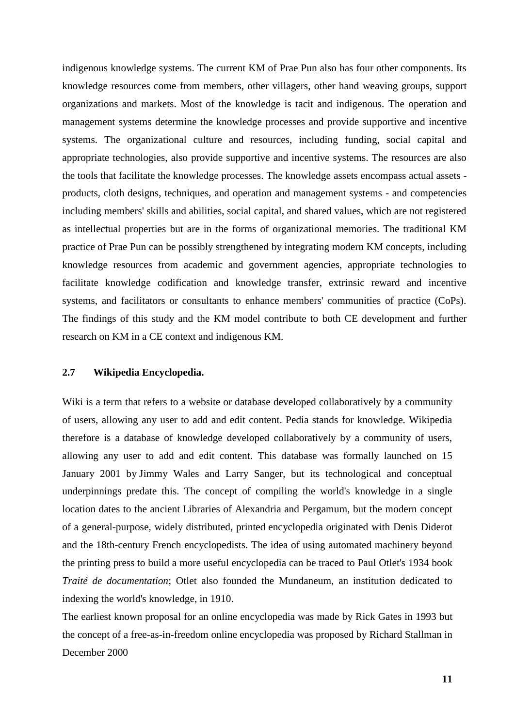indigenous knowledge systems. The current KM of Prae Pun also has four other components. Its knowledge resources come from members, other villagers, other hand weaving groups, support organizations and markets. Most of the knowledge is tacit and indigenous. The operation and management systems determine the knowledge processes and provide supportive and incentive systems. The organizational culture and resources, including funding, social capital and appropriate technologies, also provide supportive and incentive systems. The resources are also the tools that facilitate the knowledge processes. The knowledge assets encompass actual assets - products, cloth designs, techniques, and operation and management systems - and competencies including members' skills and abilities, social capital, and shared values, which are not registered as intellectual properties but are in the forms of organizational memories. The traditional KM practice of Prae Pun can be possibly strengthened by integrating modern KM concepts, including knowledge resources from academic and government agencies, appropriate technologies to facilitate knowledge codification and knowledge transfer, extrinsic reward and incentive systems, and facilitators or consultants to enhance members' communities of practice (CoPs). The findings of this study and the KM model contribute to both CE development and further research on KM in a CE context and indigenous KM.

## 2.7 Wikipedia Encyclopedia.

Wiki is a term that refers to a website or database developed collaboratively by a community of users, allowing any user to add and edit content. Pedia stands for knowledge. Wikipedia therefore is a database of knowledge developed collaboratively by a community of users, allowing any user to add and edit content. This database was formally launched on 15 January 2001 by Jimmy Wales and Larry Sanger, but its technological and conceptual underpinnings predate this. The concept of compiling the world's knowledge in a single location dates to the ancient Libraries of Alexandria and Pergamum, but the modern concept of a general-purpose, widely distributed, printed encyclopedia originated with Denis Diderot and the 18th-century French encyclopedists. The idea of using automated machinery beyond the printing press to build a more useful encyclopedia can be traced to Paul Otlet's 1934 book *Traité de documentation*; Otlet also founded the Mundaneum, an institution dedicated to indexing the world's knowledge, in 1910.

The earliest known proposal for an online encyclopedia was made by Rick Gates in 1993 but the concept of a free-as-in-freedom online encyclopedia was proposed by Richard Stallman in December 2000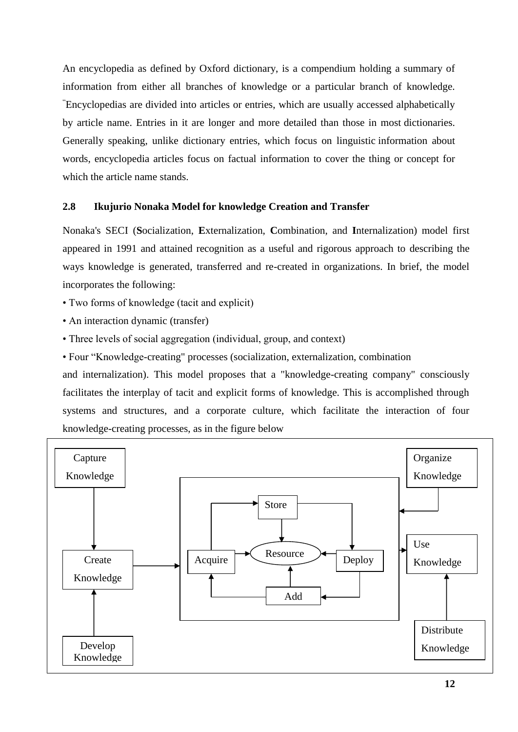An encyclopedia as defined by Oxford dictionary, is a compendium holding a summary of information from either all branches of knowledge or a particular branch of knowledge. "Encyclopedias are divided into articles or entries, which are usually accessed alphabetically by article name. Entries in it are longer and more detailed than those in most dictionaries. Generally speaking, unlike dictionary entries, which focus on linguistic information about words, encyclopedia articles focus on factual information to cover the thing or concept for which the article name stands.

### 2.8 Ikujurio Nonaka Model for knowledge Creation and Transfer

Nonaka's SECI (**S**ocialization, **E**xternalization, **C**ombination, and **I**nternalization) model first appeared in 1991 and attained recognition as a useful and rigorous approach to describing the ways knowledge is generated, transferred and re-created in organizations. In brief, the model incorporates the following:

• Two forms of knowledge (tacit and explicit)

• An interaction dynamic (transfer)

• Three levels of social aggregation (individual, group, and context)

• Four "Knowledge-creating" processes (socialization, externalization, combination and internalization). This model proposes that a "knowledge-creating company" consciously facilitates the interplay of tacit and explicit forms of knowledge. This is accomplished through systems and structures, and a corporate culture, which facilitate the interaction of four knowledge-creating processes, as in the figure below

Capture Knowledge | Organize Knowledge | Store | Acquire | Resource | Deploy | Add | Create Knowledge | Use Knowledge | Develop Knowledge | Distribute Knowledge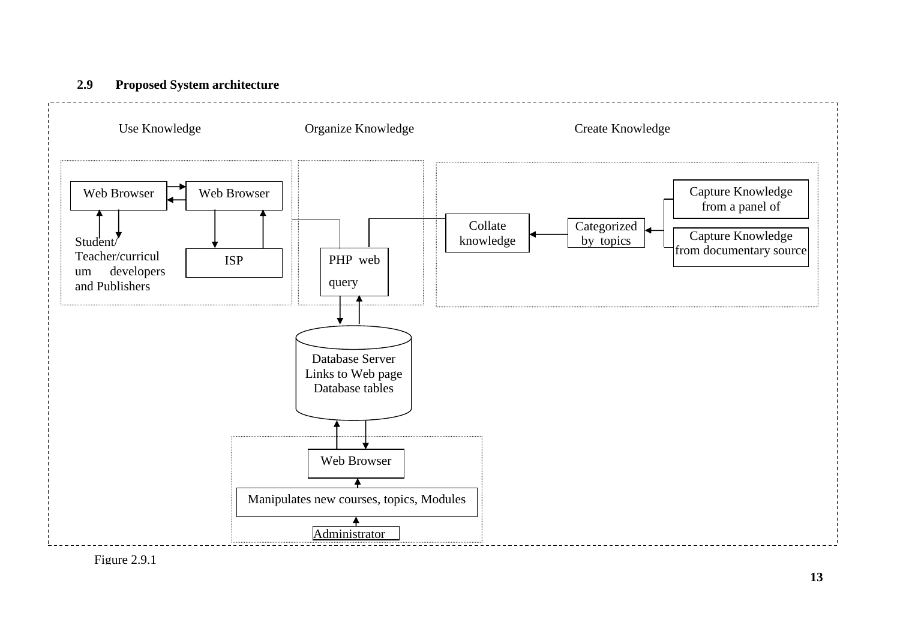### 2.9 Proposed System architecture

Use Knowledge

Organize Knowledge

Create Knowledge

Web Browser

Web Browser

Student/ Teacher/curriculum developers and Publishers

ISP

PHP web query

Collate knowledge

Categorized by topics

Capture Knowledge from a panel of

Capture Knowledge from documentary source

Database Server Links to Web page Database tables

Web Browser

Manipulates new courses, topics, Modules

Administrator

Figure 2.9.1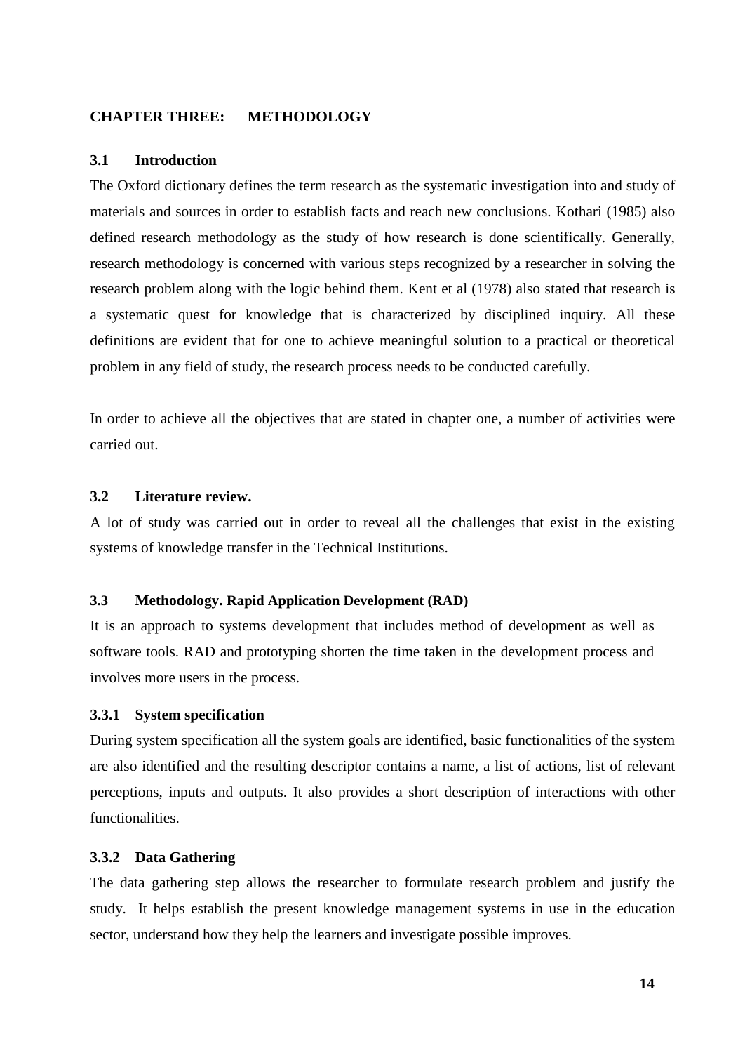# CHAPTER THREE: METHODOLOGY

## 3.1 Introduction

The Oxford dictionary defines the term research as the systematic investigation into and study of materials and sources in order to establish facts and reach new conclusions. Kothari (1985) also defined research methodology as the study of how research is done scientifically. Generally, research methodology is concerned with various steps recognized by a researcher in solving the research problem along with the logic behind them. Kent et al (1978) also stated that research is a systematic quest for knowledge that is characterized by disciplined inquiry. All these definitions are evident that for one to achieve meaningful solution to a practical or theoretical problem in any field of study, the research process needs to be conducted carefully.

In order to achieve all the objectives that are stated in chapter one, a number of activities were carried out.

## 3.2 Literature review.

A lot of study was carried out in order to reveal all the challenges that exist in the existing systems of knowledge transfer in the Technical Institutions.

## 3.3 Methodology. Rapid Application Development (RAD)

It is an approach to systems development that includes method of development as well as software tools. RAD and prototyping shorten the time taken in the development process and involves more users in the process.

### 3.3.1 System specification

During system specification all the system goals are identified, basic functionalities of the system are also identified and the resulting descriptor contains a name, a list of actions, list of relevant perceptions, inputs and outputs. It also provides a short description of interactions with other functionalities.

### 3.3.2 Data Gathering

The data gathering step allows the researcher to formulate research problem and justify the study. It helps establish the present knowledge management systems in use in the education sector, understand how they help the learners and investigate possible improves.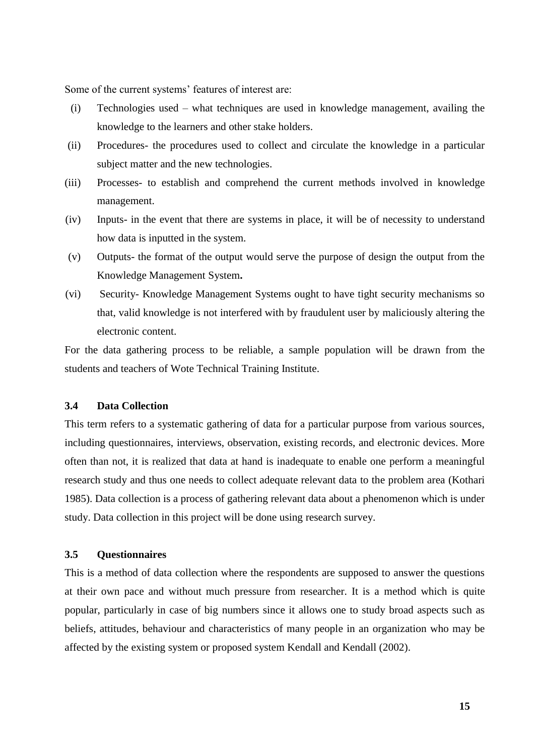Some of the current systems' features of interest are:

(i) Technologies used – what techniques are used in knowledge management, availing the knowledge to the learners and other stake holders.

(ii) Procedures- the procedures used to collect and circulate the knowledge in a particular subject matter and the new technologies.

(iii) Processes- to establish and comprehend the current methods involved in knowledge management.

(iv) Inputs- in the event that there are systems in place, it will be of necessity to understand how data is inputted in the system.

(v) Outputs- the format of the output would serve the purpose of design the output from the Knowledge Management System**.**

(vi) Security- Knowledge Management Systems ought to have tight security mechanisms so that, valid knowledge is not interfered with by fraudulent user by maliciously altering the electronic content.

For the data gathering process to be reliable, a sample population will be drawn from the students and teachers of Wote Technical Training Institute.

### 3.4 Data Collection

This term refers to a systematic gathering of data for a particular purpose from various sources, including questionnaires, interviews, observation, existing records, and electronic devices. More often than not, it is realized that data at hand is inadequate to enable one perform a meaningful research study and thus one needs to collect adequate relevant data to the problem area (Kothari 1985). Data collection is a process of gathering relevant data about a phenomenon which is under study. Data collection in this project will be done using research survey.

### 3.5 Questionnaires

This is a method of data collection where the respondents are supposed to answer the questions at their own pace and without much pressure from researcher. It is a method which is quite popular, particularly in case of big numbers since it allows one to study broad aspects such as beliefs, attitudes, behaviour and characteristics of many people in an organization who may be affected by the existing system or proposed system Kendall and Kendall (2002).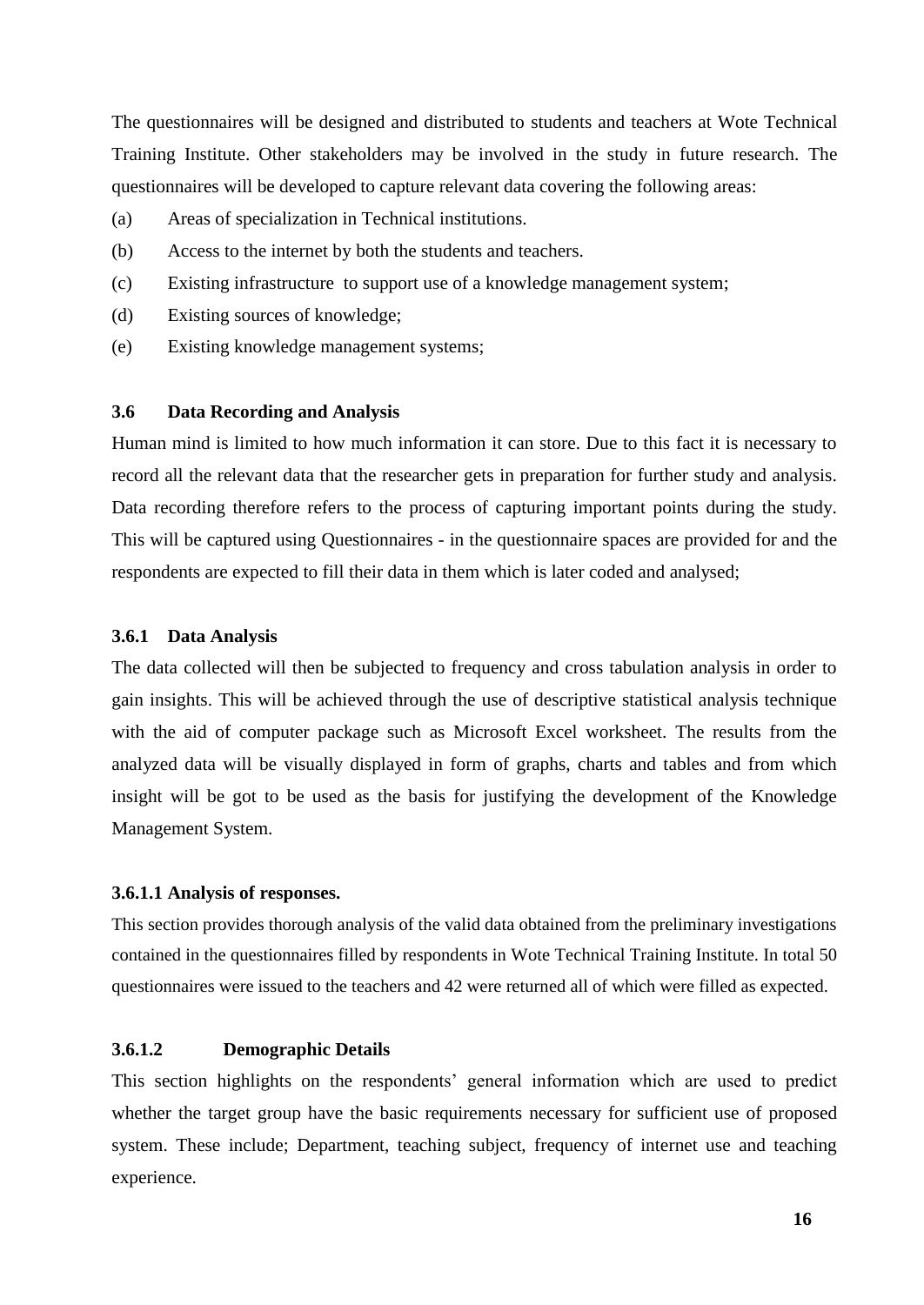The questionnaires will be designed and distributed to students and teachers at Wote Technical Training Institute. Other stakeholders may be involved in the study in future research. The questionnaires will be developed to capture relevant data covering the following areas:

(a) Areas of specialization in Technical institutions.

(b) Access to the internet by both the students and teachers.

(c) Existing infrastructure to support use of a knowledge management system;

(d) Existing sources of knowledge;

(e) Existing knowledge management systems;

### 3.6 Data Recording and Analysis

Human mind is limited to how much information it can store. Due to this fact it is necessary to record all the relevant data that the researcher gets in preparation for further study and analysis. Data recording therefore refers to the process of capturing important points during the study. This will be captured using Questionnaires - in the questionnaire spaces are provided for and the respondents are expected to fill their data in them which is later coded and analysed;

#### 3.6.1 Data Analysis

The data collected will then be subjected to frequency and cross tabulation analysis in order to gain insights. This will be achieved through the use of descriptive statistical analysis technique with the aid of computer package such as Microsoft Excel worksheet. The results from the analyzed data will be visually displayed in form of graphs, charts and tables and from which insight will be got to be used as the basis for justifying the development of the Knowledge Management System.

##### 3.6.1.1 Analysis of responses.

This section provides thorough analysis of the valid data obtained from the preliminary investigations contained in the questionnaires filled by respondents in Wote Technical Training Institute. In total 50 questionnaires were issued to the teachers and 42 were returned all of which were filled as expected.

##### 3.6.1.2 Demographic Details

This section highlights on the respondents' general information which are used to predict whether the target group have the basic requirements necessary for sufficient use of proposed system. These include; Department, teaching subject, frequency of internet use and teaching experience.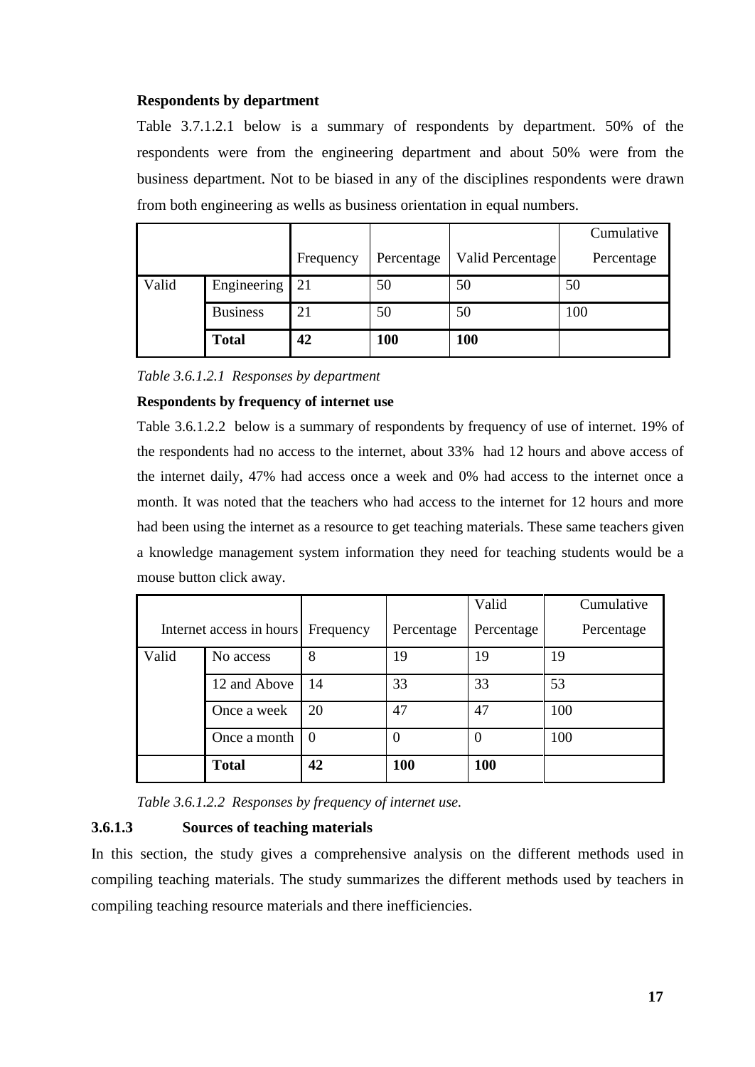**Respondents by department**

Table 3.7.1.2.1 below is a summary of respondents by department. 50% of the respondents were from the engineering department and about 50% were from the business department. Not to be biased in any of the disciplines respondents were drawn from both engineering as wells as business orientation in equal numbers.

| | | Frequency | Percentage | Valid Percentage | Cumulative Percentage |
|---|---|---|---|---|---|
| Valid | Engineering | 21 | 50 | 50 | 50 |
| | Business | 21 | 50 | 50 | 100 |
| | **Total** | **42** | **100** | **100** | |

*Table 3.6.1.2.1 Responses by department*

**Respondents by frequency of internet use**

Table 3.6.1.2.2 below is a summary of respondents by frequency of use of internet. 19% of the respondents had no access to the internet, about 33% had 12 hours and above access of the internet daily, 47% had access once a week and 0% had access to the internet once a month. It was noted that the teachers who had access to the internet for 12 hours and more had been using the internet as a resource to get teaching materials. These same teachers given a knowledge management system information they need for teaching students would be a mouse button click away.

| Internet access in hours | | Frequency | Percentage | Valid Percentage | Cumulative Percentage |
|---|---|---|---|---|---|
| Valid | No access | 8 | 19 | 19 | 19 |
| | 12 and Above | 14 | 33 | 33 | 53 |
| | Once a week | 20 | 47 | 47 | 100 |
| | Once a month | 0 | 0 | 0 | 100 |
| | **Total** | **42** | **100** | **100** | |

*Table 3.6.1.2.2 Responses by frequency of internet use.*

### 3.6.1.3 Sources of teaching materials

In this section, the study gives a comprehensive analysis on the different methods used in compiling teaching materials. The study summarizes the different methods used by teachers in compiling teaching resource materials and there inefficiencies.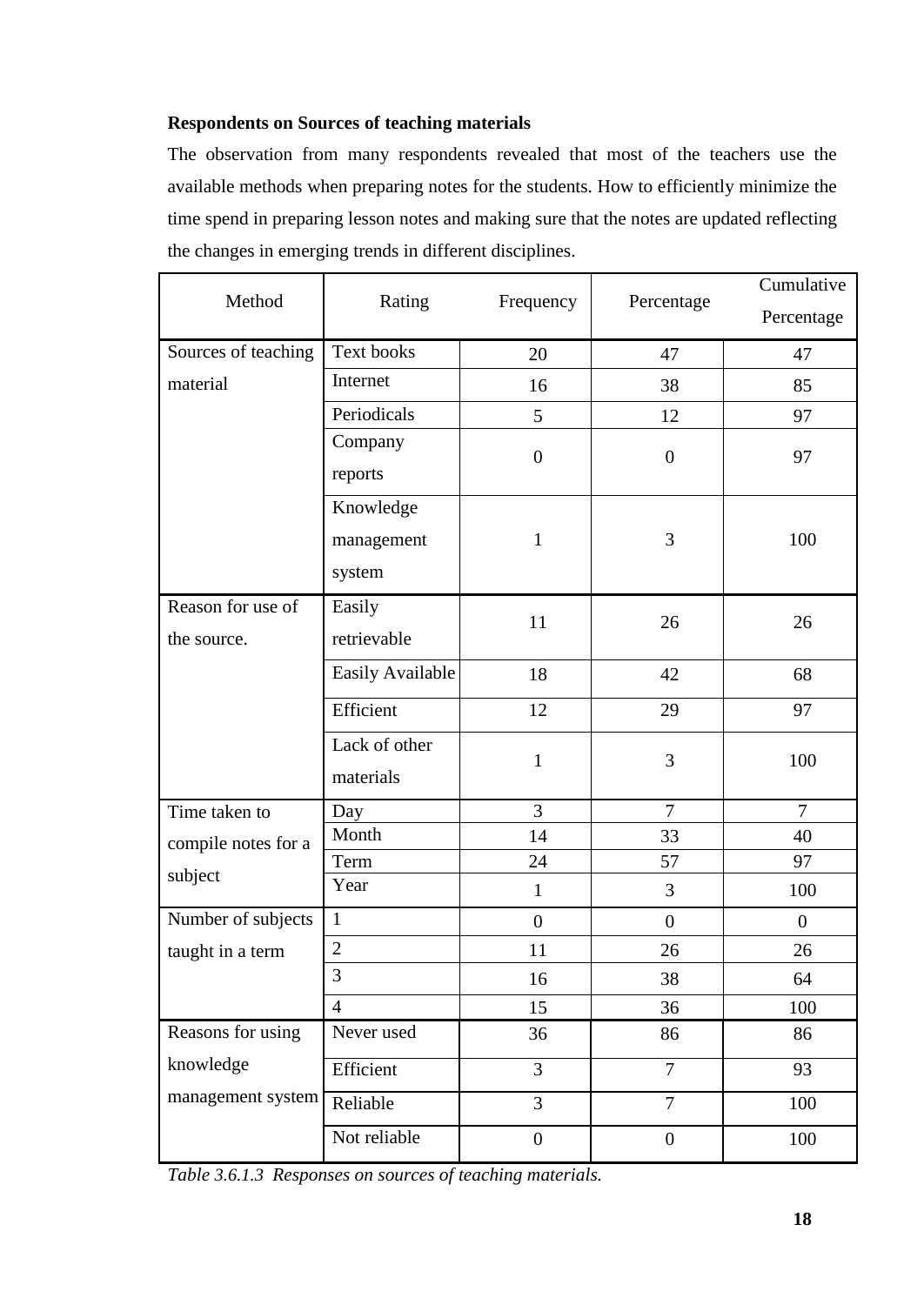**Respondents on Sources of teaching materials**

The observation from many respondents revealed that most of the teachers use the available methods when preparing notes for the students. How to efficiently minimize the time spend in preparing lesson notes and making sure that the notes are updated reflecting the changes in emerging trends in different disciplines.

| Method | Rating | Frequency | Percentage | Cumulative Percentage |
|---|---|---|---|---|
| Sources of teaching material | Text books | 20 | 47 | 47 |
| | Internet | 16 | 38 | 85 |
| | Periodicals | 5 | 12 | 97 |
| | Company reports | 0 | 0 | 97 |
| | Knowledge management system | 1 | 3 | 100 |
| Reason for use of the source. | Easily retrievable | 11 | 26 | 26 |
| | Easily Available | 18 | 42 | 68 |
| | Efficient | 12 | 29 | 97 |
| | Lack of other materials | 1 | 3 | 100 |
| Time taken to compile notes for a subject | Day | 3 | 7 | 7 |
| | Month | 14 | 33 | 40 |
| | Term | 24 | 57 | 97 |
| | Year | 1 | 3 | 100 |
| Number of subjects taught in a term | 1 | 0 | 0 | 0 |
| | 2 | 11 | 26 | 26 |
| | 3 | 16 | 38 | 64 |
| | 4 | 15 | 36 | 100 |
| Reasons for using knowledge management system | Never used | 36 | 86 | 86 |
| | Efficient | 3 | 7 | 93 |
| | Reliable | 3 | 7 | 100 |
| | Not reliable | 0 | 0 | 100 |

*Table 3.6.1.3 Responses on sources of teaching materials.*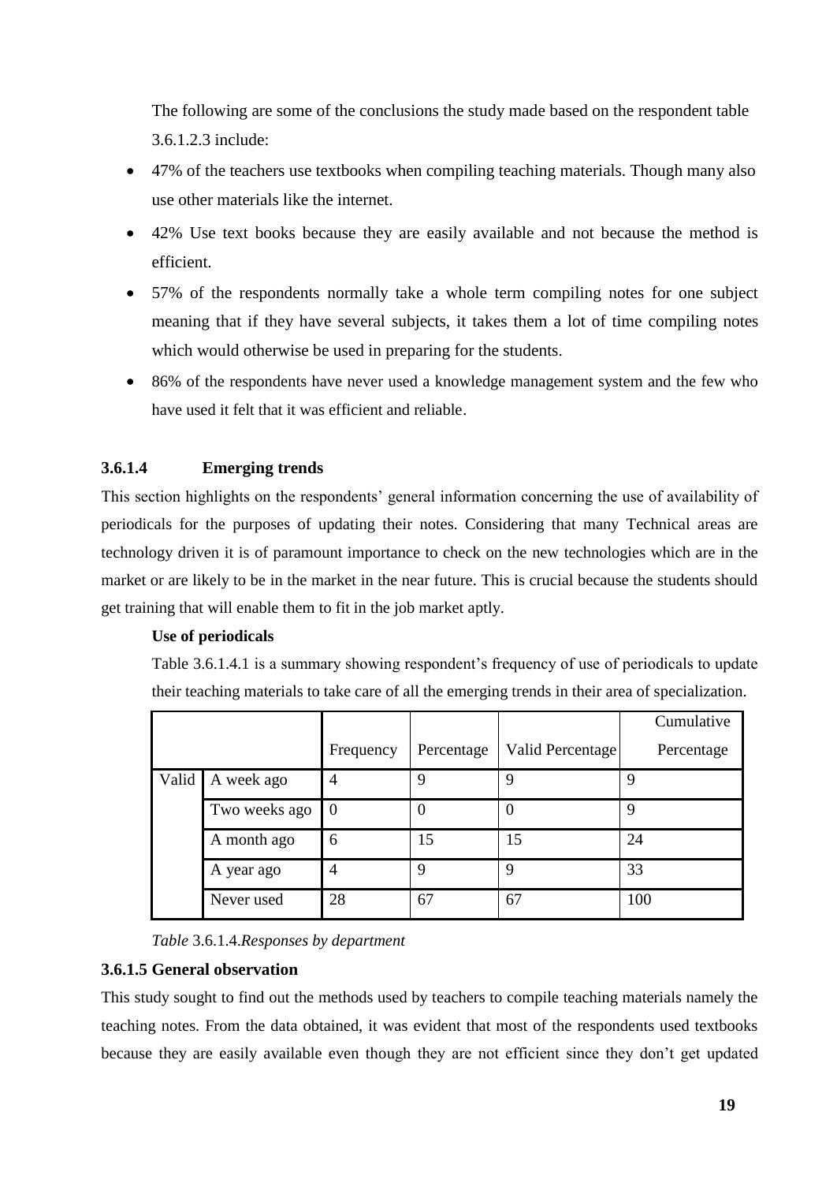The following are some of the conclusions the study made based on the respondent table 3.6.1.2.3 include:

- 47% of the teachers use textbooks when compiling teaching materials. Though many also use other materials like the internet.
- 42% Use text books because they are easily available and not because the method is efficient.
- 57% of the respondents normally take a whole term compiling notes for one subject meaning that if they have several subjects, it takes them a lot of time compiling notes which would otherwise be used in preparing for the students.
- 86% of the respondents have never used a knowledge management system and the few who have used it felt that it was efficient and reliable.

### 3.6.1.4 Emerging trends

This section highlights on the respondents' general information concerning the use of availability of periodicals for the purposes of updating their notes. Considering that many Technical areas are technology driven it is of paramount importance to check on the new technologies which are in the market or are likely to be in the market in the near future. This is crucial because the students should get training that will enable them to fit in the job market aptly.

**Use of periodicals**

Table 3.6.1.4.1 is a summary showing respondent's frequency of use of periodicals to update their teaching materials to take care of all the emerging trends in their area of specialization.

| | | Frequency | Percentage | Valid Percentage | Cumulative Percentage |
|---|---|---|---|---|---|
| Valid | A week ago | 4 | 9 | 9 | 9 |
| | Two weeks ago | 0 | 0 | 0 | 9 |
| | A month ago | 6 | 15 | 15 | 24 |
| | A year ago | 4 | 9 | 9 | 33 |
| | Never used | 28 | 67 | 67 | 100 |

*Table* 3.6.1.4.*Responses by department*

### 3.6.1.5 General observation

This study sought to find out the methods used by teachers to compile teaching materials namely the teaching notes. From the data obtained, it was evident that most of the respondents used textbooks because they are easily available even though they are not efficient since they don't get updated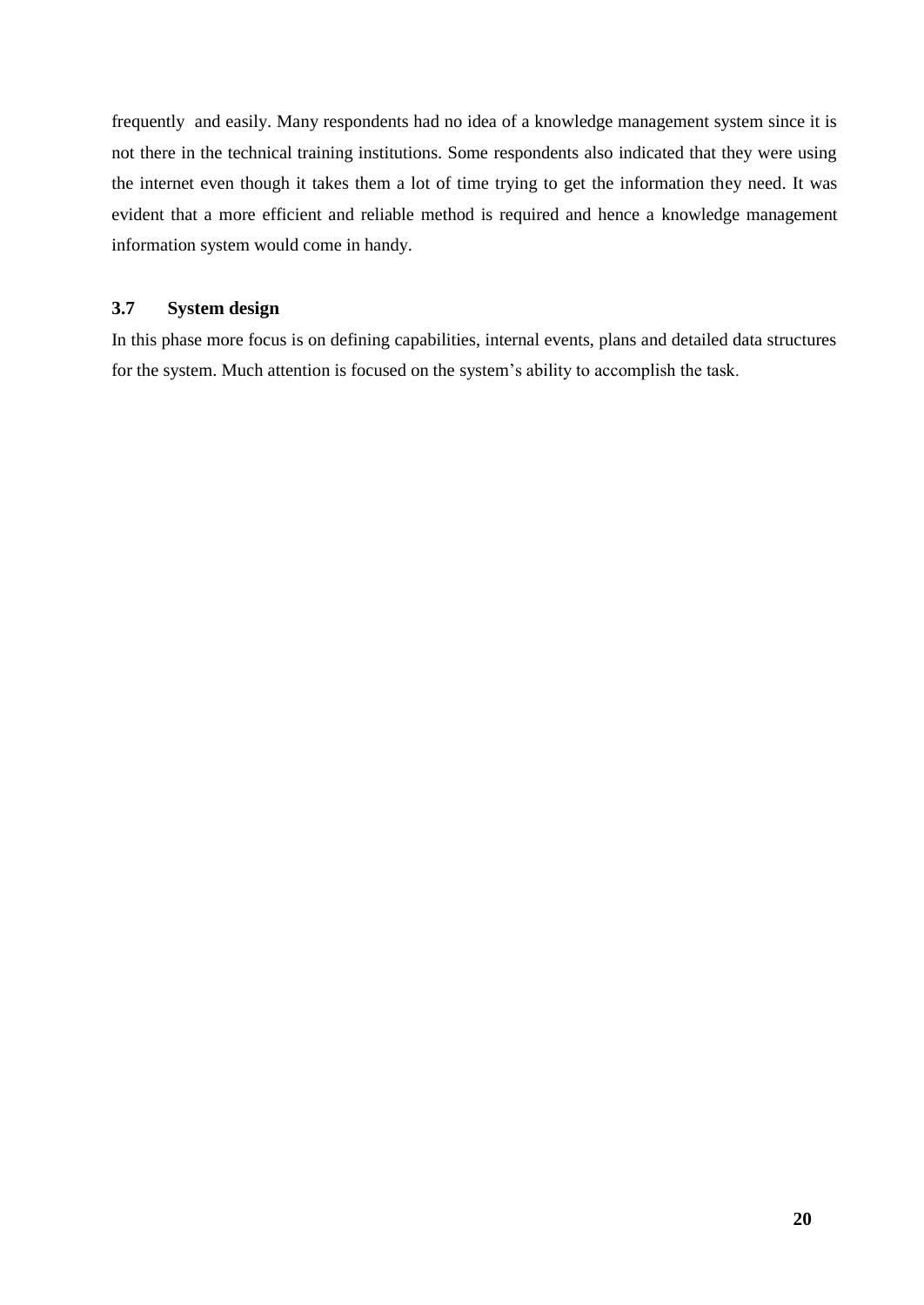frequently and easily. Many respondents had no idea of a knowledge management system since it is not there in the technical training institutions. Some respondents also indicated that they were using the internet even though it takes them a lot of time trying to get the information they need. It was evident that a more efficient and reliable method is required and hence a knowledge management information system would come in handy.

### 3.7 System design

In this phase more focus is on defining capabilities, internal events, plans and detailed data structures for the system. Much attention is focused on the system's ability to accomplish the task.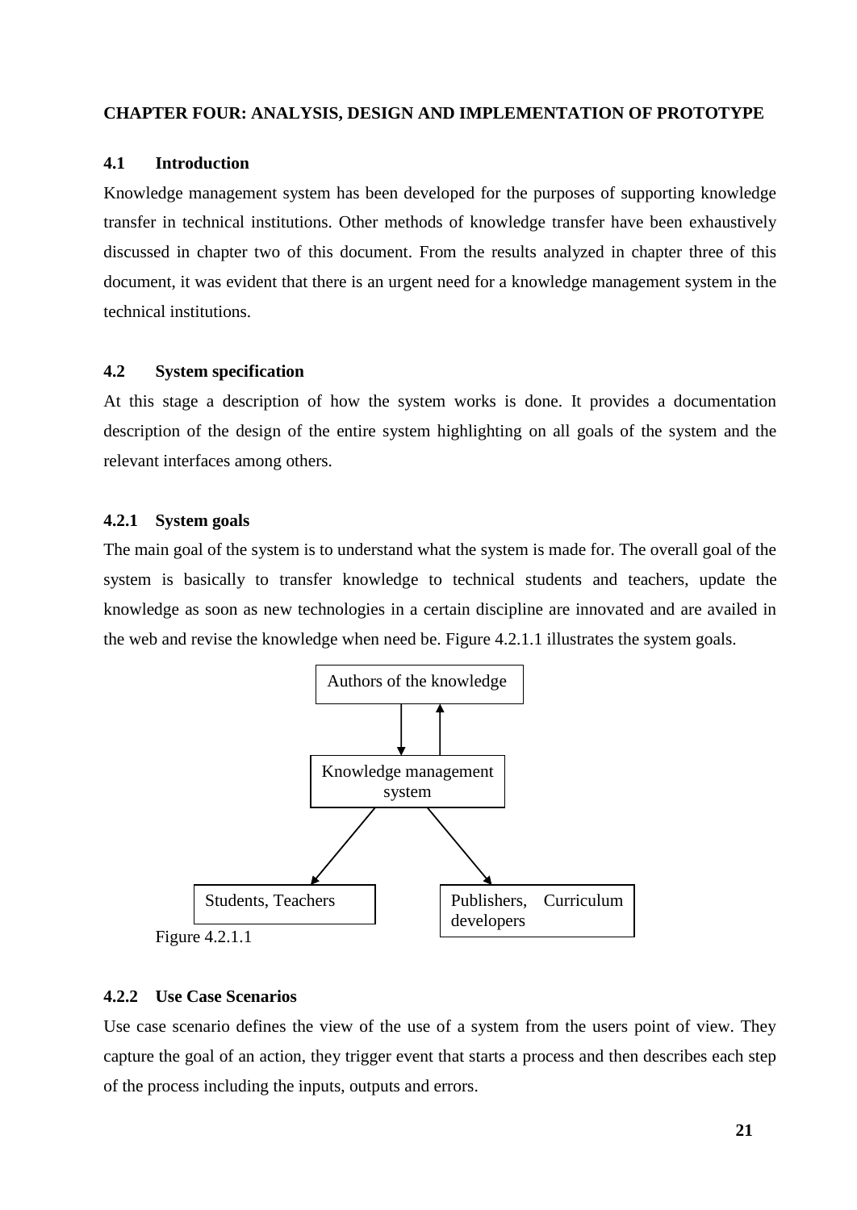# CHAPTER FOUR: ANALYSIS, DESIGN AND IMPLEMENTATION OF PROTOTYPE

## 4.1 Introduction

Knowledge management system has been developed for the purposes of supporting knowledge transfer in technical institutions. Other methods of knowledge transfer have been exhaustively discussed in chapter two of this document. From the results analyzed in chapter three of this document, it was evident that there is an urgent need for a knowledge management system in the technical institutions.

## 4.2 System specification

At this stage a description of how the system works is done. It provides a documentation description of the design of the entire system highlighting on all goals of the system and the relevant interfaces among others.

### 4.2.1 System goals

The main goal of the system is to understand what the system is made for. The overall goal of the system is basically to transfer knowledge to technical students and teachers, update the knowledge as soon as new technologies in a certain discipline are innovated and are availed in the web and revise the knowledge when need be. Figure 4.2.1.1 illustrates the system goals.

Authors of the knowledge

Knowledge management system

Students, Teachers

Publishers, Curriculum developers

Figure 4.2.1.1

### 4.2.2 Use Case Scenarios

Use case scenario defines the view of the use of a system from the users point of view. They capture the goal of an action, they trigger event that starts a process and then describes each step of the process including the inputs, outputs and errors.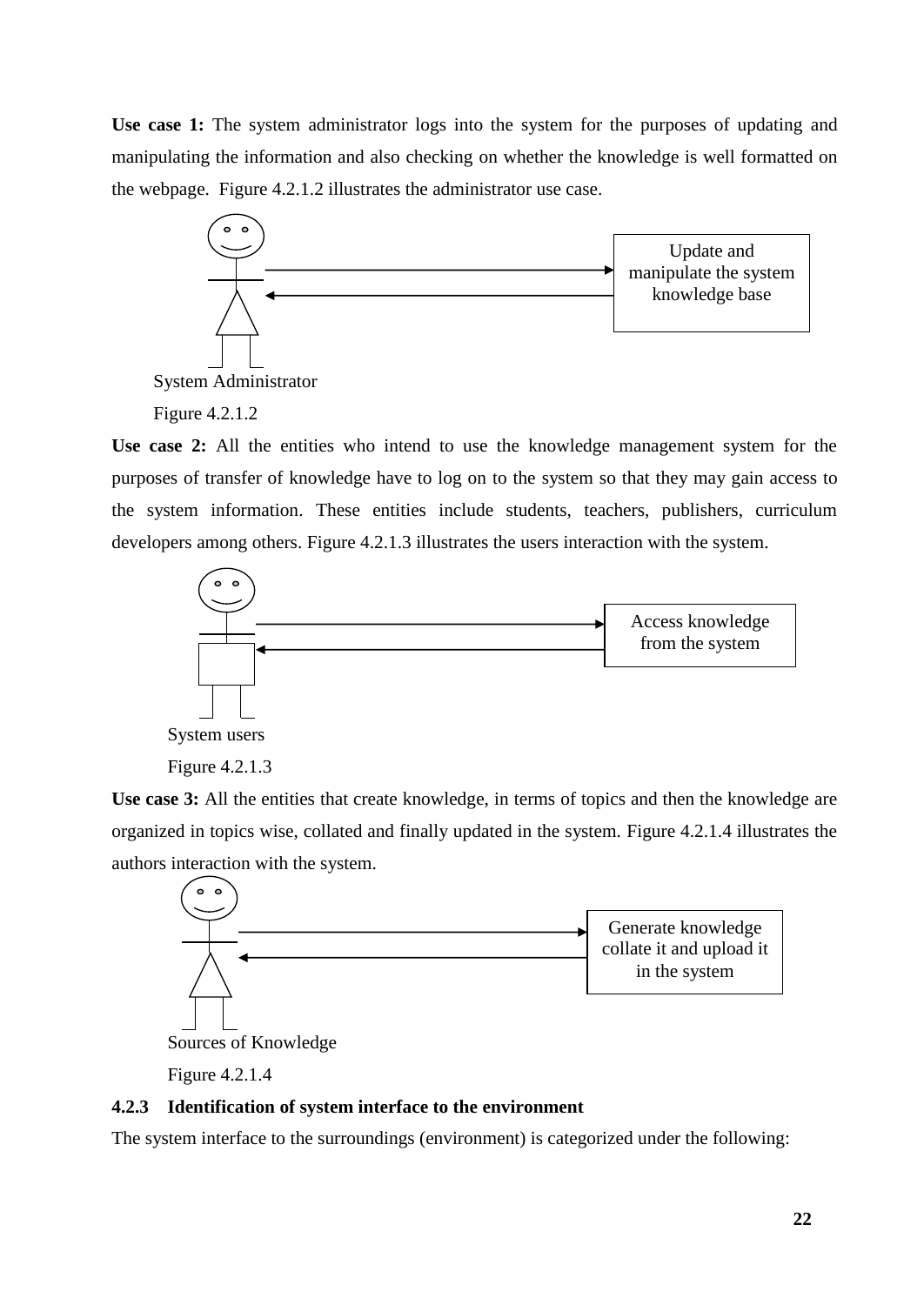**Use case 1:** The system administrator logs into the system for the purposes of updating and manipulating the information and also checking on whether the knowledge is well formatted on the webpage. Figure 4.2.1.2 illustrates the administrator use case.

Update and manipulate the system knowledge base

System Administrator

Figure 4.2.1.2

**Use case 2:** All the entities who intend to use the knowledge management system for the purposes of transfer of knowledge have to log on to the system so that they may gain access to the system information. These entities include students, teachers, publishers, curriculum developers among others. Figure 4.2.1.3 illustrates the users interaction with the system.

Access knowledge from the system

System users

Figure 4.2.1.3

**Use case 3:** All the entities that create knowledge, in terms of topics and then the knowledge are organized in topics wise, collated and finally updated in the system. Figure 4.2.1.4 illustrates the authors interaction with the system.

Generate knowledge collate it and upload it in the system

Sources of Knowledge

Figure 4.2.1.4

### 4.2.3 Identification of system interface to the environment

The system interface to the surroundings (environment) is categorized under the following: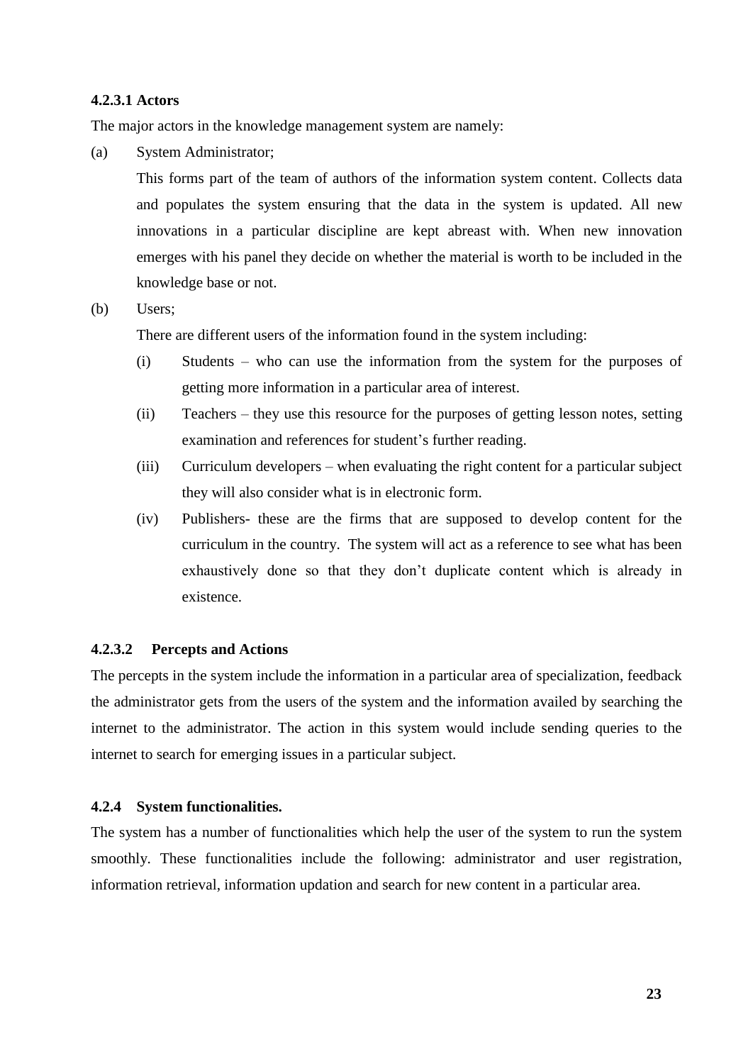#### 4.2.3.1 Actors

The major actors in the knowledge management system are namely:

(a) System Administrator;

This forms part of the team of authors of the information system content. Collects data and populates the system ensuring that the data in the system is updated. All new innovations in a particular discipline are kept abreast with. When new innovation emerges with his panel they decide on whether the material is worth to be included in the knowledge base or not.

(b) Users;

There are different users of the information found in the system including:

(i) Students – who can use the information from the system for the purposes of getting more information in a particular area of interest.

(ii) Teachers – they use this resource for the purposes of getting lesson notes, setting examination and references for student's further reading.

(iii) Curriculum developers – when evaluating the right content for a particular subject they will also consider what is in electronic form.

(iv) Publishers- these are the firms that are supposed to develop content for the curriculum in the country. The system will act as a reference to see what has been exhaustively done so that they don't duplicate content which is already in existence.

#### 4.2.3.2 Percepts and Actions

The percepts in the system include the information in a particular area of specialization, feedback the administrator gets from the users of the system and the information availed by searching the internet to the administrator. The action in this system would include sending queries to the internet to search for emerging issues in a particular subject.

### 4.2.4 System functionalities.

The system has a number of functionalities which help the user of the system to run the system smoothly. These functionalities include the following: administrator and user registration, information retrieval, information updation and search for new content in a particular area.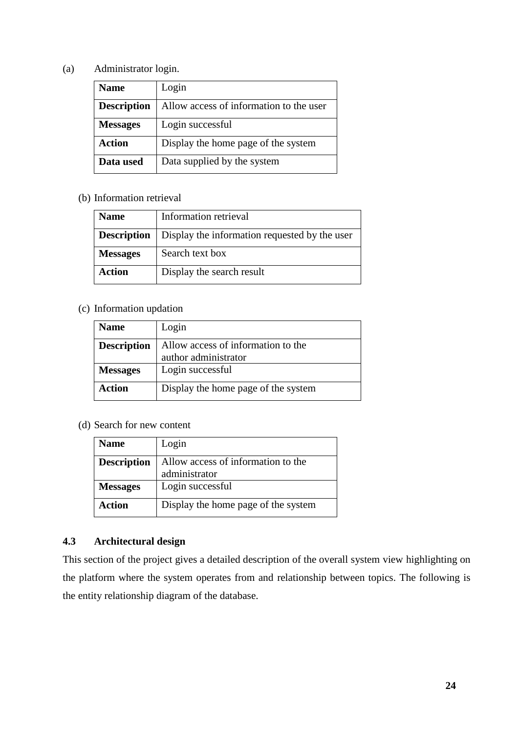(a) Administrator login.

| **Name** | Login |
|---|---|
| **Description** | Allow access of information to the user |
| **Messages** | Login successful |
| **Action** | Display the home page of the system |
| **Data used** | Data supplied by the system |

(b) Information retrieval

| **Name** | Information retrieval |
|---|---|
| **Description** | Display the information requested by the user |
| **Messages** | Search text box |
| **Action** | Display the search result |

(c) Information updation

| **Name** | Login |
|---|---|
| **Description** | Allow access of information to the author administrator |
| **Messages** | Login successful |
| **Action** | Display the home page of the system |

(d) Search for new content

| **Name** | Login |
|---|---|
| **Description** | Allow access of information to the administrator |
| **Messages** | Login successful |
| **Action** | Display the home page of the system |

### 4.3 Architectural design

This section of the project gives a detailed description of the overall system view highlighting on the platform where the system operates from and relationship between topics. The following is the entity relationship diagram of the database.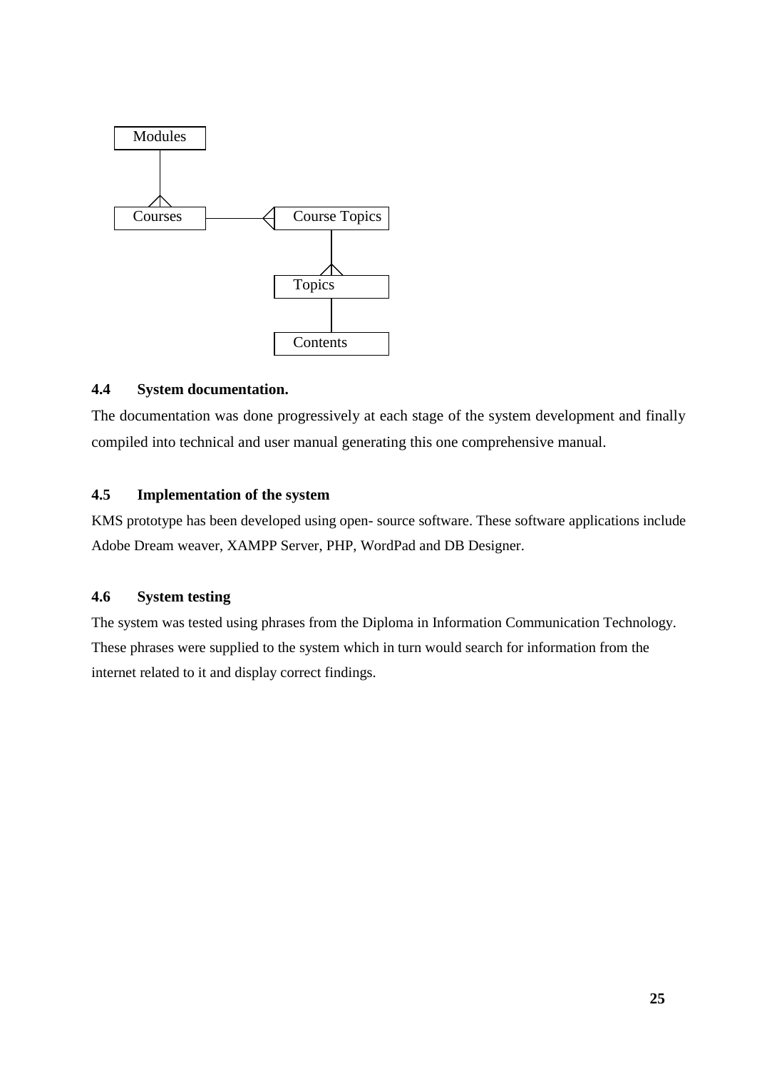Modules

Courses

Course Topics

Topics

Contents

### 4.4 System documentation.

The documentation was done progressively at each stage of the system development and finally compiled into technical and user manual generating this one comprehensive manual.

### 4.5 Implementation of the system

KMS prototype has been developed using open- source software. These software applications include Adobe Dream weaver, XAMPP Server, PHP, WordPad and DB Designer.

### 4.6 System testing

The system was tested using phrases from the Diploma in Information Communication Technology. These phrases were supplied to the system which in turn would search for information from the internet related to it and display correct findings.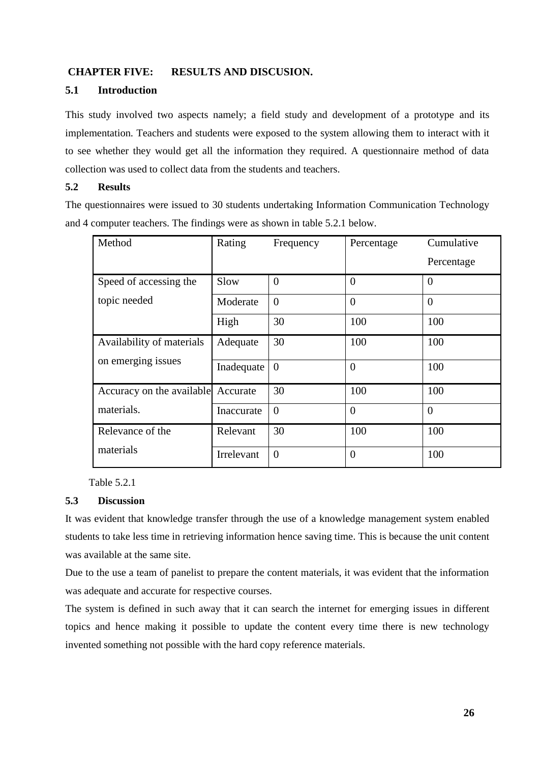## CHAPTER FIVE: RESULTS AND DISCUSION.

### 5.1 Introduction

This study involved two aspects namely; a field study and development of a prototype and its implementation. Teachers and students were exposed to the system allowing them to interact with it to see whether they would get all the information they required. A questionnaire method of data collection was used to collect data from the students and teachers.

### 5.2 Results

The questionnaires were issued to 30 students undertaking Information Communication Technology and 4 computer teachers. The findings were as shown in table 5.2.1 below.

| Method | Rating | Frequency | Percentage | Cumulative Percentage |
|---|---|---|---|---|
| Speed of accessing the topic needed | Slow | 0 | 0 | 0 |
| | Moderate | 0 | 0 | 0 |
| | High | 30 | 100 | 100 |
| Availability of materials on emerging issues | Adequate | 30 | 100 | 100 |
| | Inadequate | 0 | 0 | 100 |
| Accuracy on the available materials. | Accurate | 30 | 100 | 100 |
| | Inaccurate | 0 | 0 | 0 |
| Relevance of the materials | Relevant | 30 | 100 | 100 |
| | Irrelevant | 0 | 0 | 100 |

Table 5.2.1

### 5.3 Discussion

It was evident that knowledge transfer through the use of a knowledge management system enabled students to take less time in retrieving information hence saving time. This is because the unit content was available at the same site.

Due to the use a team of panelist to prepare the content materials, it was evident that the information was adequate and accurate for respective courses.

The system is defined in such away that it can search the internet for emerging issues in different topics and hence making it possible to update the content every time there is new technology invented something not possible with the hard copy reference materials.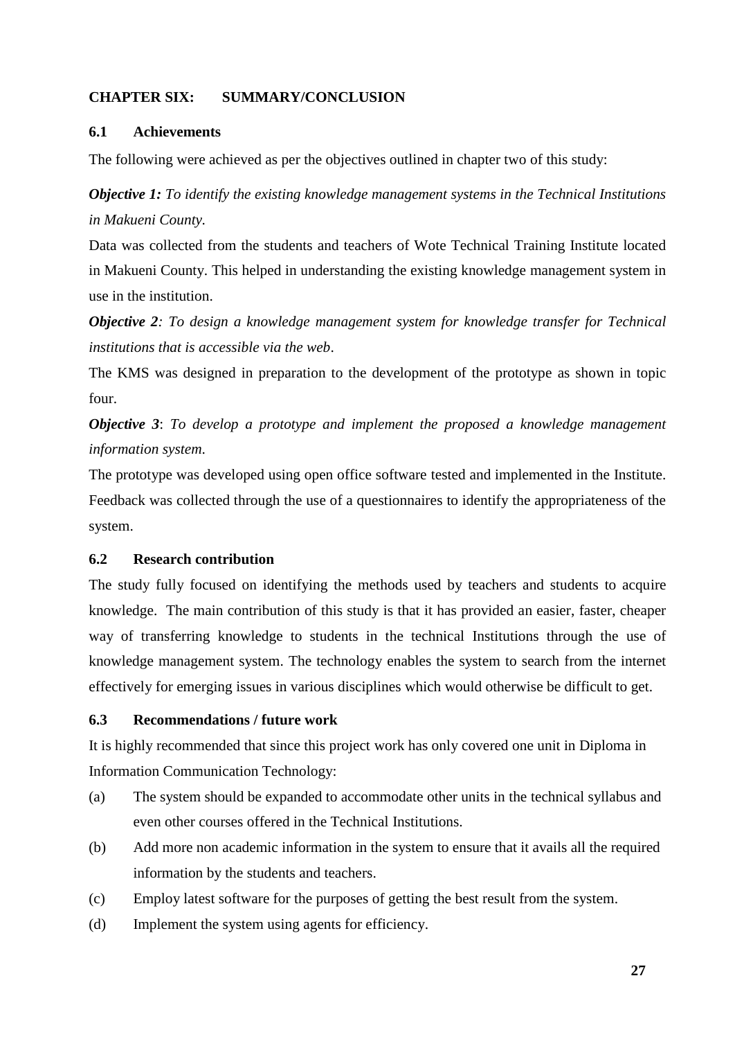# CHAPTER SIX: SUMMARY/CONCLUSION

## 6.1 Achievements

The following were achieved as per the objectives outlined in chapter two of this study:

***Objective 1:*** *To identify the existing knowledge management systems in the Technical Institutions in Makueni County.*

Data was collected from the students and teachers of Wote Technical Training Institute located in Makueni County. This helped in understanding the existing knowledge management system in use in the institution.

***Objective 2****: To design a knowledge management system for knowledge transfer for Technical institutions that is accessible via the web*.

The KMS was designed in preparation to the development of the prototype as shown in topic four.

***Objective 3***: *To develop a prototype and implement the proposed a knowledge management information system.*

The prototype was developed using open office software tested and implemented in the Institute. Feedback was collected through the use of a questionnaires to identify the appropriateness of the system.

## 6.2 Research contribution

The study fully focused on identifying the methods used by teachers and students to acquire knowledge. The main contribution of this study is that it has provided an easier, faster, cheaper way of transferring knowledge to students in the technical Institutions through the use of knowledge management system. The technology enables the system to search from the internet effectively for emerging issues in various disciplines which would otherwise be difficult to get.

## 6.3 Recommendations / future work

It is highly recommended that since this project work has only covered one unit in Diploma in Information Communication Technology:

(a) The system should be expanded to accommodate other units in the technical syllabus and even other courses offered in the Technical Institutions.

(b) Add more non academic information in the system to ensure that it avails all the required information by the students and teachers.

(c) Employ latest software for the purposes of getting the best result from the system.

(d) Implement the system using agents for efficiency.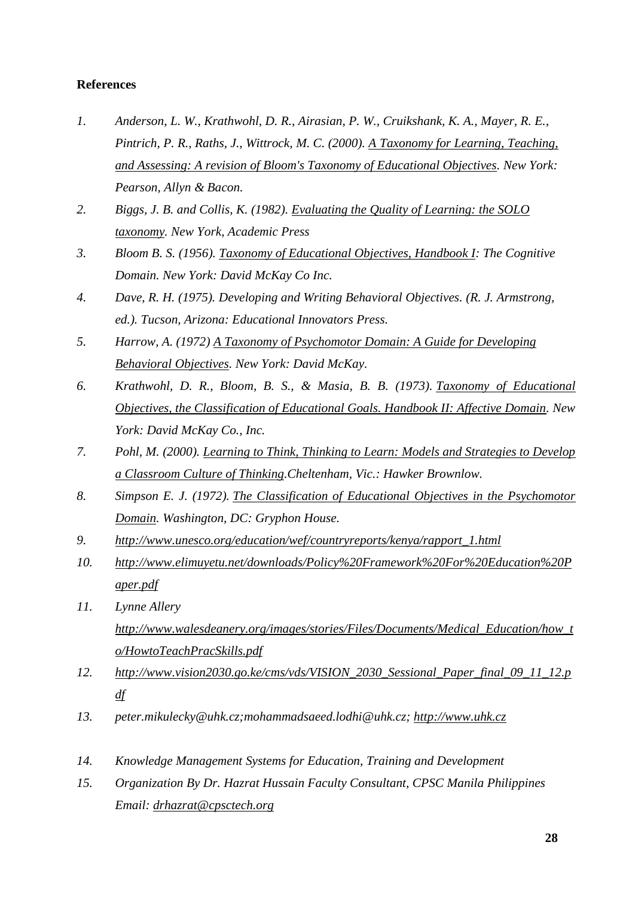**References**

1. *Anderson, L. W., Krathwohl, D. R., Airasian, P. W., Cruikshank, K. A., Mayer, R. E., Pintrich, P. R., Raths, J., Wittrock, M. C. (2000). A Taxonomy for Learning, Teaching, and Assessing: A revision of Bloom's Taxonomy of Educational Objectives. New York: Pearson, Allyn & Bacon.*
2. *Biggs, J. B. and Collis, K. (1982). Evaluating the Quality of Learning: the SOLO taxonomy. New York, Academic Press*
3. *Bloom B. S. (1956). Taxonomy of Educational Objectives, Handbook I: The Cognitive Domain. New York: David McKay Co Inc.*
4. *Dave, R. H. (1975). Developing and Writing Behavioral Objectives. (R. J. Armstrong, ed.). Tucson, Arizona: Educational Innovators Press.*
5. *Harrow, A. (1972) A Taxonomy of Psychomotor Domain: A Guide for Developing Behavioral Objectives. New York: David McKay.*
6. *Krathwohl, D. R., Bloom, B. S., & Masia, B. B. (1973). Taxonomy of Educational Objectives, the Classification of Educational Goals. Handbook II: Affective Domain. New York: David McKay Co., Inc.*
7. *Pohl, M. (2000). Learning to Think, Thinking to Learn: Models and Strategies to Develop a Classroom Culture of Thinking.Cheltenham, Vic.: Hawker Brownlow.*
8. *Simpson E. J. (1972). The Classification of Educational Objectives in the Psychomotor Domain. Washington, DC: Gryphon House.*
9. *http://www.unesco.org/education/wef/countryreports/kenya/rapport_1.html*
10. *http://www.elimuyetu.net/downloads/Policy%20Framework%20For%20Education%20Paper.pdf*
11. *Lynne Allery http://www.walesdeanery.org/images/stories/Files/Documents/Medical_Education/how_to/HowtoTeachPracSkills.pdf*
12. *http://www.vision2030.go.ke/cms/vds/VISION_2030_Sessional_Paper_final_09_11_12.pdf*
13. *peter.mikulecky@uhk.cz;mohammadsaeed.lodhi@uhk.cz; http://www.uhk.cz*
14. *Knowledge Management Systems for Education, Training and Development*
15. *Organization By Dr. Hazrat Hussain Faculty Consultant, CPSC Manila Philippines Email: drhazrat@cpsctech.org*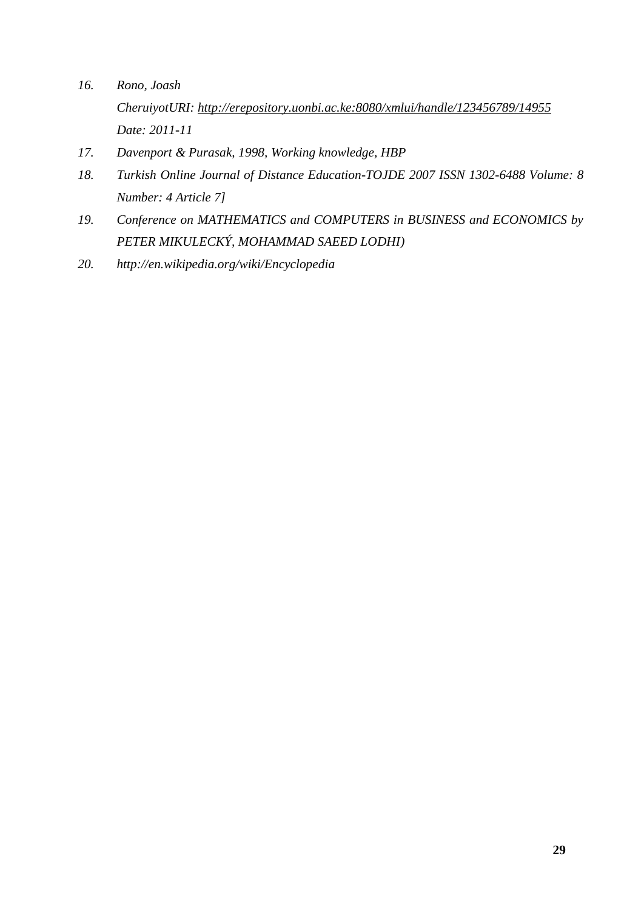16. *Rono, Joash*

    *CheruiyotURI: http://erepository.uonbi.ac.ke:8080/xmlui/handle/123456789/14955*

    *Date: 2011-11*

17. *Davenport & Purasak, 1998, Working knowledge, HBP*
18. *Turkish Online Journal of Distance Education-TOJDE 2007 ISSN 1302-6488 Volume: 8 Number: 4 Article 7]*
19. *Conference on MATHEMATICS and COMPUTERS in BUSINESS and ECONOMICS by PETER MIKULECKÝ, MOHAMMAD SAEED LODHI)*
20. *http://en.wikipedia.org/wiki/Encyclopedia*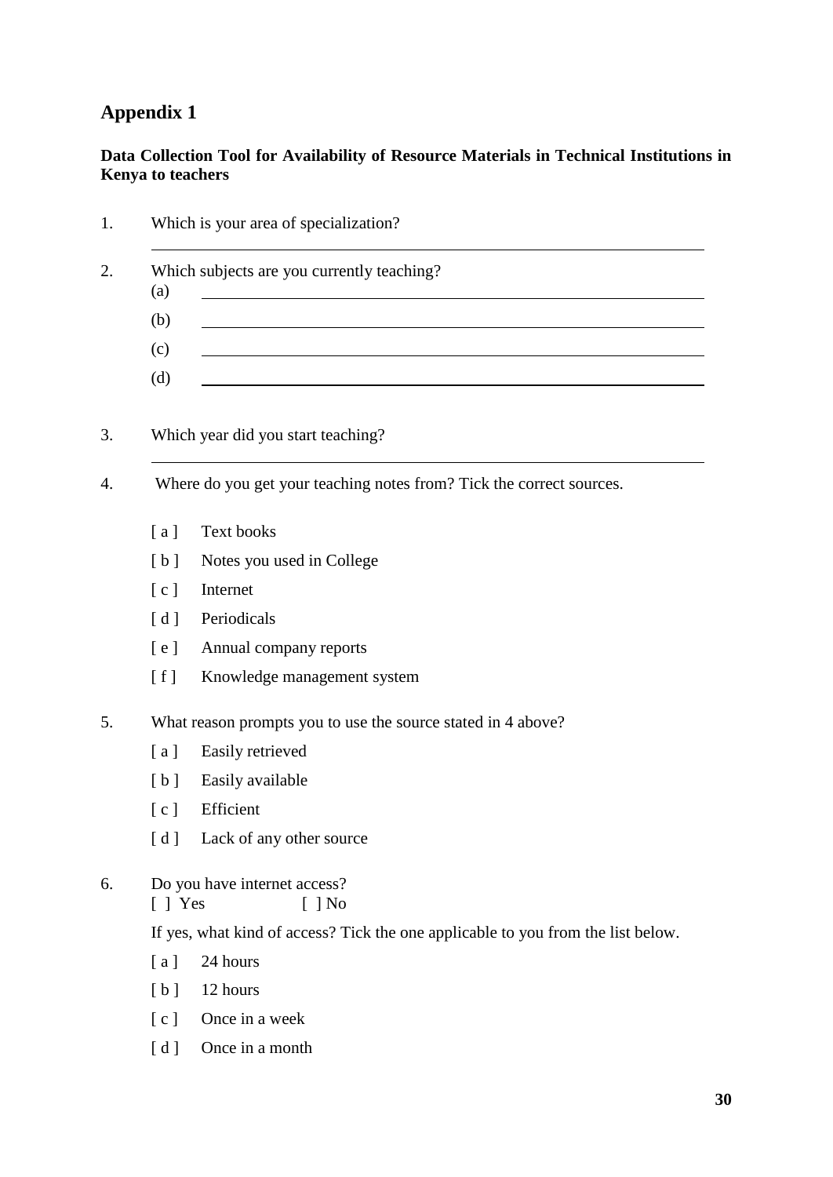# Appendix 1

**Data Collection Tool for Availability of Resource Materials in Technical Institutions in Kenya to teachers**

1. Which is your area of specialization?

   ______________________________________________

2. Which subjects are you currently teaching?

   (a) ______________________________________________

   (b) ______________________________________________

   (c) ______________________________________________

   (d) ______________________________________________

3. Which year did you start teaching?

   ______________________________________________

4. Where do you get your teaching notes from? Tick the correct sources.

   [ a ] Text books

   [ b ] Notes you used in College

   [ c ] Internet

   [ d ] Periodicals

   [ e ] Annual company reports

   [ f ] Knowledge management system

5. What reason prompts you to use the source stated in 4 above?

   [ a ] Easily retrieved

   [ b ] Easily available

   [ c ] Efficient

   [ d ] Lack of any other source

6. Do you have internet access?

   [ ] Yes [ ] No

   If yes, what kind of access? Tick the one applicable to you from the list below.

   [ a ] 24 hours

   [ b ] 12 hours

   [ c ] Once in a week

   [ d ] Once in a month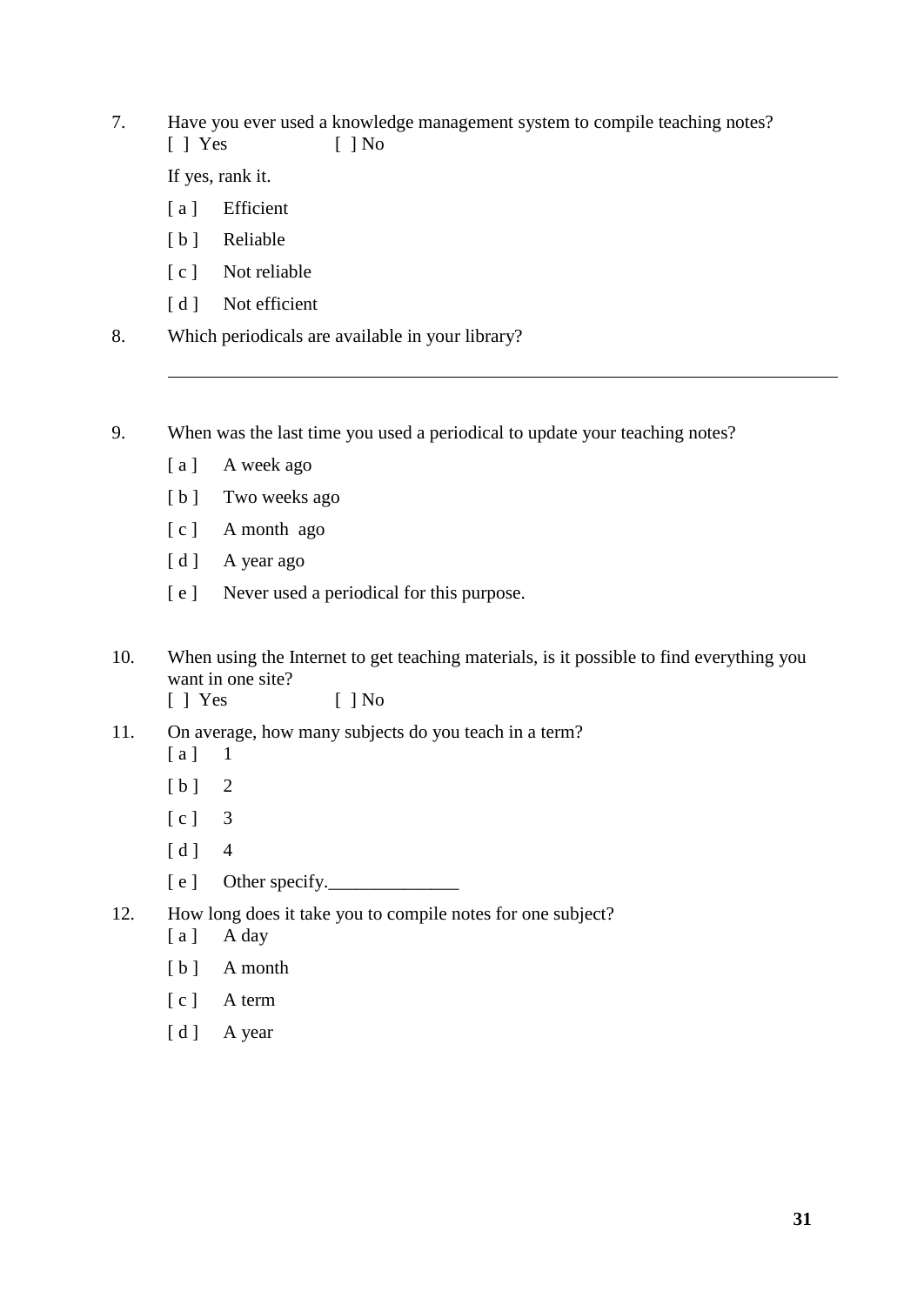7. Have you ever used a knowledge management system to compile teaching notes?
   [ ] Yes [ ] No

   If yes, rank it.

   [ a ] Efficient

   [ b ] Reliable

   [ c ] Not reliable

   [ d ] Not efficient

8. Which periodicals are available in your library?

   ______________________________________________________________________

9. When was the last time you used a periodical to update your teaching notes?

   [ a ] A week ago

   [ b ] Two weeks ago

   [ c ] A month ago

   [ d ] A year ago

   [ e ] Never used a periodical for this purpose.

10. When using the Internet to get teaching materials, is it possible to find everything you want in one site?
    [ ] Yes [ ] No

11. On average, how many subjects do you teach in a term?

    [ a ] 1

    [ b ] 2

    [ c ] 3

    [ d ] 4

    [ e ] Other specify.______________

12. How long does it take you to compile notes for one subject?

    [ a ] A day

    [ b ] A month

    [ c ] A term

    [ d ] A year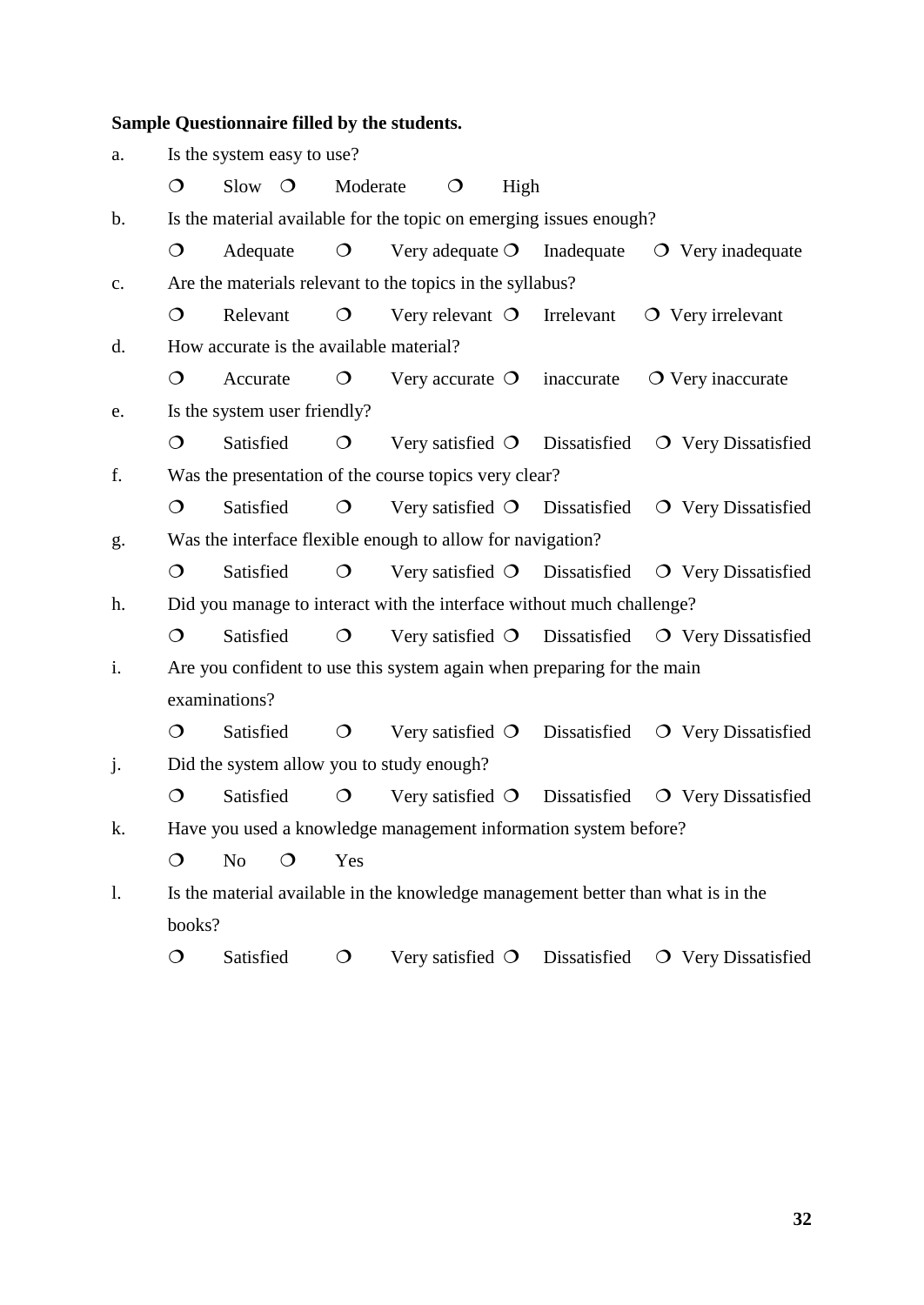**Sample Questionnaire filled by the students.**

a. Is the system easy to use?

❍ Slow ❍ Moderate ❍ High

b. Is the material available for the topic on emerging issues enough?

❍ Adequate ❍ Very adequate ❍ Inadequate ❍ Very inadequate

c. Are the materials relevant to the topics in the syllabus?

❍ Relevant ❍ Very relevant ❍ Irrelevant ❍ Very irrelevant

d. How accurate is the available material?

❍ Accurate ❍ Very accurate ❍ inaccurate ❍ Very inaccurate

e. Is the system user friendly?

❍ Satisfied ❍ Very satisfied ❍ Dissatisfied ❍ Very Dissatisfied

f. Was the presentation of the course topics very clear?

❍ Satisfied ❍ Very satisfied ❍ Dissatisfied ❍ Very Dissatisfied

g. Was the interface flexible enough to allow for navigation?

❍ Satisfied ❍ Very satisfied ❍ Dissatisfied ❍ Very Dissatisfied

h. Did you manage to interact with the interface without much challenge?

❍ Satisfied ❍ Very satisfied ❍ Dissatisfied ❍ Very Dissatisfied

i. Are you confident to use this system again when preparing for the main examinations?

❍ Satisfied ❍ Very satisfied ❍ Dissatisfied ❍ Very Dissatisfied

j. Did the system allow you to study enough?

❍ Satisfied ❍ Very satisfied ❍ Dissatisfied ❍ Very Dissatisfied

k. Have you used a knowledge management information system before?

❍ No ❍ Yes

l. Is the material available in the knowledge management better than what is in the books?

❍ Satisfied ❍ Very satisfied ❍ Dissatisfied ❍ Very Dissatisfied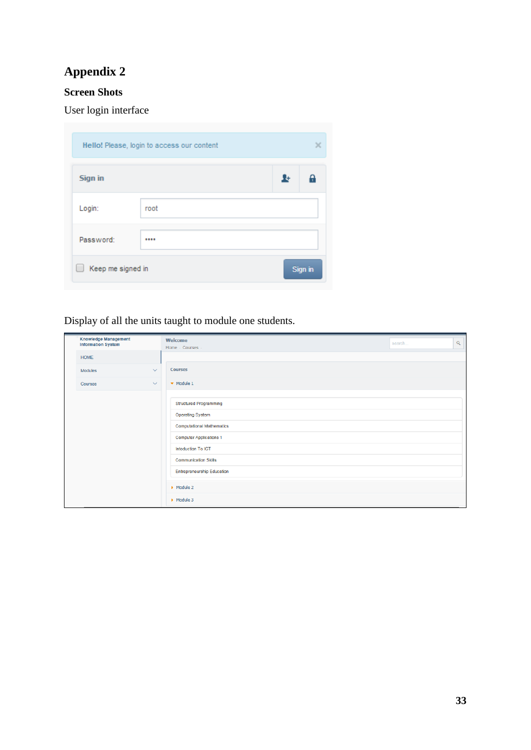# Appendix 2

## Screen Shots

User login interface

Display of all the units taught to module one students.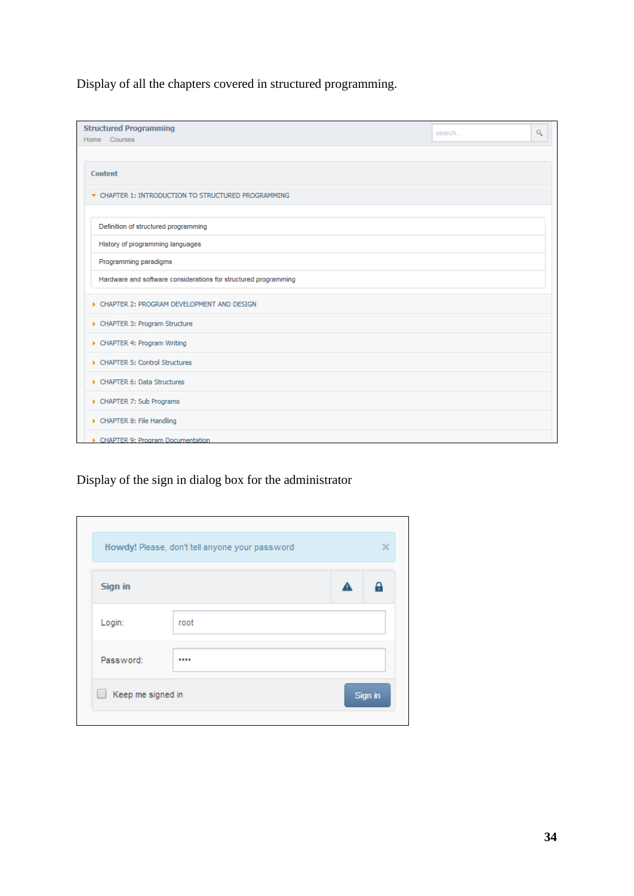Display of all the chapters covered in structured programming.

Structured Programming
Home · Courses ·

search...

Content

CHAPTER 1: INTRODUCTION TO STRUCTURED PROGRAMMING

- Definition of structured programming
- History of programming languages
- Programming paradigms
- Hardware and software considerations for structured programming

CHAPTER 2: PROGRAM DEVELOPMENT AND DESIGN

CHAPTER 3: Program Structure

CHAPTER 4: Program Writing

CHAPTER 5: Control Structures

CHAPTER 6: Data Structures

CHAPTER 7: Sub Programs

CHAPTER 8: File Handling

CHAPTER 9: Program Documentation

Display of the sign in dialog box for the administrator

Howdy! Please, don't tell anyone your password

Sign in

Login: root

Password: ••••

Keep me signed in

Sign in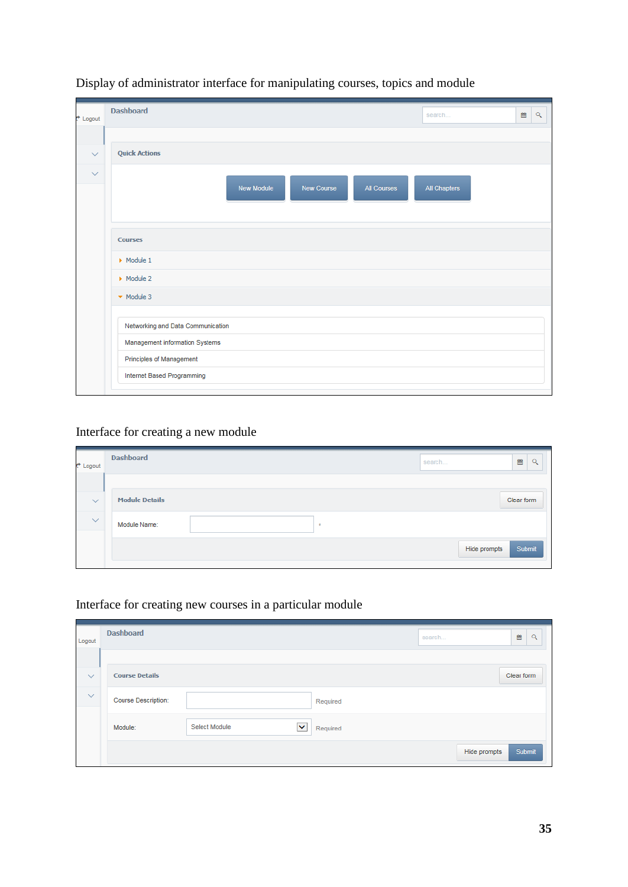Display of administrator interface for manipulating courses, topics and module

Logout

Dashboard

search...

Quick Actions

New Module | New Course | All Courses | All Chapters

Courses

- Module 1
- Module 2
- Module 3

Networking and Data Communication

Management information Systems

Principles of Management

Internet Based Programming

Interface for creating a new module

Logout

Dashboard

search...

Module Details

Clear form

Module Name:

Hide prompts | Submit

Interface for creating new courses in a particular module

Logout

Dashboard

search...

Course Details

Clear form

Course Description: Required

Module: Select Module Required

Hide prompts | Submit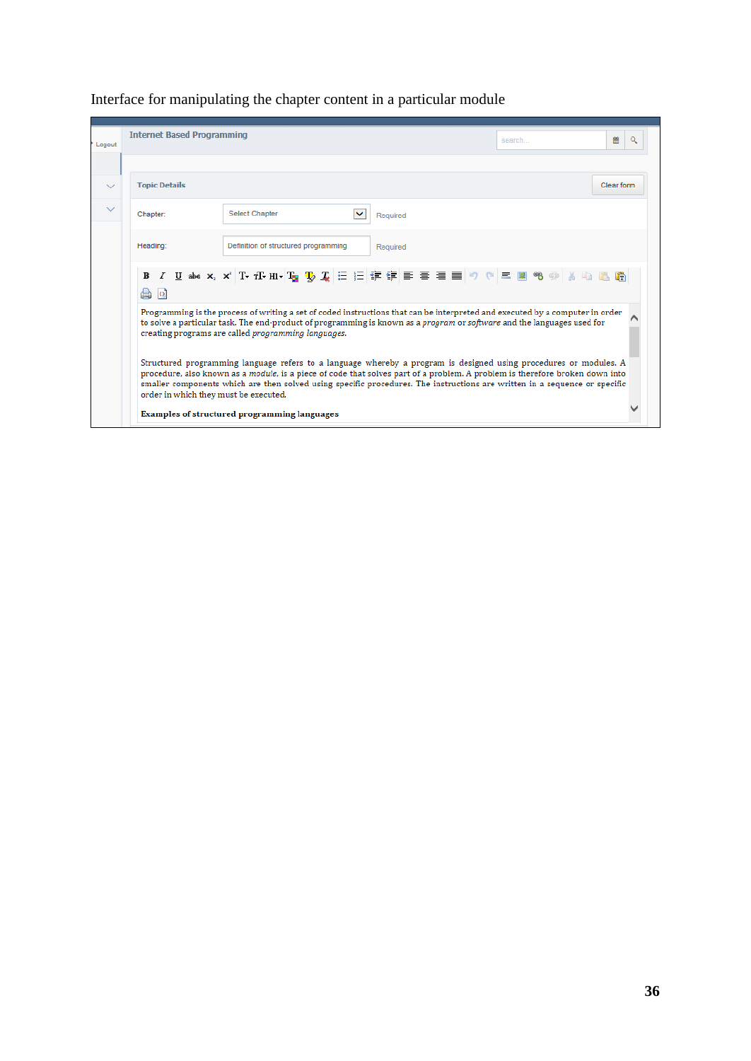Interface for manipulating the chapter content in a particular module

Logout

Internet Based Programming

search...

Topic Details

Clear form

Chapter: Select Chapter Required

Heading: Definition of structured programming Required

Programming is the process of writing a set of coded instructions that can be interpreted and executed by a computer in order to solve a particular task. The end-product of programming is known as a *program* or *software* and the languages used for creating programs are called *programming languages*.

Structured programming language refers to a language whereby a program is designed using procedures or modules. A procedure, also known as a *module*, is a piece of code that solves part of a problem. A problem is therefore broken down into smaller components which are then solved using specific procedures. The instructions are written in a sequence or specific order in which they must be executed.

**Examples of structured programming languages**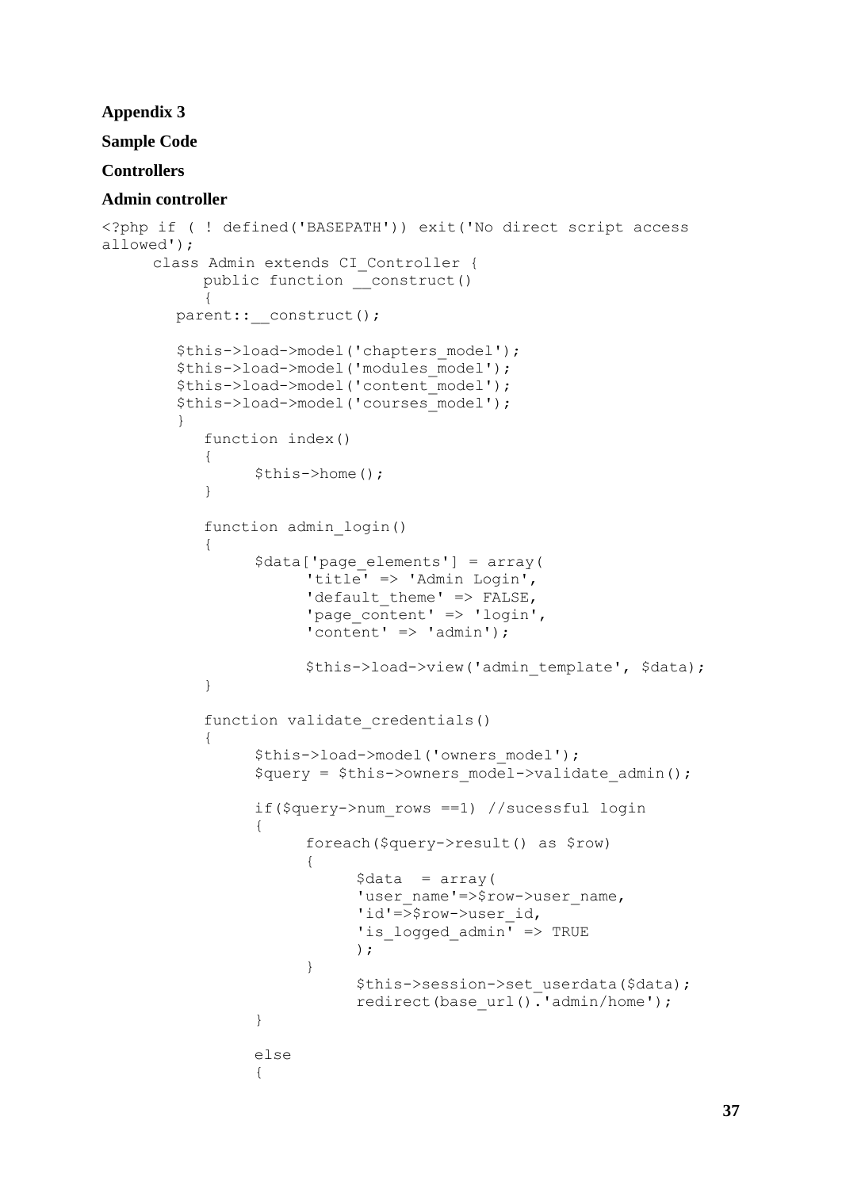**Appendix 3**

**Sample Code**

**Controllers**

**Admin controller**

```
<?php if ( ! defined('BASEPATH')) exit('No direct script access
allowed');
     class Admin extends CI_Controller {
          public function __construct()
          {
       parent::__construct();

       $this->load->model('chapters_model');
       $this->load->model('modules_model');
       $this->load->model('content_model');
       $this->load->model('courses_model');
       }
          function index()
          {
                $this->home();
          }

          function admin_login()
          {
                $data['page_elements'] = array(
                      'title' => 'Admin Login',
                      'default_theme' => FALSE,
                      'page_content' => 'login',
                      'content' => 'admin');

                      $this->load->view('admin_template', $data);
          }

          function validate_credentials()
          {
                $this->load->model('owners_model');
                $query = $this->owners_model->validate_admin();

                if($query->num_rows ==1) //sucessful login
                {
                      foreach($query->result() as $row)
                      {
                            $data  = array(
                            'user_name'=>$row->user_name,
                            'id'=>$row->user_id,
                            'is_logged_admin' => TRUE
                            );
                      }
                            $this->session->set_userdata($data);
                            redirect(base_url().'admin/home');
                }

                else
                {
```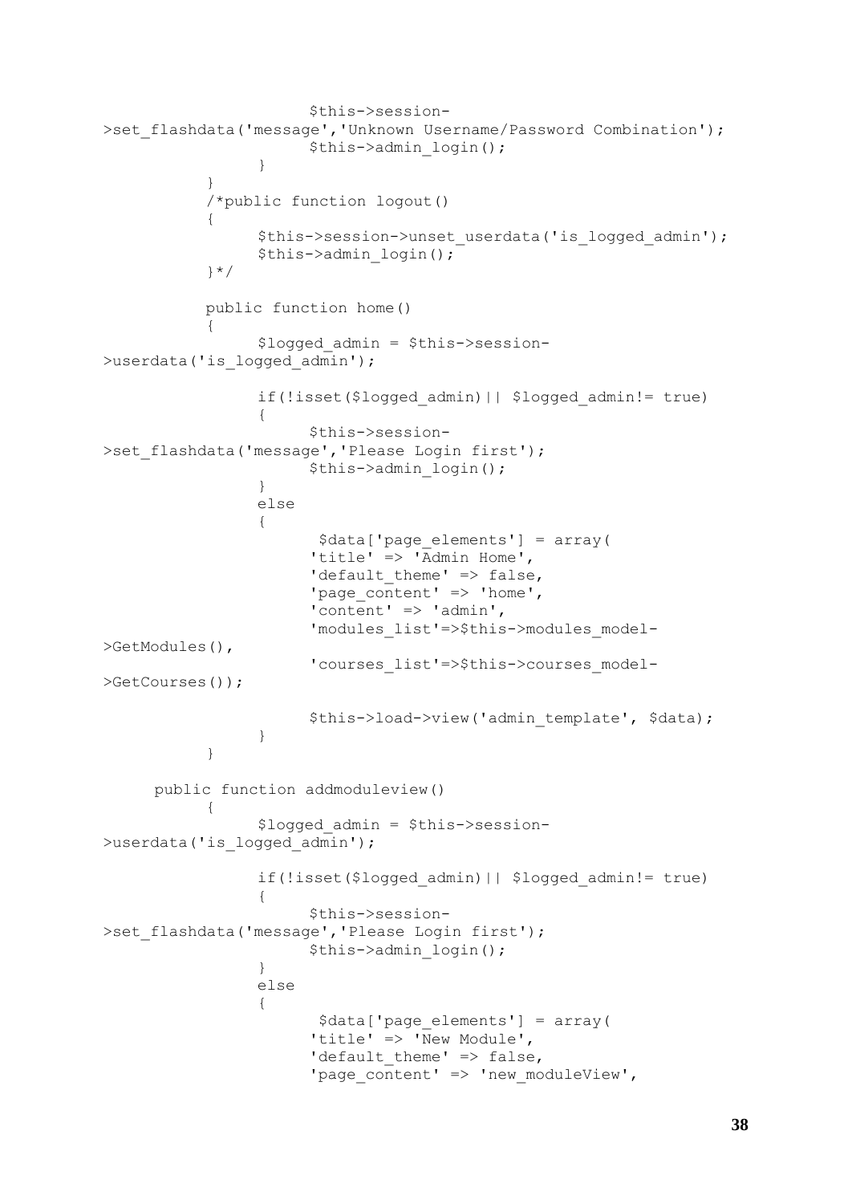```
                    $this->session-
>set_flashdata('message','Unknown Username/Password Combination');
                    $this->admin_login();
                }
            }
            /*public function logout()
            {
                $this->session->unset_userdata('is_logged_admin');
                $this->admin_login();
            }*/

            public function home()
            {
                $logged_admin = $this->session-
>userdata('is_logged_admin');

                if(!isset($logged_admin)|| $logged_admin!= true)
                {
                    $this->session-
>set_flashdata('message','Please Login first');
                    $this->admin_login();
                }
                else
                {
                     $data['page_elements'] = array(
                    'title' => 'Admin Home',
                    'default_theme' => false,
                    'page_content' => 'home',
                    'content' => 'admin',
                    'modules_list'=>$this->modules_model-
>GetModules(),
                    'courses_list'=>$this->courses_model-
>GetCourses());

                    $this->load->view('admin_template', $data);
                }
            }

        public function addmoduleview()
            {
                $logged_admin = $this->session-
>userdata('is_logged_admin');

                if(!isset($logged_admin)|| $logged_admin!= true)
                {
                    $this->session-
>set_flashdata('message','Please Login first');
                    $this->admin_login();
                }
                else
                {
                     $data['page_elements'] = array(
                    'title' => 'New Module',
                    'default_theme' => false,
                    'page_content' => 'new_moduleView',
```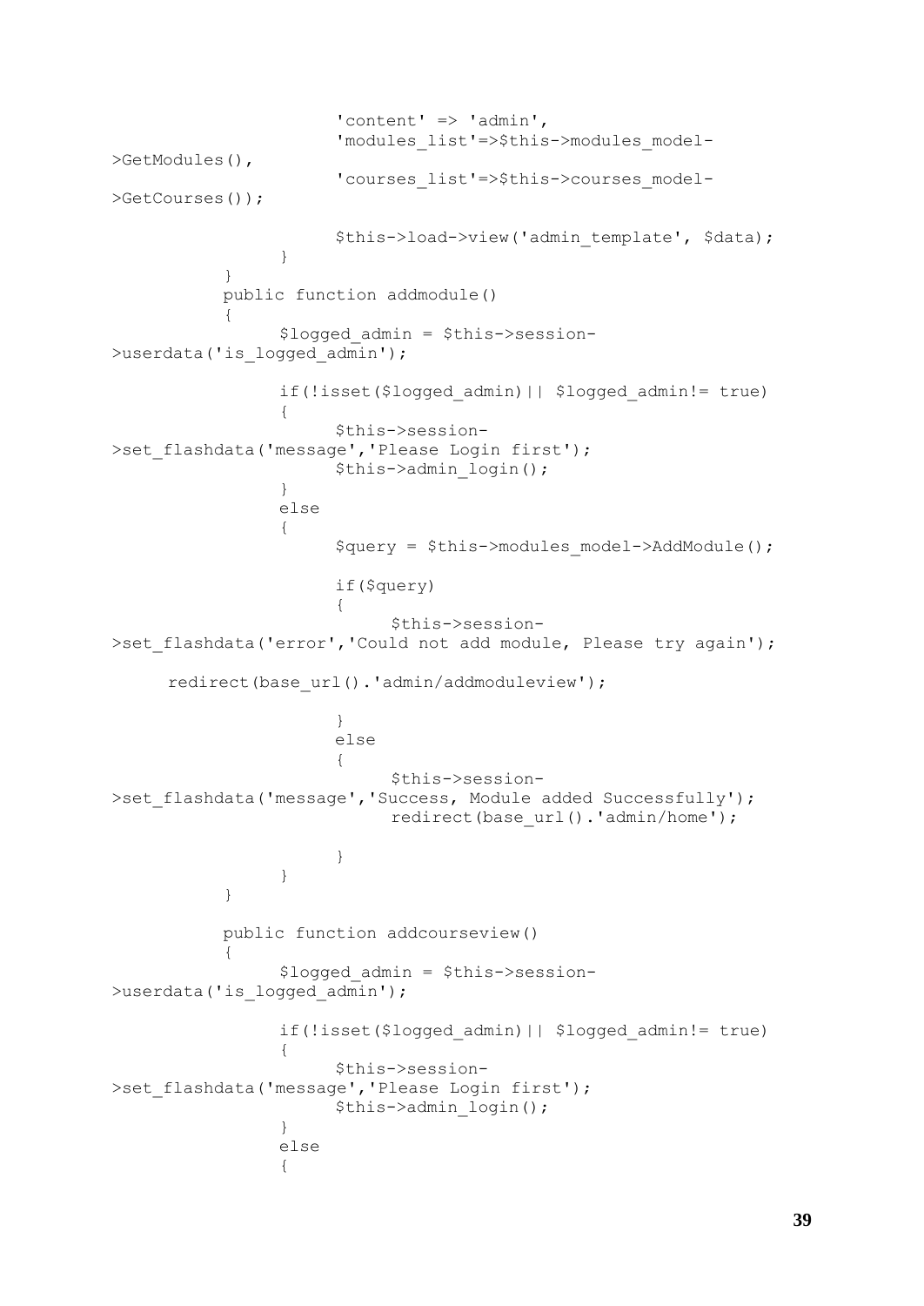```
                    'content' => 'admin',
                    'modules_list'=>$this->modules_model-
>GetModules(),
                    'courses_list'=>$this->courses_model-
>GetCourses());

                    $this->load->view('admin_template', $data);
                }
        }
        public function addmodule()
        {
                $logged_admin = $this->session-
>userdata('is_logged_admin');

                if(!isset($logged_admin)|| $logged_admin!= true)
                {
                    $this->session-
>set_flashdata('message','Please Login first');
                    $this->admin_login();
                }
                else
                {
                    $query = $this->modules_model->AddModule();

                    if($query)
                    {
                        $this->session-
>set_flashdata('error','Could not add module, Please try again');

    redirect(base_url().'admin/addmoduleview');

                    }
                    else
                    {
                        $this->session-
>set_flashdata('message','Success, Module added Successfully');
                        redirect(base_url().'admin/home');

                    }
                }
        }

        public function addcourseview()
        {
                $logged_admin = $this->session-
>userdata('is_logged_admin');

                if(!isset($logged_admin)|| $logged_admin!= true)
                {
                    $this->session-
>set_flashdata('message','Please Login first');
                    $this->admin_login();
                }
                else
                {
```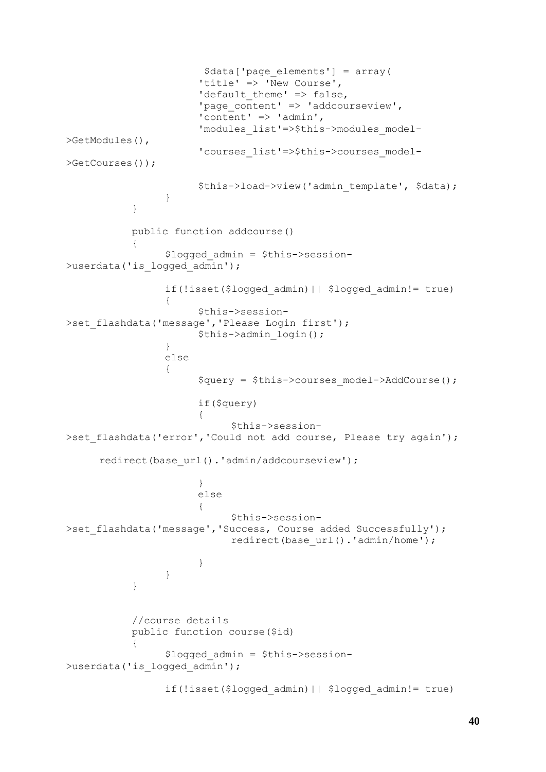```php
                    $data['page_elements'] = array(
                    'title' => 'New Course',
                    'default_theme' => false,
                    'page_content' => 'addcourseview',
                    'content' => 'admin',
                    'modules_list'=>$this->modules_model->GetModules(),
                    'courses_list'=>$this->courses_model->GetCourses());

                    $this->load->view('admin_template', $data);
                }
        }

        public function addcourse()
        {
                $logged_admin = $this->session->userdata('is_logged_admin');

                if(!isset($logged_admin)|| $logged_admin!= true)
                {
                        $this->session->set_flashdata('message','Please Login first');
                        $this->admin_login();
                }
                else
                {
                        $query = $this->courses_model->AddCourse();

                        if($query)
                        {
                                $this->session->set_flashdata('error','Could not add course, Please try again');

        redirect(base_url().'admin/addcourseview');

                        }
                        else
                        {
                                $this->session->set_flashdata('message','Success, Course added Successfully');
                                redirect(base_url().'admin/home');

                        }
                }
        }


        //course details
        public function course($id)
        {
                $logged_admin = $this->session->userdata('is_logged_admin');

                if(!isset($logged_admin)|| $logged_admin!= true)
```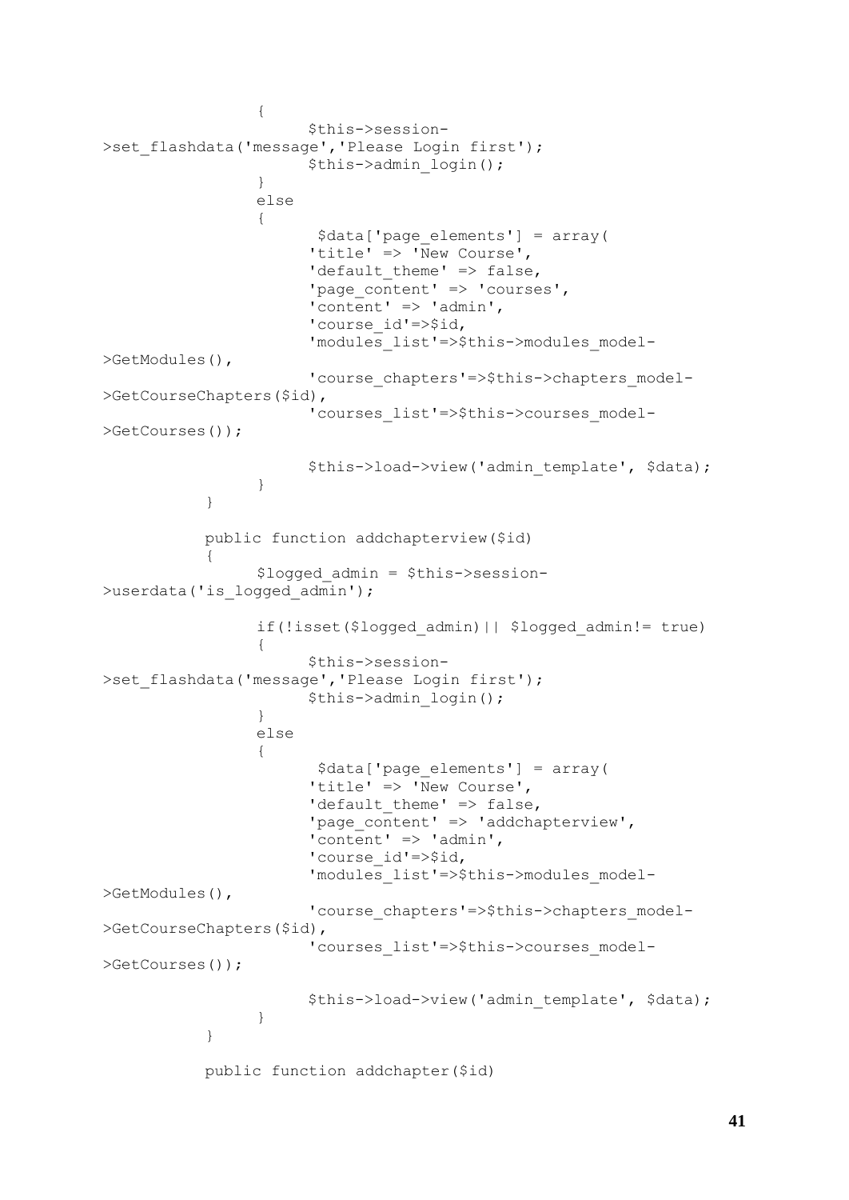```
                {
                        $this->session-
>set_flashdata('message','Please Login first');
                        $this->admin_login();
                }
                else
                {
                         $data['page_elements'] = array(
                        'title' => 'New Course',
                        'default_theme' => false,
                        'page_content' => 'courses',
                        'content' => 'admin',
                        'course_id'=>$id,
                        'modules_list'=>$this->modules_model-
>GetModules(),
                        'course_chapters'=>$this->chapters_model-
>GetCourseChapters($id),
                        'courses_list'=>$this->courses_model-
>GetCourses());

                        $this->load->view('admin_template', $data);
                }
        }

        public function addchapterview($id)
        {
                $logged_admin = $this->session-
>userdata('is_logged_admin');

                if(!isset($logged_admin)|| $logged_admin!= true)
                {
                        $this->session-
>set_flashdata('message','Please Login first');
                        $this->admin_login();
                }
                else
                {
                         $data['page_elements'] = array(
                        'title' => 'New Course',
                        'default_theme' => false,
                        'page_content' => 'addchapterview',
                        'content' => 'admin',
                        'course_id'=>$id,
                        'modules_list'=>$this->modules_model-
>GetModules(),
                        'course_chapters'=>$this->chapters_model-
>GetCourseChapters($id),
                        'courses_list'=>$this->courses_model-
>GetCourses());

                        $this->load->view('admin_template', $data);
                }
        }

        public function addchapter($id)
```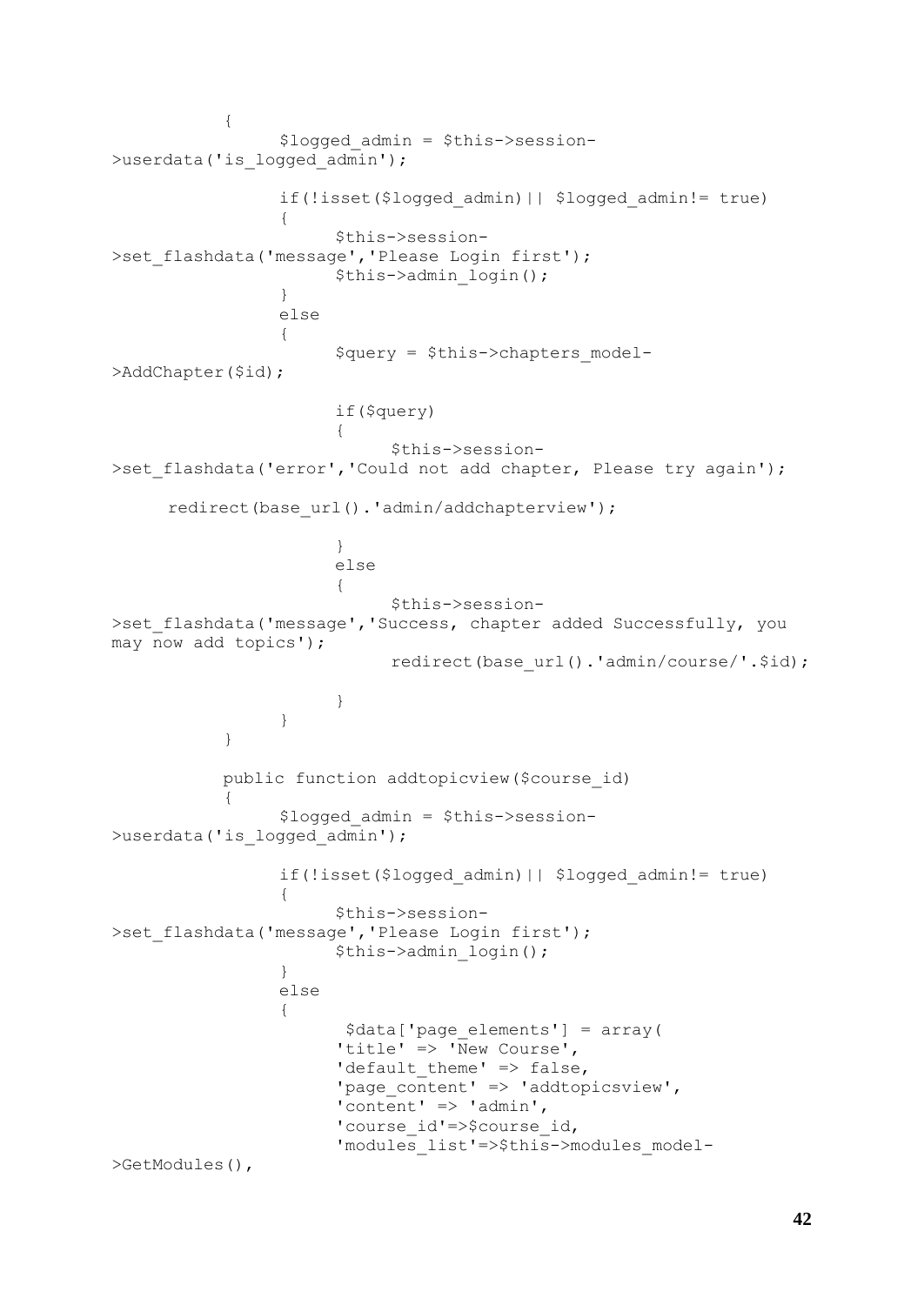```
		{
			$logged_admin = $this->session->userdata('is_logged_admin');

			if(!isset($logged_admin)|| $logged_admin!= true)
			{
				$this->session->set_flashdata('message','Please Login first');
				$this->admin_login();
			}
			else
			{
				$query = $this->chapters_model->AddChapter($id);

				if($query)
				{
					$this->session->set_flashdata('error','Could not add chapter, Please try again');

	redirect(base_url().'admin/addchapterview');

				}
				else
				{
					$this->session->set_flashdata('message','Success, chapter added Successfully, you may now add topics');
					redirect(base_url().'admin/course/'.$id);

				}
			}
		}

		public function addtopicview($course_id)
		{
			$logged_admin = $this->session->userdata('is_logged_admin');

			if(!isset($logged_admin)|| $logged_admin!= true)
			{
				$this->session->set_flashdata('message','Please Login first');
				$this->admin_login();
			}
			else
			{
				 $data['page_elements'] = array(
				'title' => 'New Course',
				'default_theme' => false,
				'page_content' => 'addtopicsview',
				'content' => 'admin',
				'course_id'=>$course_id,
				'modules_list'=>$this->modules_model->GetModules(),
```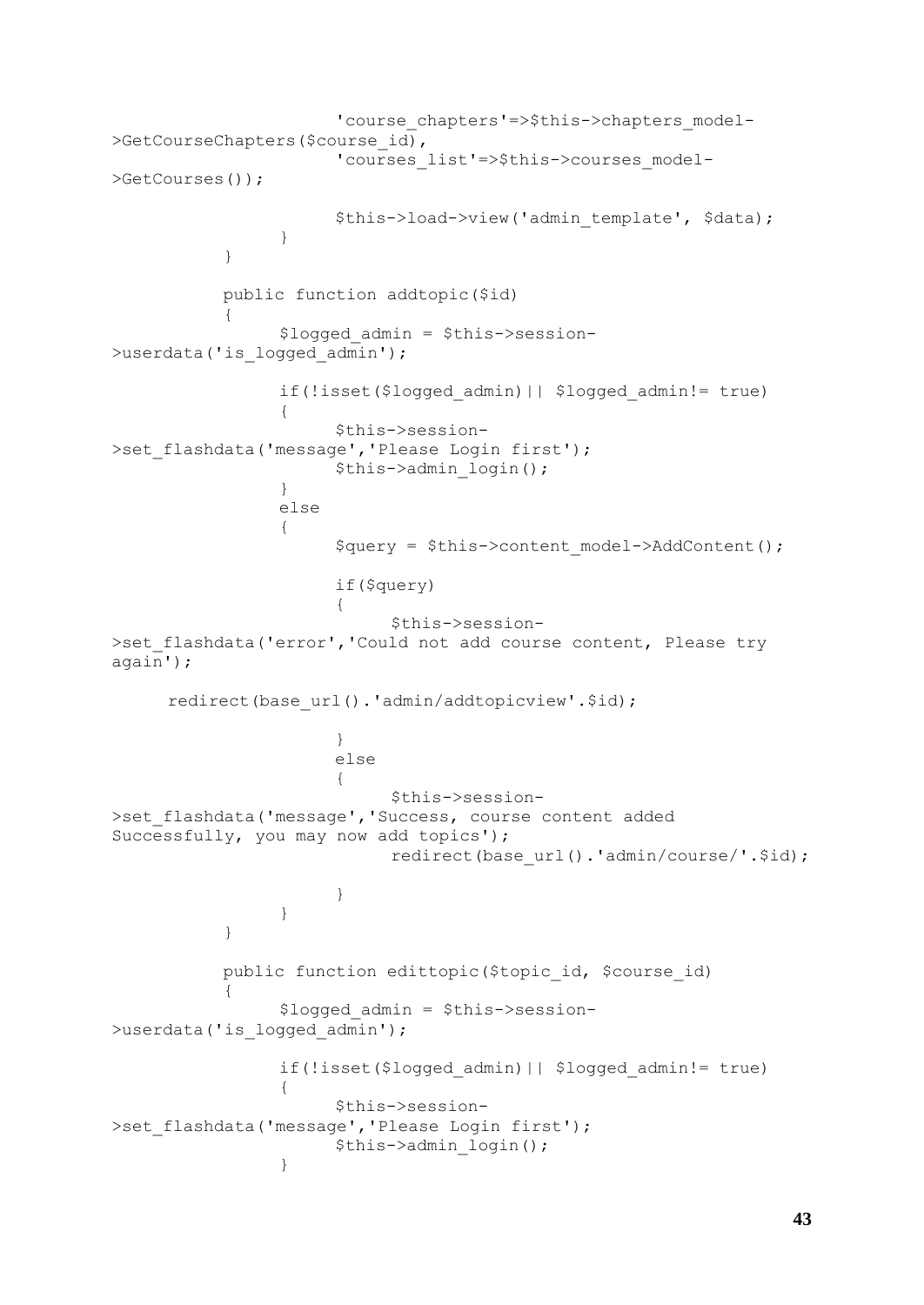```
                    'course_chapters'=>$this->chapters_model-
>GetCourseChapters($course_id),
                    'courses_list'=>$this->courses_model-
>GetCourses());

                    $this->load->view('admin_template', $data);
                }
            }

            public function addtopic($id)
            {
                $logged_admin = $this->session-
>userdata('is_logged_admin');

                if(!isset($logged_admin)|| $logged_admin!= true)
                {
                    $this->session-
>set_flashdata('message','Please Login first');
                    $this->admin_login();
                }
                else
                {
                    $query = $this->content_model->AddContent();

                    if($query)
                    {
                        $this->session-
>set_flashdata('error','Could not add course content, Please try
again');

      redirect(base_url().'admin/addtopicview'.$id);

                    }
                    else
                    {
                        $this->session-
>set_flashdata('message','Success, course content added
Successfully, you may now add topics');
                        redirect(base_url().'admin/course/'.$id);

                    }
                }
            }

            public function edittopic($topic_id, $course_id)
            {
                $logged_admin = $this->session-
>userdata('is_logged_admin');

                if(!isset($logged_admin)|| $logged_admin!= true)
                {
                    $this->session-
>set_flashdata('message','Please Login first');
                    $this->admin_login();
                }
```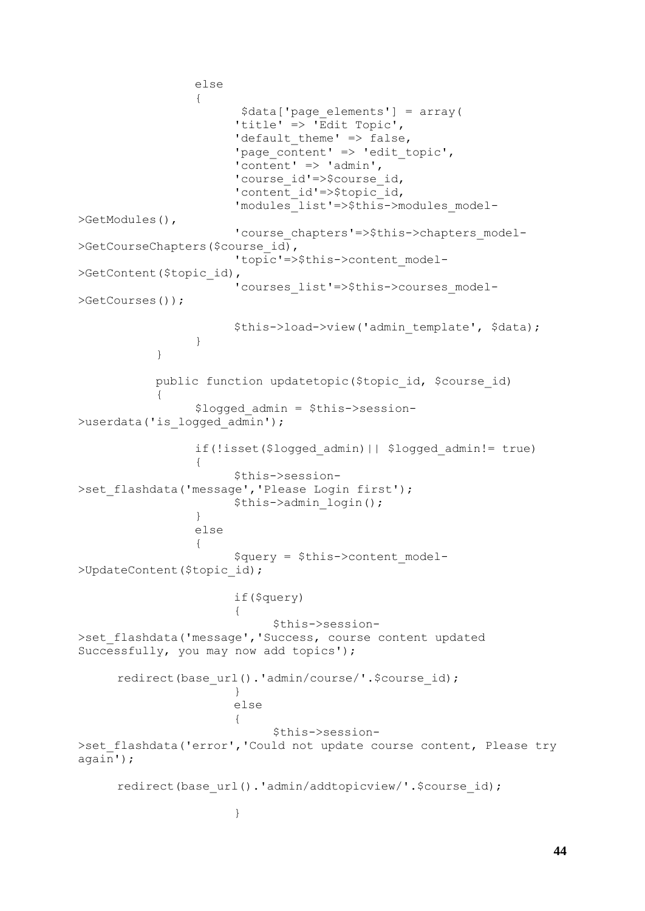```
                else
                {
                        $data['page_elements'] = array(
                        'title' => 'Edit Topic',
                        'default_theme' => false,
                        'page_content' => 'edit_topic',
                        'content' => 'admin',
                        'course_id'=>$course_id,
                        'content_id'=>$topic_id,
                        'modules_list'=>$this->modules_model-
>GetModules(),
                        'course_chapters'=>$this->chapters_model-
>GetCourseChapters($course_id),
                        'topic'=>$this->content_model-
>GetContent($topic_id),
                        'courses_list'=>$this->courses_model-
>GetCourses());

                        $this->load->view('admin_template', $data);
                }
        }

        public function updatetopic($topic_id, $course_id)
        {
                $logged_admin = $this->session-
>userdata('is_logged_admin');

                if(!isset($logged_admin)|| $logged_admin!= true)
                {
                        $this->session-
>set_flashdata('message','Please Login first');
                        $this->admin_login();
                }
                else
                {
                        $query = $this->content_model-
>UpdateContent($topic_id);

                        if($query)
                        {
                                $this->session-
>set_flashdata('message','Success, course content updated
Successfully, you may now add topics');

      redirect(base_url().'admin/course/'.$course_id);
                        }
                        else
                        {
                                $this->session-
>set_flashdata('error','Could not update course content, Please try
again');

      redirect(base_url().'admin/addtopicview/'.$course_id);

                        }
```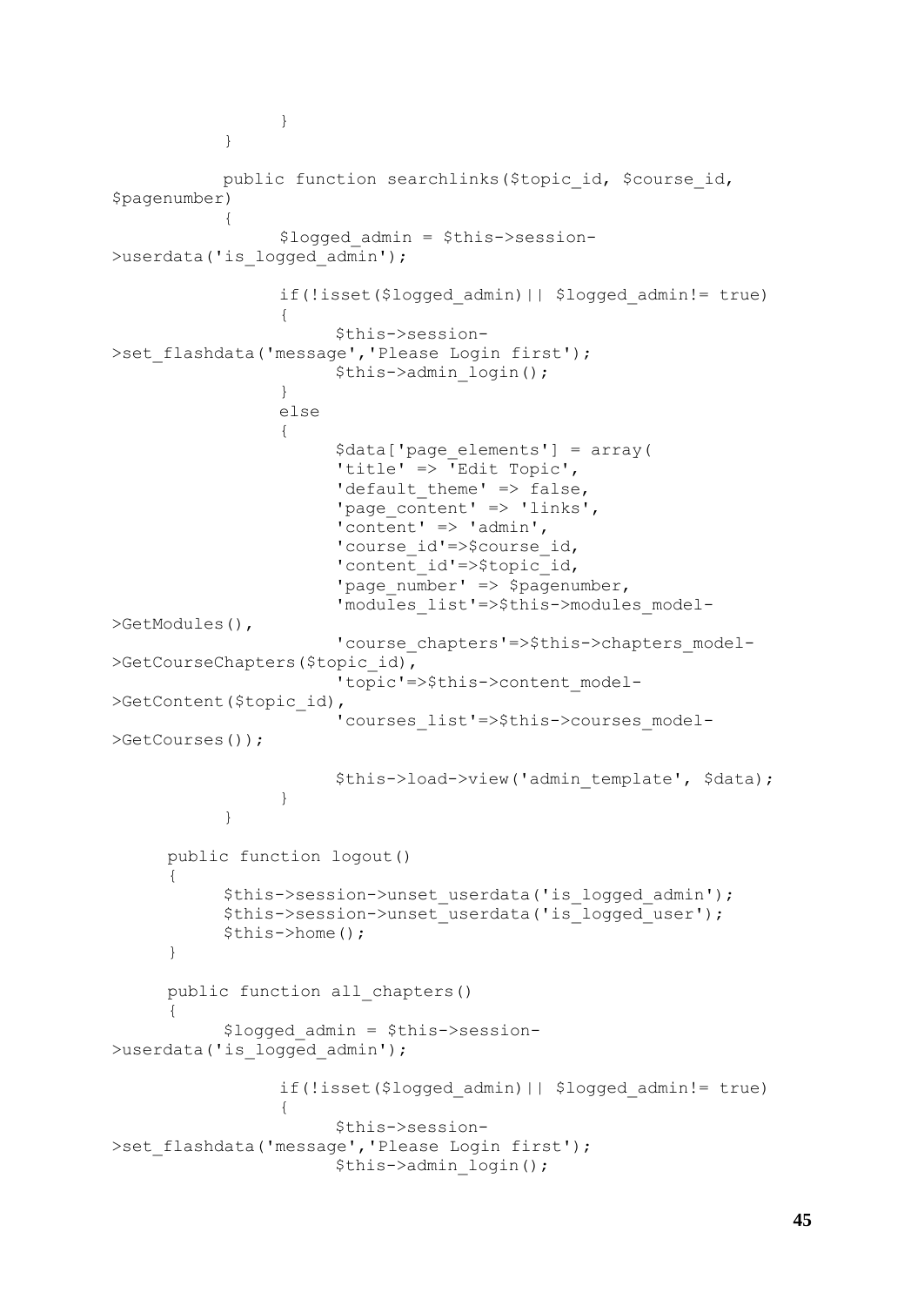```
                }
            }

            public function searchlinks($topic_id, $course_id,
$pagenumber)
            {
                  $logged_admin = $this->session-
>userdata('is_logged_admin');

                  if(!isset($logged_admin)|| $logged_admin!= true)
                  {
                        $this->session-
>set_flashdata('message','Please Login first');
                        $this->admin_login();
                  }
                  else
                  {
                        $data['page_elements'] = array(
                        'title' => 'Edit Topic',
                        'default_theme' => false,
                        'page_content' => 'links',
                        'content' => 'admin',
                        'course_id'=>$course_id,
                        'content_id'=>$topic_id,
                        'page_number' => $pagenumber,
                        'modules_list'=>$this->modules_model-
>GetModules(),
                        'course_chapters'=>$this->chapters_model-
>GetCourseChapters($topic_id),
                        'topic'=>$this->content_model-
>GetContent($topic_id),
                        'courses_list'=>$this->courses_model-
>GetCourses());

                        $this->load->view('admin_template', $data);
                  }
            }

      public function logout()
      {
            $this->session->unset_userdata('is_logged_admin');
            $this->session->unset_userdata('is_logged_user');
            $this->home();
      }

      public function all_chapters()
      {
            $logged_admin = $this->session-
>userdata('is_logged_admin');

                  if(!isset($logged_admin)|| $logged_admin!= true)
                  {
                        $this->session-
>set_flashdata('message','Please Login first');
                        $this->admin_login();
```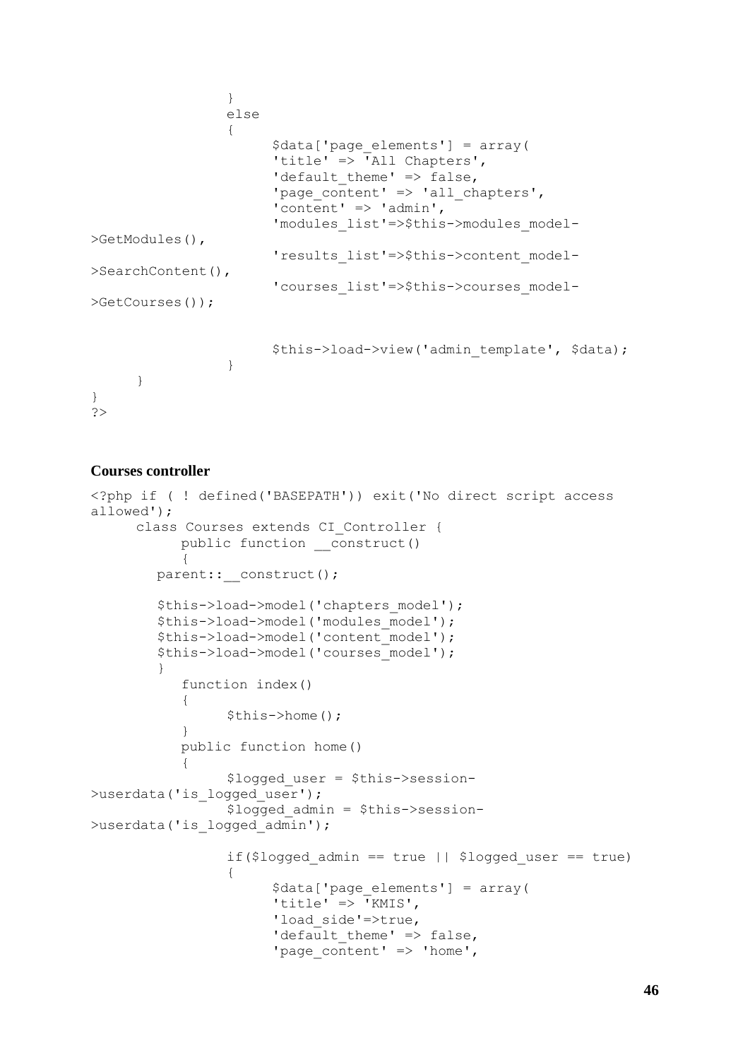```
                }
                else
                {
                        $data['page_elements'] = array(
                        'title' => 'All Chapters',
                        'default_theme' => false,
                        'page_content' => 'all_chapters',
                        'content' => 'admin',
                        'modules_list'=>$this->modules_model-
>GetModules(),
                        'results_list'=>$this->content_model-
>SearchContent(),
                        'courses_list'=>$this->courses_model-
>GetCourses());


                        $this->load->view('admin_template', $data);
                }
        }
}
?>
```

**Courses controller**

```
<?php if ( ! defined('BASEPATH')) exit('No direct script access
allowed');
        class Courses extends CI_Controller {
                public function __construct()
                {
            parent::__construct();

            $this->load->model('chapters_model');
            $this->load->model('modules_model');
            $this->load->model('content_model');
            $this->load->model('courses_model');
            }
                function index()
                {
                        $this->home();
                }
                public function home()
                {
                        $logged_user = $this->session-
>userdata('is_logged_user');
                        $logged_admin = $this->session-
>userdata('is_logged_admin');

                        if($logged_admin == true || $logged_user == true)
                        {
                                $data['page_elements'] = array(
                                'title' => 'KMIS',
                                'load_side'=>true,
                                'default_theme' => false,
                                'page_content' => 'home',
```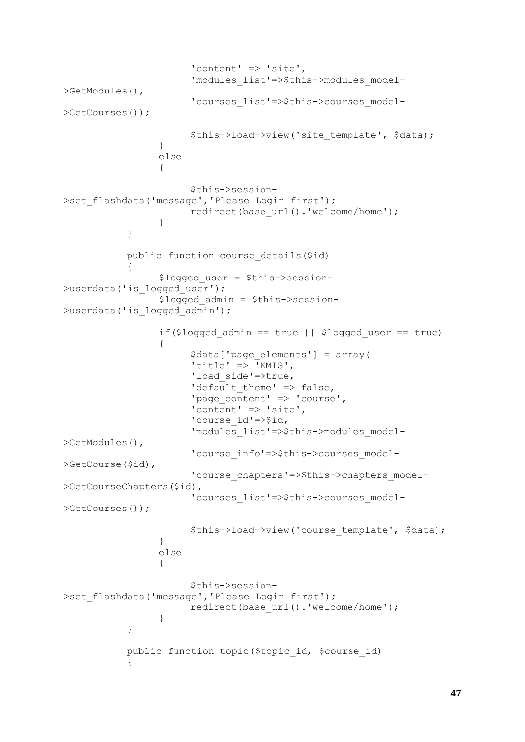```
                        'content' => 'site',
                        'modules_list'=>$this->modules_model-
>GetModules(),
                        'courses_list'=>$this->courses_model-
>GetCourses());

                        $this->load->view('site_template', $data);
                  }
                  else
                  {

                        $this->session-
>set_flashdata('message','Please Login first');
                        redirect(base_url().'welcome/home');
                  }
            }

            public function course_details($id)
            {
                  $logged_user = $this->session-
>userdata('is_logged_user');
                  $logged_admin = $this->session-
>userdata('is_logged_admin');

                  if($logged_admin == true || $logged_user == true)
                  {
                        $data['page_elements'] = array(
                        'title' => 'KMIS',
                        'load_side'=>true,
                        'default_theme' => false,
                        'page_content' => 'course',
                        'content' => 'site',
                        'course_id'=>$id,
                        'modules_list'=>$this->modules_model-
>GetModules(),
                        'course_info'=>$this->courses_model-
>GetCourse($id),
                        'course_chapters'=>$this->chapters_model-
>GetCourseChapters($id),
                        'courses_list'=>$this->courses_model-
>GetCourses());

                        $this->load->view('course_template', $data);
                  }
                  else
                  {

                        $this->session-
>set_flashdata('message','Please Login first');
                        redirect(base_url().'welcome/home');
                  }
            }

            public function topic($topic_id, $course_id)
            {
```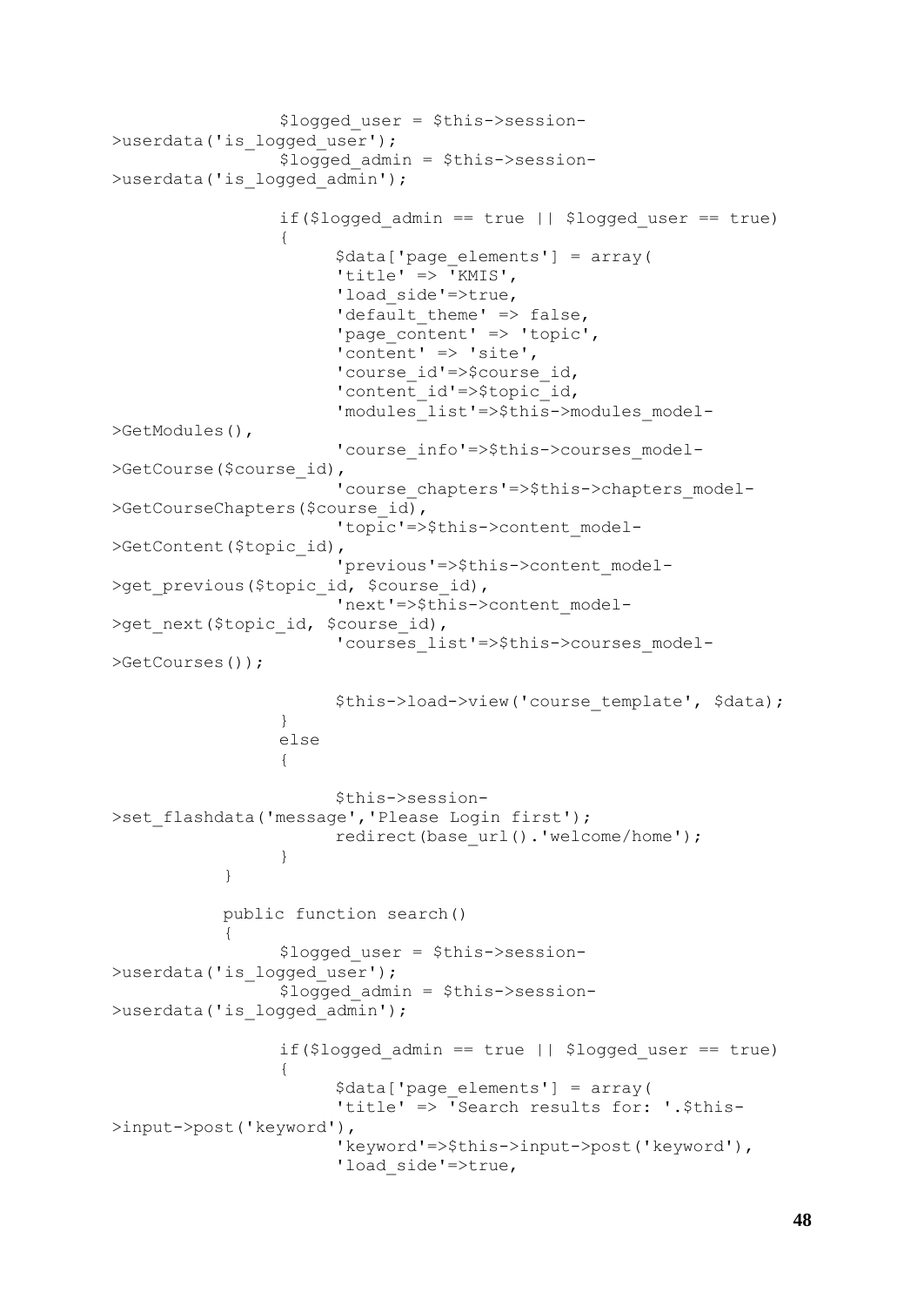```
                $logged_user = $this->session-
>userdata('is_logged_user');
                $logged_admin = $this->session-
>userdata('is_logged_admin');

                if($logged_admin == true || $logged_user == true)
                {
                      $data['page_elements'] = array(
                      'title' => 'KMIS',
                      'load_side'=>true,
                      'default_theme' => false,
                      'page_content' => 'topic',
                      'content' => 'site',
                      'course_id'=>$course_id,
                      'content_id'=>$topic_id,
                      'modules_list'=>$this->modules_model-
>GetModules(),
                      'course_info'=>$this->courses_model-
>GetCourse($course_id),
                      'course_chapters'=>$this->chapters_model-
>GetCourseChapters($course_id),
                      'topic'=>$this->content_model-
>GetContent($topic_id),
                      'previous'=>$this->content_model-
>get_previous($topic_id, $course_id),
                      'next'=>$this->content_model-
>get_next($topic_id, $course_id),
                      'courses_list'=>$this->courses_model-
>GetCourses());

                      $this->load->view('course_template', $data);
                }
                else
                {

                      $this->session-
>set_flashdata('message','Please Login first');
                      redirect(base_url().'welcome/home');
                }
          }

          public function search()
          {
                $logged_user = $this->session-
>userdata('is_logged_user');
                $logged_admin = $this->session-
>userdata('is_logged_admin');

                if($logged_admin == true || $logged_user == true)
                {
                      $data['page_elements'] = array(
                      'title' => 'Search results for: '.$this-
>input->post('keyword'),
                      'keyword'=>$this->input->post('keyword'),
                      'load_side'=>true,
```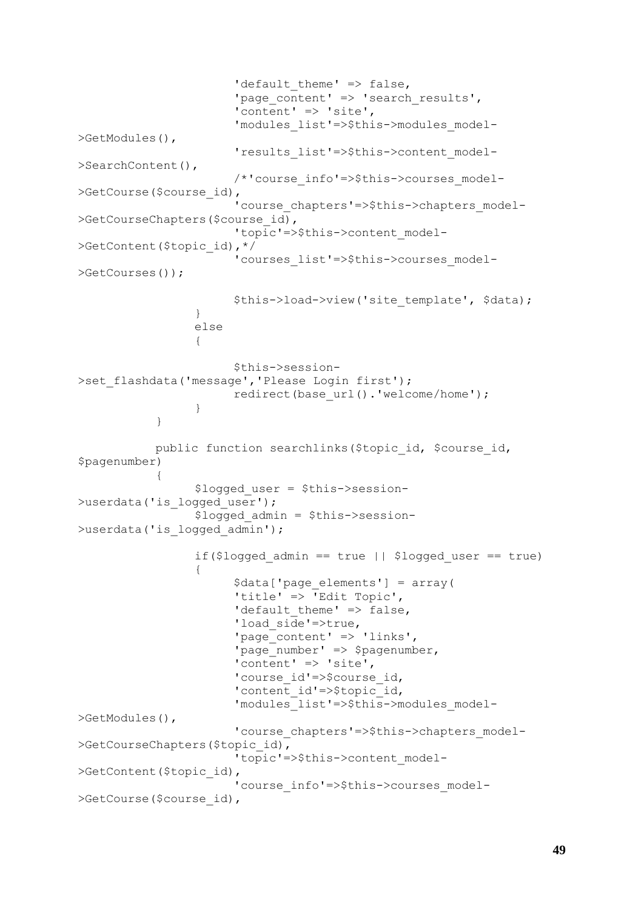```
                    'default_theme' => false,
                    'page_content' => 'search_results',
                    'content' => 'site',
                    'modules_list'=>$this->modules_model-
>GetModules(),
                    'results_list'=>$this->content_model-
>SearchContent(),
                    /*'course_info'=>$this->courses_model-
>GetCourse($course_id),
                    'course_chapters'=>$this->chapters_model-
>GetCourseChapters($course_id),
                    'topic'=>$this->content_model-
>GetContent($topic_id),*/
                    'courses_list'=>$this->courses_model-
>GetCourses());

                    $this->load->view('site_template', $data);
               }
               else
               {

                    $this->session-
>set_flashdata('message','Please Login first');
                    redirect(base_url().'welcome/home');
               }
          }

          public function searchlinks($topic_id, $course_id,
$pagenumber)
          {
               $logged_user = $this->session-
>userdata('is_logged_user');
               $logged_admin = $this->session-
>userdata('is_logged_admin');

               if($logged_admin == true || $logged_user == true)
               {
                    $data['page_elements'] = array(
                    'title' => 'Edit Topic',
                    'default_theme' => false,
                    'load_side'=>true,
                    'page_content' => 'links',
                    'page_number' => $pagenumber,
                    'content' => 'site',
                    'course_id'=>$course_id,
                    'content_id'=>$topic_id,
                    'modules_list'=>$this->modules_model-
>GetModules(),
                    'course_chapters'=>$this->chapters_model-
>GetCourseChapters($topic_id),
                    'topic'=>$this->content_model-
>GetContent($topic_id),
                    'course_info'=>$this->courses_model-
>GetCourse($course_id),
```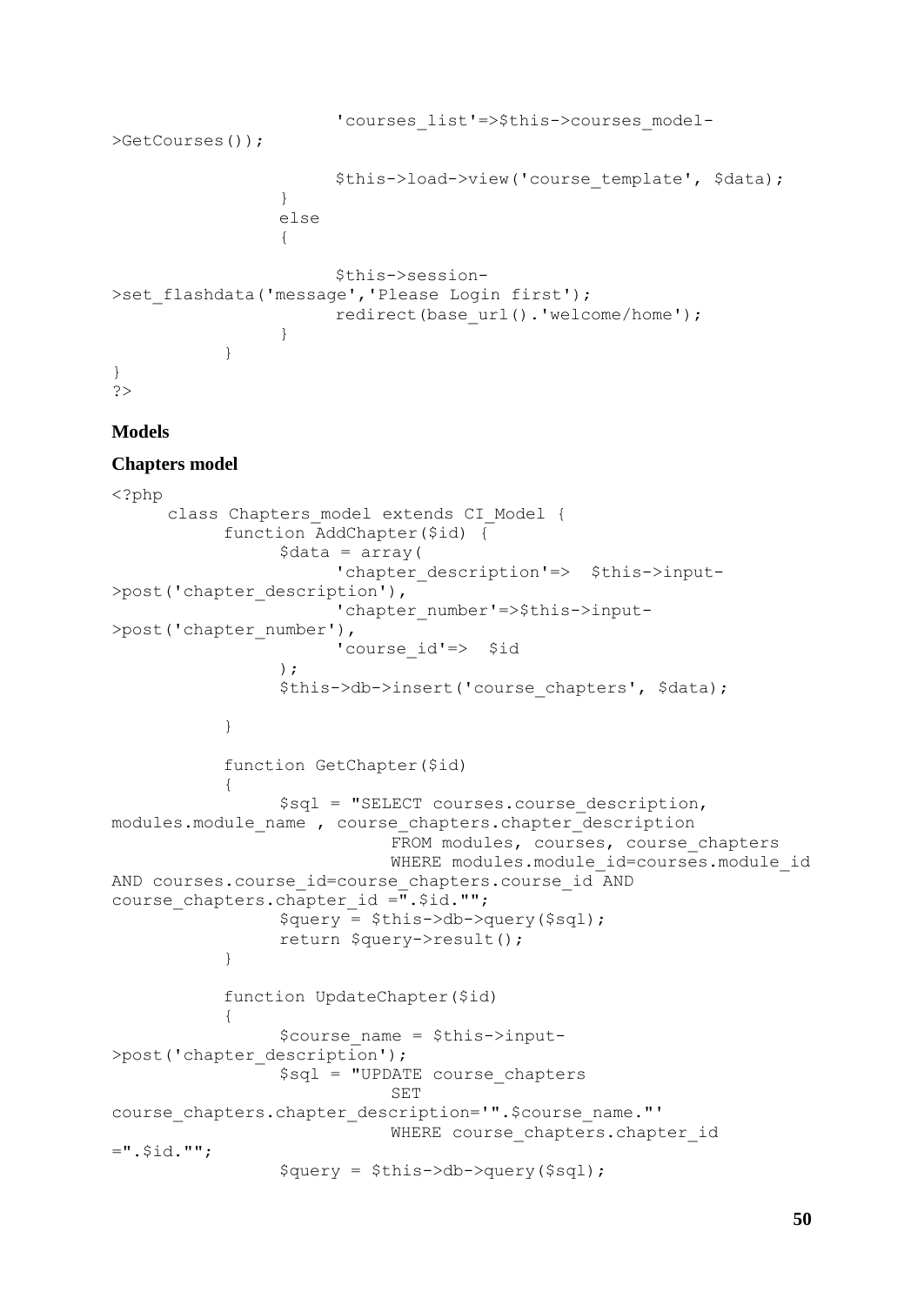```
                    'courses_list'=>$this->courses_model-
>GetCourses());

                    $this->load->view('course_template', $data);
                }
                else
                {

                    $this->session-
>set_flashdata('message','Please Login first');
                    redirect(base_url().'welcome/home');
                }
            }
}
?>
```

**Models**

**Chapters model**

```
<?php
    class Chapters_model extends CI_Model {
        function AddChapter($id) {
            $data = array(
                'chapter_description'=>  $this->input-
>post('chapter_description'),
                'chapter_number'=>$this->input-
>post('chapter_number'),
                'course_id'=>  $id
            );
            $this->db->insert('course_chapters', $data);

        }

        function GetChapter($id)
        {
            $sql = "SELECT courses.course_description,
modules.module_name , course_chapters.chapter_description
                    FROM modules, courses, course_chapters
                    WHERE modules.module_id=courses.module_id
AND courses.course_id=course_chapters.course_id AND
course_chapters.chapter_id =".$id."";
            $query = $this->db->query($sql);
            return $query->result();
        }

        function UpdateChapter($id)
        {
            $course_name = $this->input-
>post('chapter_description');
            $sql = "UPDATE course_chapters
                    SET
course_chapters.chapter_description='".$course_name."'
                    WHERE course_chapters.chapter_id
=".$id."";
            $query = $this->db->query($sql);
```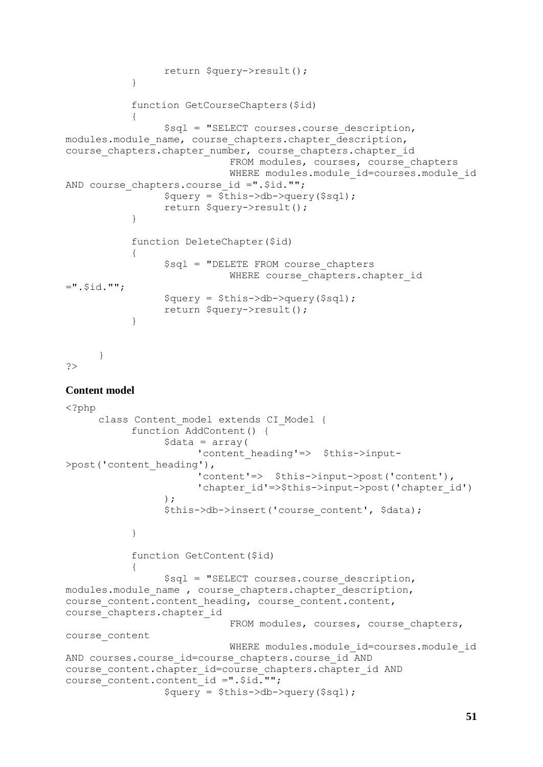```
                return $query->result();
            }

            function GetCourseChapters($id)
            {
                $sql = "SELECT courses.course_description,
modules.module_name, course_chapters.chapter_description,
course_chapters.chapter_number, course_chapters.chapter_id
                            FROM modules, courses, course_chapters
                            WHERE modules.module_id=courses.module_id
AND course_chapters.course_id =".$id."";
                $query = $this->db->query($sql);
                return $query->result();
            }

            function DeleteChapter($id)
            {
                $sql = "DELETE FROM course_chapters
                            WHERE course_chapters.chapter_id
=".$id."";
                $query = $this->db->query($sql);
                return $query->result();
            }


        }
?>
```

**Content model**

```
<?php
        class Content_model extends CI_Model {
            function AddContent() {
                $data = array(
                        'content_heading'=>  $this->input-
>post('content_heading'),
                        'content'=>  $this->input->post('content'),
                        'chapter_id'=>$this->input->post('chapter_id')
                );
                $this->db->insert('course_content', $data);

            }

            function GetContent($id)
            {
                $sql = "SELECT courses.course_description,
modules.module_name , course_chapters.chapter_description,
course_content.content_heading, course_content.content,
course_chapters.chapter_id
                            FROM modules, courses, course_chapters,
course_content
                            WHERE modules.module_id=courses.module_id
AND courses.course_id=course_chapters.course_id AND
course_content.chapter_id=course_chapters.chapter_id AND
course_content.content_id =".$id."";
                $query = $this->db->query($sql);
```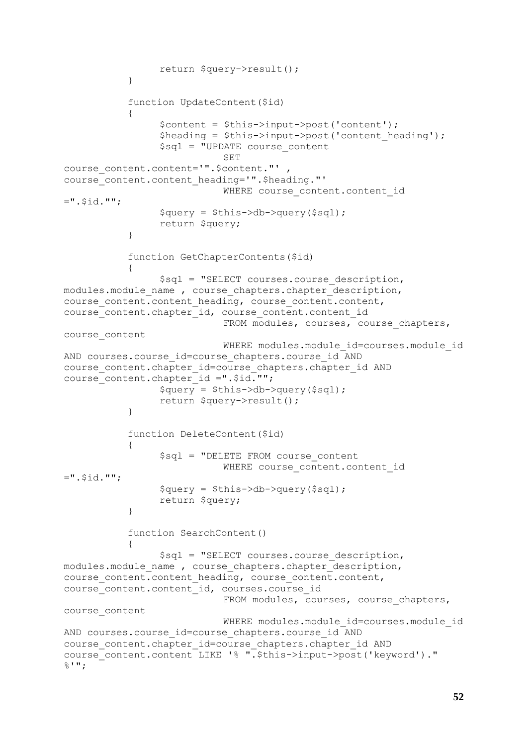```
                return $query->result();
        }

        function UpdateContent($id)
        {
                $content = $this->input->post('content');
                $heading = $this->input->post('content_heading');
                $sql = "UPDATE course_content
                        SET
course_content.content='".$content."' ,
course_content.content_heading='".$heading."'
                        WHERE course_content.content_id
=".$id."";
                $query = $this->db->query($sql);
                return $query;
        }

        function GetChapterContents($id)
        {
                $sql = "SELECT courses.course_description,
modules.module_name , course_chapters.chapter_description,
course_content.content_heading, course_content.content,
course_content.chapter_id, course_content.content_id
                        FROM modules, courses, course_chapters,
course_content
                        WHERE modules.module_id=courses.module_id
AND courses.course_id=course_chapters.course_id AND
course_content.chapter_id=course_chapters.chapter_id AND
course_content.chapter_id =".$id."";
                $query = $this->db->query($sql);
                return $query->result();
        }

        function DeleteContent($id)
        {
                $sql = "DELETE FROM course_content
                        WHERE course_content.content_id
=".$id."";
                $query = $this->db->query($sql);
                return $query;
        }

        function SearchContent()
        {
                $sql = "SELECT courses.course_description,
modules.module_name , course_chapters.chapter_description,
course_content.content_heading, course_content.content,
course_content.content_id, courses.course_id
                        FROM modules, courses, course_chapters,
course_content
                        WHERE modules.module_id=courses.module_id
AND courses.course_id=course_chapters.course_id AND
course_content.chapter_id=course_chapters.chapter_id AND
course_content.content LIKE '% ".$this->input->post('keyword')."
%'";
```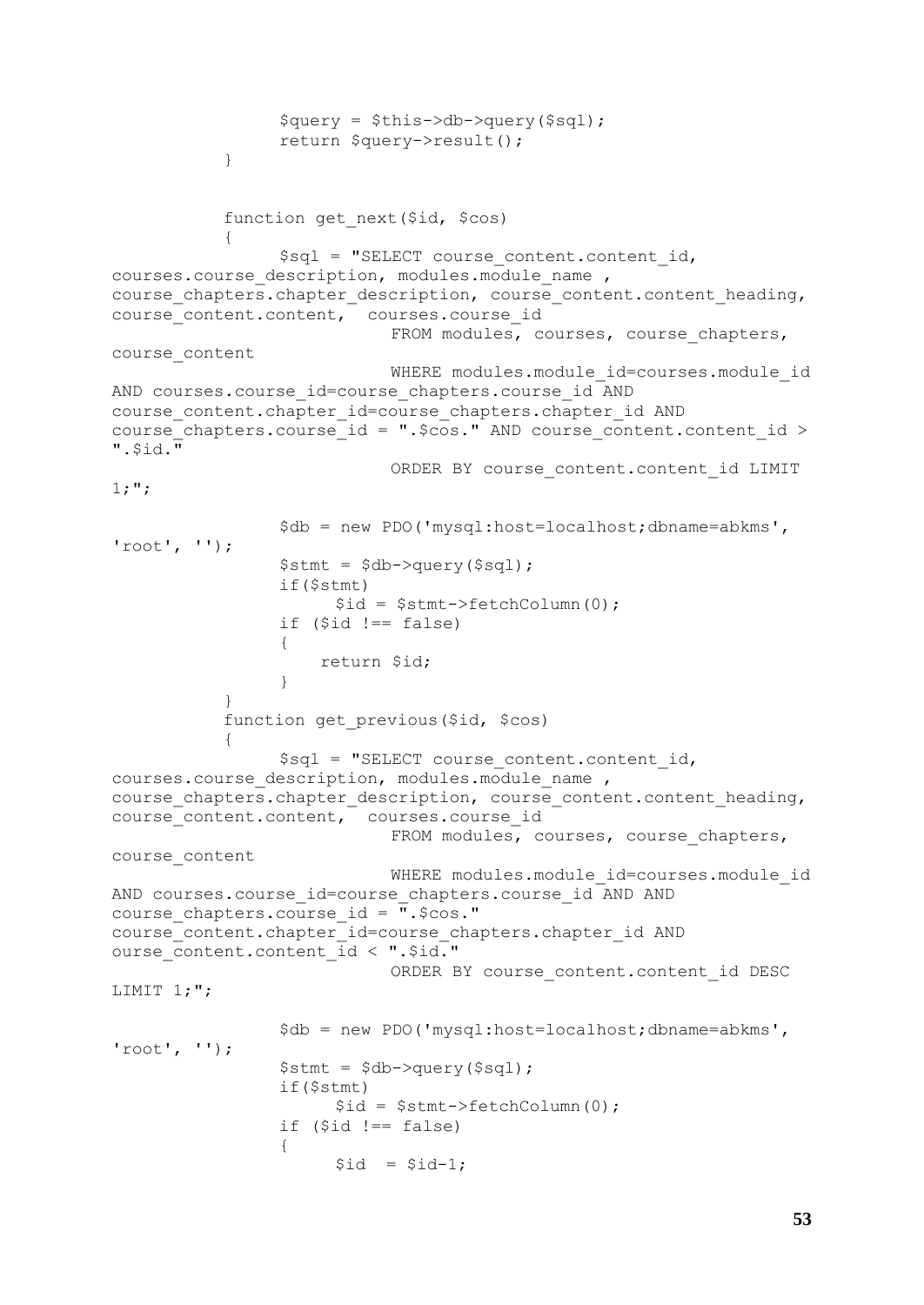```
                $query = $this->db->query($sql);
                return $query->result();
        }


        function get_next($id, $cos)
        {
                $sql = "SELECT course_content.content_id,
courses.course_description, modules.module_name ,
course_chapters.chapter_description, course_content.content_heading,
course_content.content,  courses.course_id
                        FROM modules, courses, course_chapters,
course_content
                        WHERE modules.module_id=courses.module_id
AND courses.course_id=course_chapters.course_id AND
course_content.chapter_id=course_chapters.chapter_id AND
course_chapters.course_id = ".$cos." AND course_content.content_id >
".$id."
                        ORDER BY course_content.content_id LIMIT
1;";

                $db = new PDO('mysql:host=localhost;dbname=abkms',
'root', '');
                $stmt = $db->query($sql);
                if($stmt)
                    $id = $stmt->fetchColumn(0);
                if ($id !== false)
                {
                    return $id;
                }
        }
        function get_previous($id, $cos)
        {
                $sql = "SELECT course_content.content_id,
courses.course_description, modules.module_name ,
course_chapters.chapter_description, course_content.content_heading,
course_content.content,  courses.course_id
                        FROM modules, courses, course_chapters,
course_content
                        WHERE modules.module_id=courses.module_id
AND courses.course_id=course_chapters.course_id AND AND
course_chapters.course_id = ".$cos."
course_content.chapter_id=course_chapters.chapter_id AND
ourse_content.content_id < ".$id."
                        ORDER BY course_content.content_id DESC
LIMIT 1;";

                $db = new PDO('mysql:host=localhost;dbname=abkms',
'root', '');
                $stmt = $db->query($sql);
                if($stmt)
                    $id = $stmt->fetchColumn(0);
                if ($id !== false)
                {
                    $id  = $id-1;
```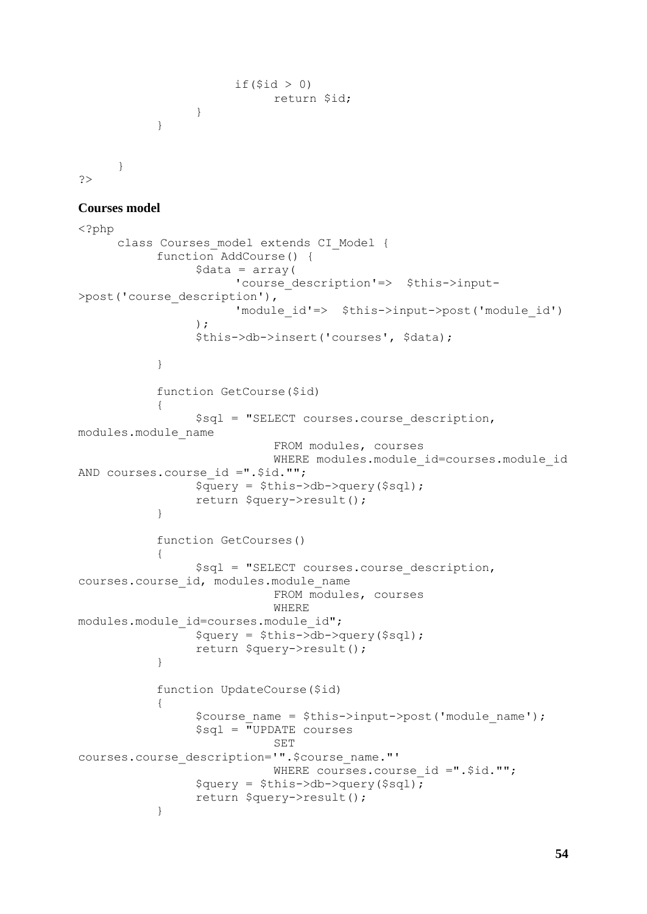```
                if($id > 0)
                    return $id;
            }
        }


    }
?>
```

**Courses model**

```
<?php
    class Courses_model extends CI_Model {
        function AddCourse() {
            $data = array(
                'course_description'=>  $this->input-
>post('course_description'),
                'module_id'=>  $this->input->post('module_id')
            );
            $this->db->insert('courses', $data);

        }

        function GetCourse($id)
        {
            $sql = "SELECT courses.course_description,
modules.module_name
                    FROM modules, courses
                    WHERE modules.module_id=courses.module_id
AND courses.course_id =".$id."";
            $query = $this->db->query($sql);
            return $query->result();
        }

        function GetCourses()
        {
            $sql = "SELECT courses.course_description,
courses.course_id, modules.module_name
                    FROM modules, courses
                    WHERE
modules.module_id=courses.module_id";
            $query = $this->db->query($sql);
            return $query->result();
        }

        function UpdateCourse($id)
        {
            $course_name = $this->input->post('module_name');
            $sql = "UPDATE courses
                    SET
courses.course_description='".$course_name."'
                    WHERE courses.course_id =".$id."";
            $query = $this->db->query($sql);
            return $query->result();
        }
```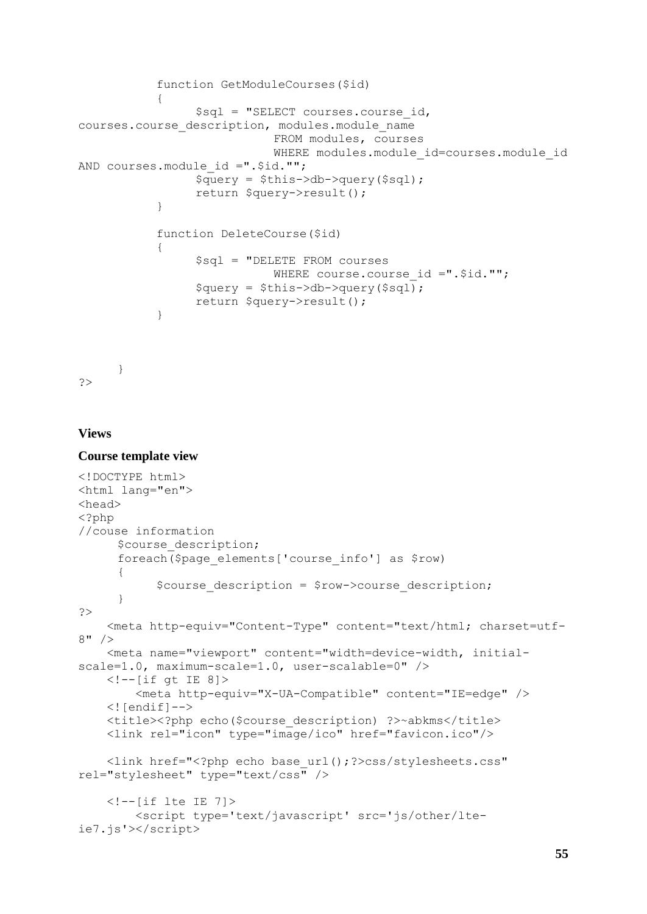```
		function GetModuleCourses($id)
		{
			$sql = "SELECT courses.course_id, 
courses.course_description, modules.module_name
					FROM modules, courses
					WHERE modules.module_id=courses.module_id 
AND courses.module_id =".$id."";
			$query = $this->db->query($sql);
			return $query->result();
		}

		function DeleteCourse($id)
		{
			$sql = "DELETE FROM courses
					WHERE course.course_id =".$id."";
			$query = $this->db->query($sql);
			return $query->result();
		}



	}
?>
```

### Views

### Course template view

```
<!DOCTYPE html>
<html lang="en">
<head>
<?php
//couse information
	$course_description;
	foreach($page_elements['course_info'] as $row)
	{
		$course_description = $row->course_description;
	}
?>
    <meta http-equiv="Content-Type" content="text/html; charset=utf-
8" />
    <meta name="viewport" content="width=device-width, initial-
scale=1.0, maximum-scale=1.0, user-scalable=0" />
    <!--[if gt IE 8]>
        <meta http-equiv="X-UA-Compatible" content="IE=edge" />
    <![endif]-->
    <title><?php echo($course_description) ?>~abkms</title>
    <link rel="icon" type="image/ico" href="favicon.ico"/>

    <link href="<?php echo base_url();?>css/stylesheets.css" 
rel="stylesheet" type="text/css" />

    <!--[if lte IE 7]>
        <script type='text/javascript' src='js/other/lte-
ie7.js'></script>
```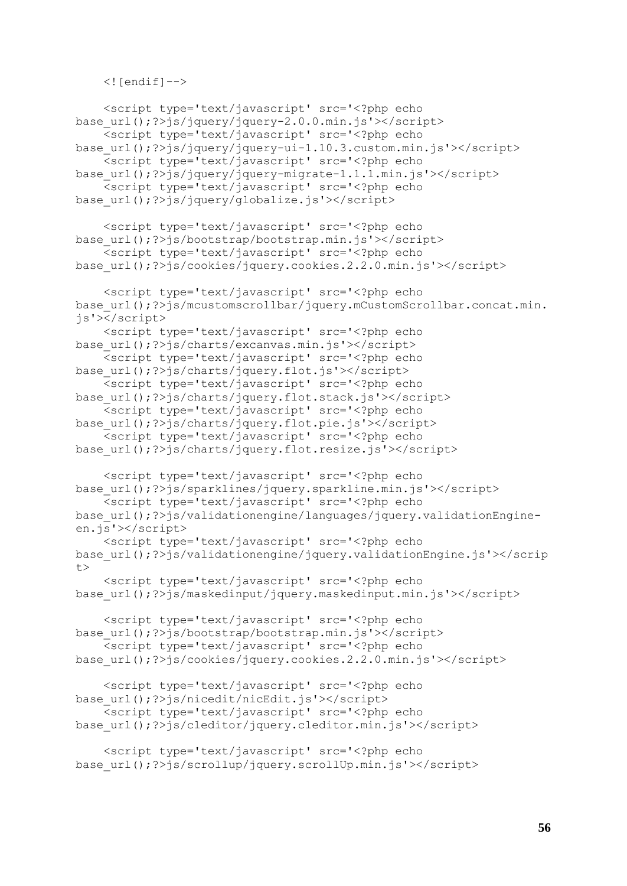```
    <![endif]-->

    <script type='text/javascript' src='<?php echo base_url();?>js/jquery/jquery-2.0.0.min.js'></script>
    <script type='text/javascript' src='<?php echo base_url();?>js/jquery/jquery-ui-1.10.3.custom.min.js'></script>
    <script type='text/javascript' src='<?php echo base_url();?>js/jquery/jquery-migrate-1.1.1.min.js'></script>
    <script type='text/javascript' src='<?php echo base_url();?>js/jquery/globalize.js'></script>

    <script type='text/javascript' src='<?php echo base_url();?>js/bootstrap/bootstrap.min.js'></script>
    <script type='text/javascript' src='<?php echo base_url();?>js/cookies/jquery.cookies.2.2.0.min.js'></script>

    <script type='text/javascript' src='<?php echo base_url();?>js/mcustomscrollbar/jquery.mCustomScrollbar.concat.min.js'></script>
    <script type='text/javascript' src='<?php echo base_url();?>js/charts/excanvas.min.js'></script>
    <script type='text/javascript' src='<?php echo base_url();?>js/charts/jquery.flot.js'></script>
    <script type='text/javascript' src='<?php echo base_url();?>js/charts/jquery.flot.stack.js'></script>
    <script type='text/javascript' src='<?php echo base_url();?>js/charts/jquery.flot.pie.js'></script>
    <script type='text/javascript' src='<?php echo base_url();?>js/charts/jquery.flot.resize.js'></script>

    <script type='text/javascript' src='<?php echo base_url();?>js/sparklines/jquery.sparkline.min.js'></script>
    <script type='text/javascript' src='<?php echo base_url();?>js/validationengine/languages/jquery.validationEngine-en.js'></script>
    <script type='text/javascript' src='<?php echo base_url();?>js/validationengine/jquery.validationEngine.js'></script>
    <script type='text/javascript' src='<?php echo base_url();?>js/maskedinput/jquery.maskedinput.min.js'></script>

    <script type='text/javascript' src='<?php echo base_url();?>js/bootstrap/bootstrap.min.js'></script>
    <script type='text/javascript' src='<?php echo base_url();?>js/cookies/jquery.cookies.2.2.0.min.js'></script>

    <script type='text/javascript' src='<?php echo base_url();?>js/nicedit/nicEdit.js'></script>
    <script type='text/javascript' src='<?php echo base_url();?>js/cleditor/jquery.cleditor.min.js'></script>

    <script type='text/javascript' src='<?php echo base_url();?>js/scrollup/jquery.scrollUp.min.js'></script>
```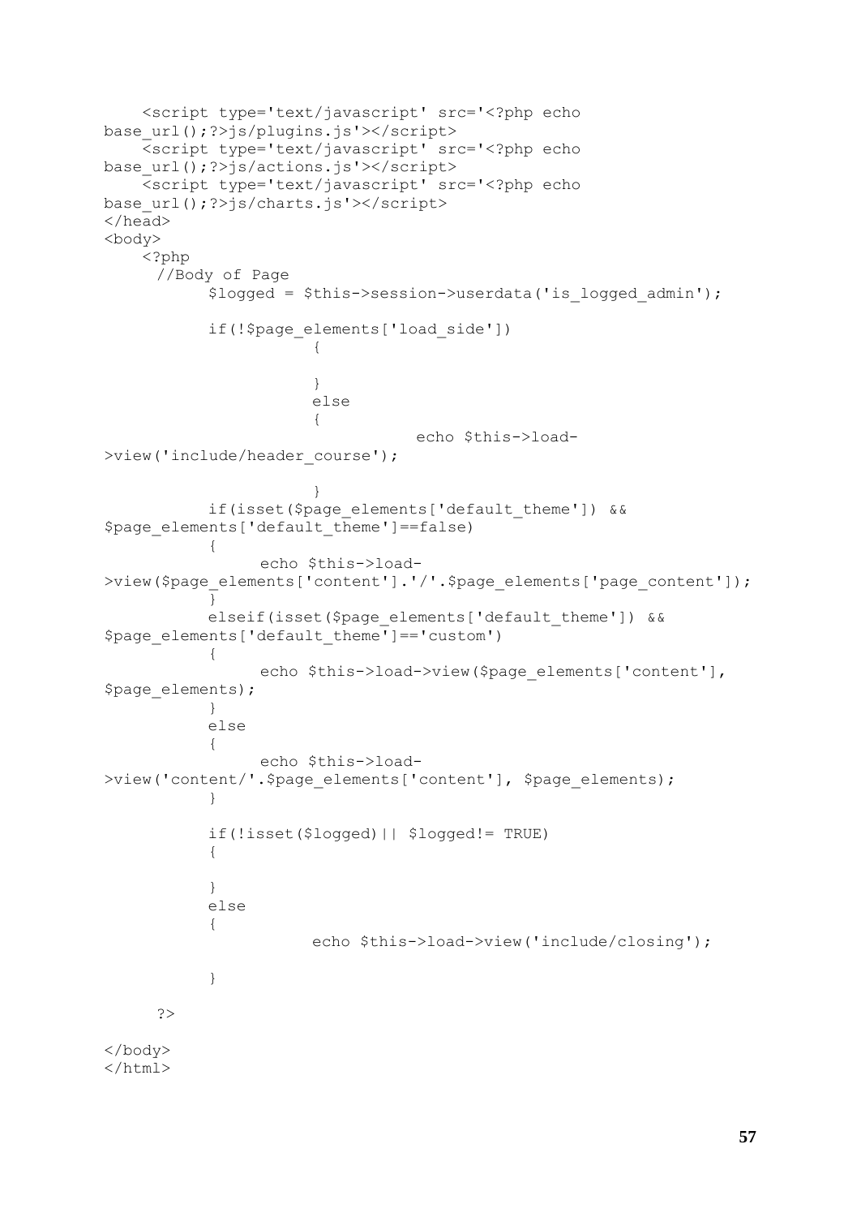```
    <script type='text/javascript' src='<?php echo
base_url();?>js/plugins.js'></script>
    <script type='text/javascript' src='<?php echo
base_url();?>js/actions.js'></script>
    <script type='text/javascript' src='<?php echo
base_url();?>js/charts.js'></script>
</head>
<body>
    <?php
     //Body of Page
           $logged = $this->session->userdata('is_logged_admin');

           if(!$page_elements['load_side'])
                     {

                     }
                     else
                     {
                               echo $this->load-
>view('include/header_course');

                     }
           if(isset($page_elements['default_theme']) &&
$page_elements['default_theme']==false)
           {
                 echo $this->load-
>view($page_elements['content'].'/'.$page_elements['page_content']);
           }
           elseif(isset($page_elements['default_theme']) &&
$page_elements['default_theme']=='custom')
           {
                 echo $this->load->view($page_elements['content'],
$page_elements);
           }
           else
           {
                 echo $this->load-
>view('content/'.$page_elements['content'], $page_elements);
           }

           if(!isset($logged)|| $logged!= TRUE)
           {

           }
           else
           {
                     echo $this->load->view('include/closing');

           }

     ?>

</body>
</html>
```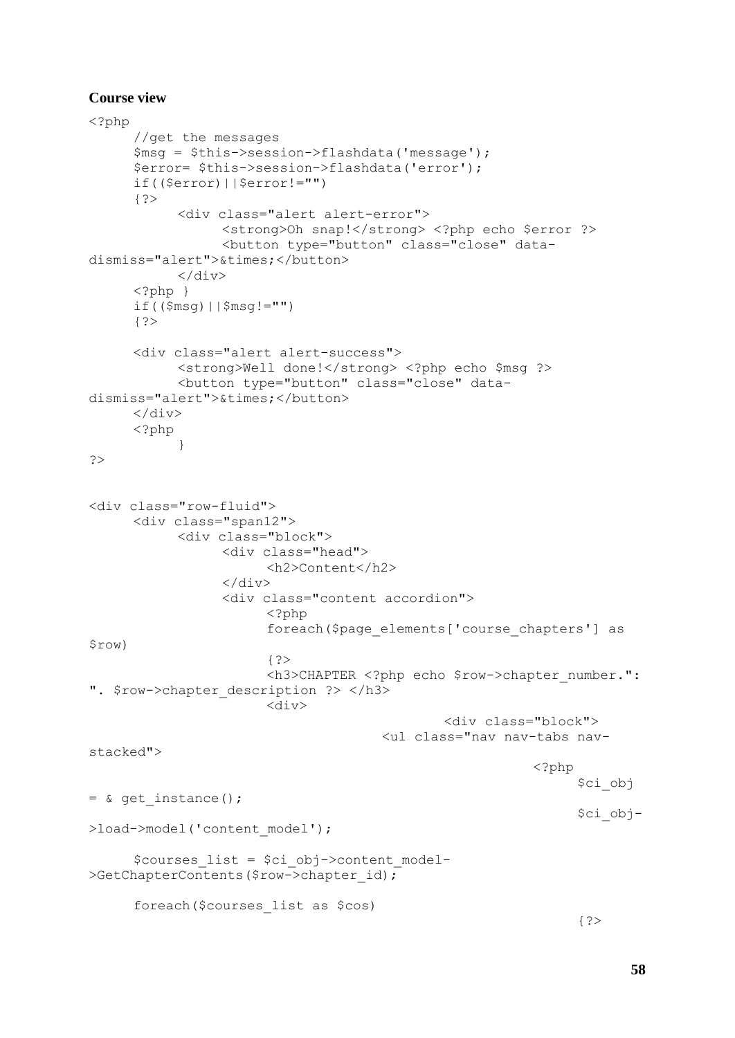**Course view**

```
<?php
	//get the messages
	$msg = $this->session->flashdata('message');
	$error= $this->session->flashdata('error');
	if(($error)||$error!="")
	{?>
		<div class="alert alert-error">
			<strong>Oh snap!</strong> <?php echo $error ?>
			<button type="button" class="close" data-
dismiss="alert">&times;</button>
		</div>
	<?php }
	if(($msg)||$msg!="")
	{?>

	<div class="alert alert-success">
		<strong>Well done!</strong> <?php echo $msg ?>
		<button type="button" class="close" data-
dismiss="alert">&times;</button>
	</div>
	<?php
		}
?>


<div class="row-fluid">
	<div class="span12">
		<div class="block">
			<div class="head">
				<h2>Content</h2>
			</div>
			<div class="content accordion">
				<?php
				foreach($page_elements['course_chapters'] as
$row)
				{?>
				<h3>CHAPTER <?php echo $row->chapter_number.":
". $row->chapter_description ?> </h3>
				<div>
							<div class="block">
						<ul class="nav nav-tabs nav-
stacked">
								<?php
									$ci_obj
= & get_instance();
									$ci_obj-
>load->model('content_model');

	$courses_list = $ci_obj->content_model-
>GetChapterContents($row->chapter_id);

	foreach($courses_list as $cos)
									{?>
```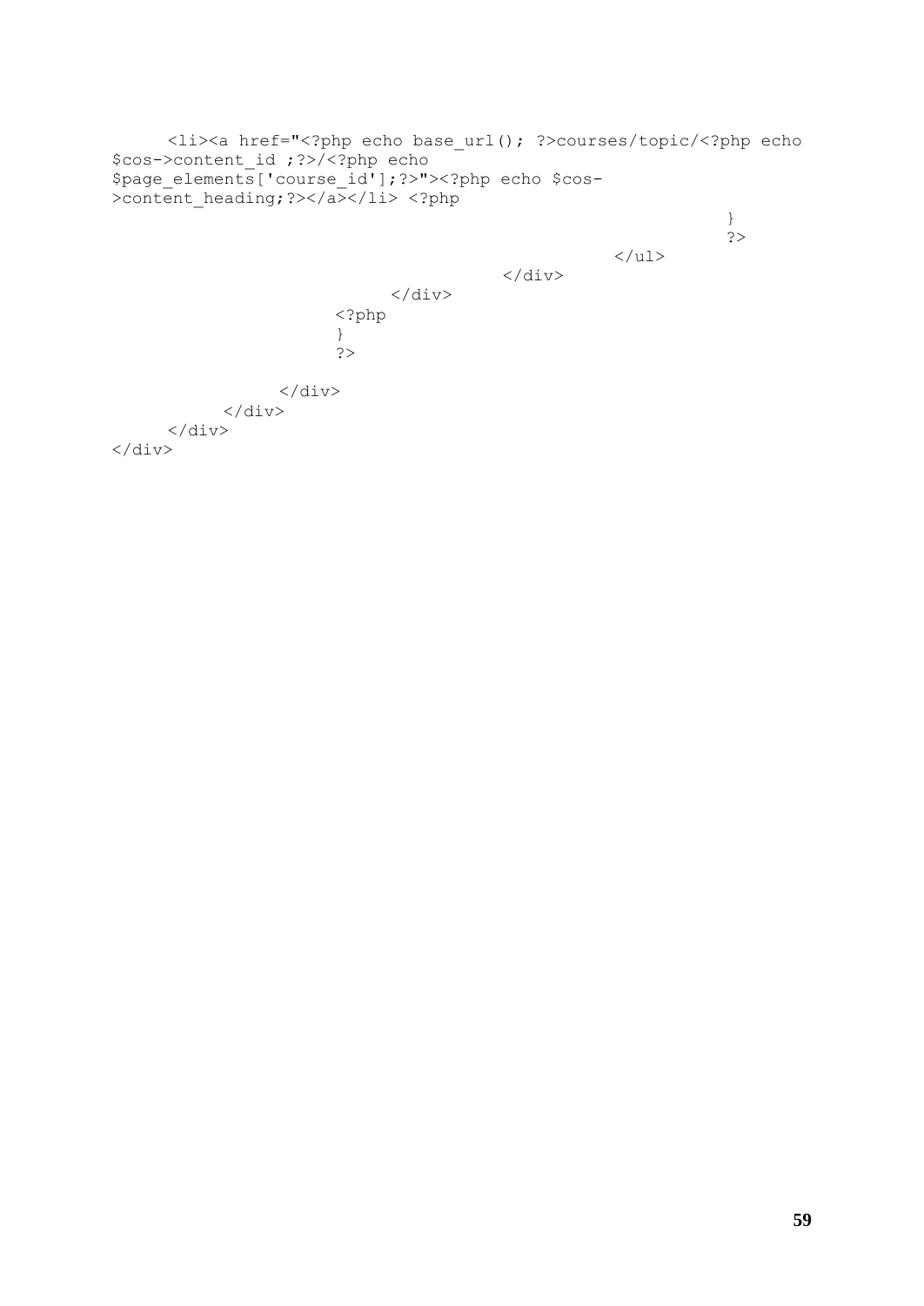```
    <li><a href="<?php echo base_url(); ?>courses/topic/<?php echo
$cos->content_id ;?>/<?php echo
$page_elements['course_id'];?>"><?php echo $cos-
>content_heading;?></a></li> <?php
                                                            }
                                                            ?>
                                                  </ul>
                                        </div>
                              </div>
                         <?php
                         }
                         ?>

                    </div>
               </div>
          </div>
</div>
```